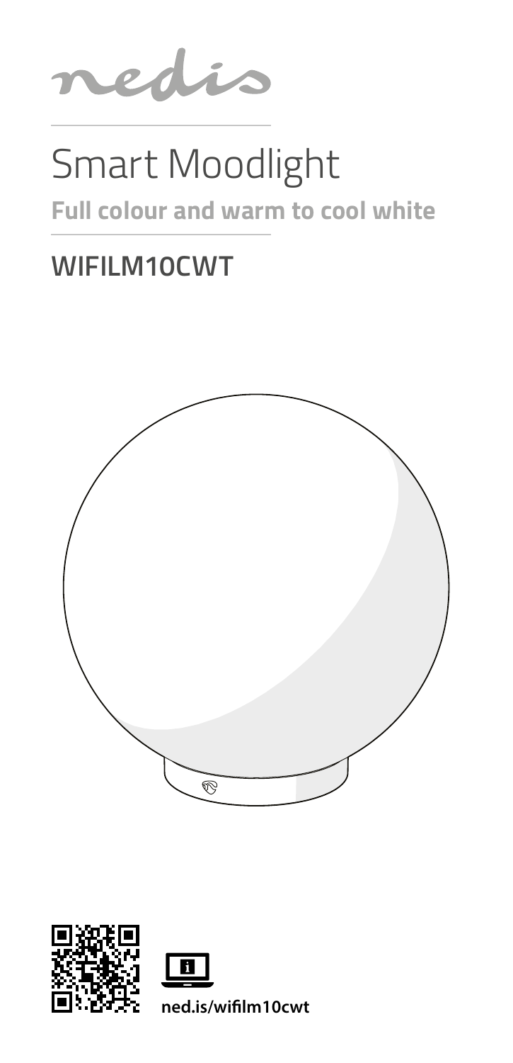nedis

# Smart Moodlight

**Full colour and warm to cool white**

## WIFILM10CWT

**ned.is/wifilm10cwt**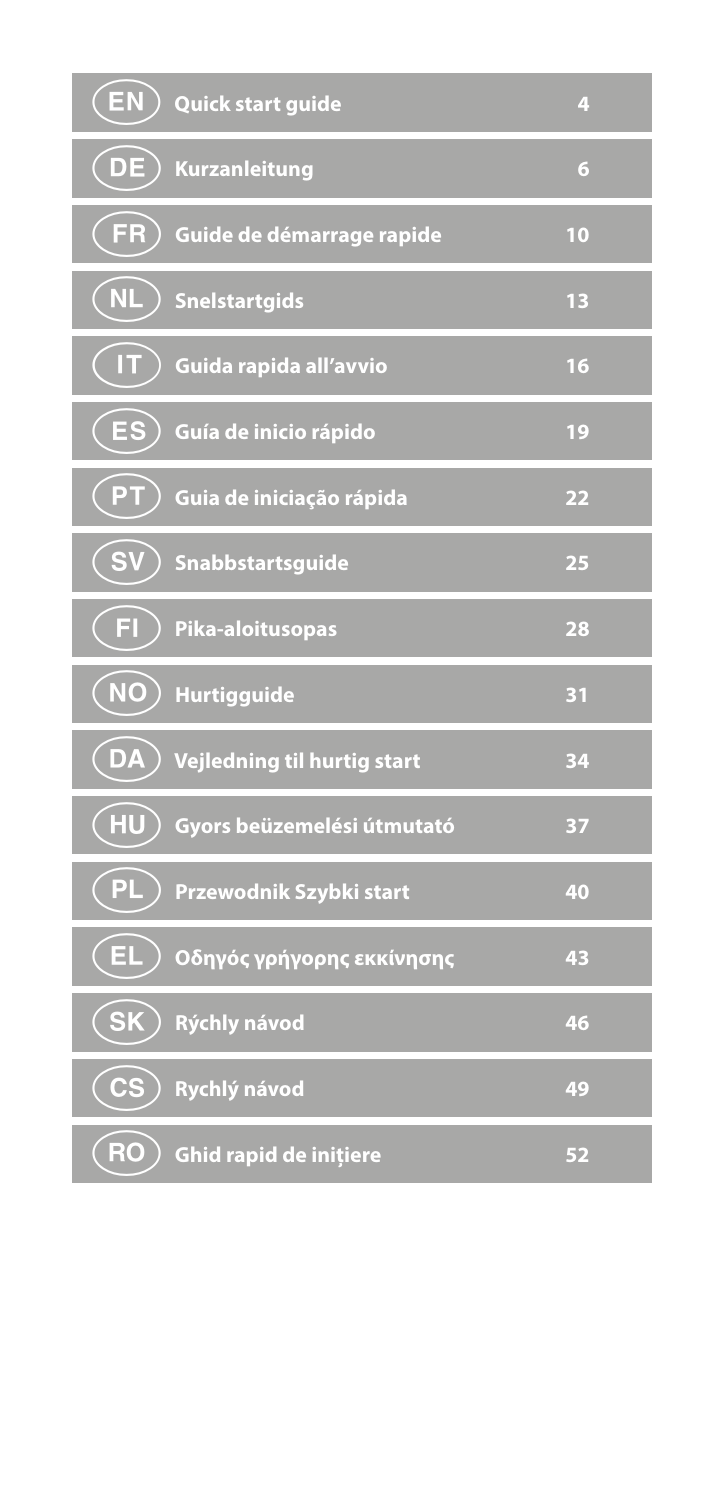| | | |
|---|---|---|
| EN | Quick start guide | 4 |
| DE | Kurzanleitung | 6 |
| FR | Guide de démarrage rapide | 10 |
| NL | Snelstartgids | 13 |
| IT | Guida rapida all'avvio | 16 |
| ES | Guía de inicio rápido | 19 |
| PT | Guia de iniciação rápida | 22 |
| SV | Snabbstartsguide | 25 |
| FI | Pika-aloitusopas | 28 |
| NO | Hurtigguide | 31 |
| DA | Vejledning til hurtig start | 34 |
| HU | Gyors beüzemelési útmutató | 37 |
| PL | Przewodnik Szybki start | 40 |
| EL | Οδηγός γρήγορης εκκίνησης | 43 |
| SK | Rýchly návod | 46 |
| CS | Rychlý návod | 49 |
| RO | Ghid rapid de inițiere | 52 |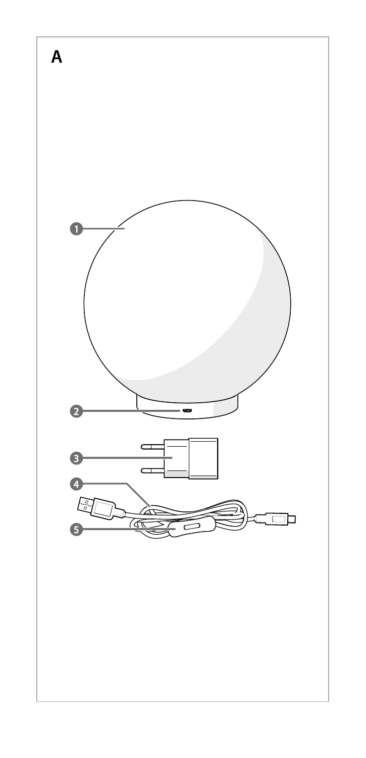A

1

2

3

4

5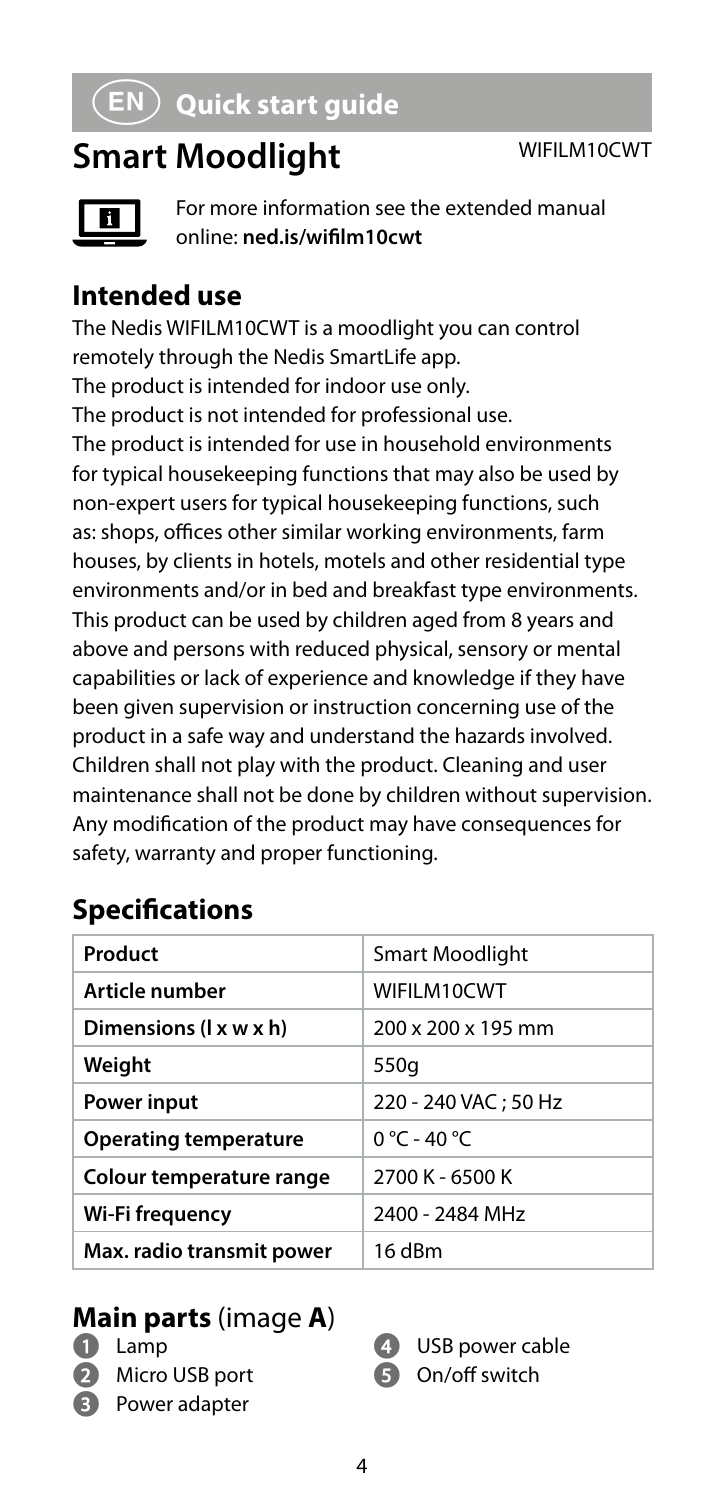# EN Quick start guide

## Smart Moodlight

WIFILM10CWT

For more information see the extended manual online: **ned.is/wifilm10cwt**

### Intended use

The Nedis WIFILM10CWT is a moodlight you can control remotely through the Nedis SmartLife app.
The product is intended for indoor use only.
The product is not intended for professional use.
The product is intended for use in household environments for typical housekeeping functions that may also be used by non-expert users for typical housekeeping functions, such as: shops, offices other similar working environments, farm houses, by clients in hotels, motels and other residential type environments and/or in bed and breakfast type environments.
This product can be used by children aged from 8 years and above and persons with reduced physical, sensory or mental capabilities or lack of experience and knowledge if they have been given supervision or instruction concerning use of the product in a safe way and understand the hazards involved. Children shall not play with the product. Cleaning and user maintenance shall not be done by children without supervision.
Any modification of the product may have consequences for safety, warranty and proper functioning.

### Specifications

| Product | Smart Moodlight |
|---|---|
| **Article number** | WIFILM10CWT |
| **Dimensions (l x w x h)** | 200 x 200 x 195 mm |
| **Weight** | 550g |
| **Power input** | 220 - 240 VAC ; 50 Hz |
| **Operating temperature** | 0 °C - 40 °C |
| **Colour temperature range** | 2700 K - 6500 K |
| **Wi-Fi frequency** | 2400 - 2484 MHz |
| **Max. radio transmit power** | 16 dBm |

### Main parts (image A)

1. Lamp
2. Micro USB port
3. Power adapter
4. USB power cable
5. On/off switch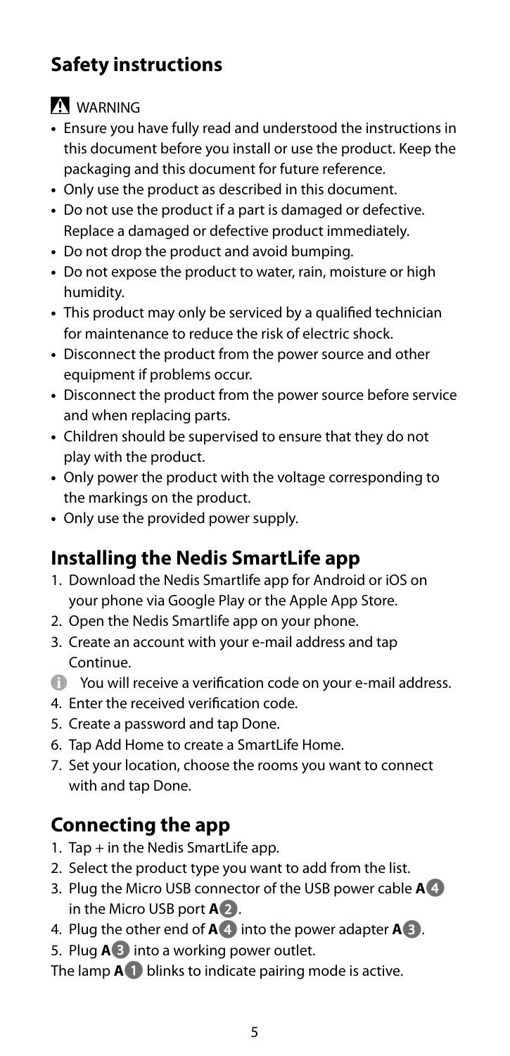## Safety instructions

⚠ WARNING

- Ensure you have fully read and understood the instructions in this document before you install or use the product. Keep the packaging and this document for future reference.
- Only use the product as described in this document.
- Do not use the product if a part is damaged or defective. Replace a damaged or defective product immediately.
- Do not drop the product and avoid bumping.
- Do not expose the product to water, rain, moisture or high humidity.
- This product may only be serviced by a qualified technician for maintenance to reduce the risk of electric shock.
- Disconnect the product from the power source and other equipment if problems occur.
- Disconnect the product from the power source before service and when replacing parts.
- Children should be supervised to ensure that they do not play with the product.
- Only power the product with the voltage corresponding to the markings on the product.
- Only use the provided power supply.

## Installing the Nedis SmartLife app

1. Download the Nedis Smartlife app for Android or iOS on your phone via Google Play or the Apple App Store.
2. Open the Nedis Smartlife app on your phone.
3. Create an account with your e-mail address and tap Continue.

ℹ You will receive a verification code on your e-mail address.

4. Enter the received verification code.
5. Create a password and tap Done.
6. Tap Add Home to create a SmartLife Home.
7. Set your location, choose the rooms you want to connect with and tap Done.

## Connecting the app

1. Tap + in the Nedis SmartLife app.
2. Select the product type you want to add from the list.
3. Plug the Micro USB connector of the USB power cable **A**4 in the Micro USB port **A**2.
4. Plug the other end of **A**4 into the power adapter **A**3.
5. Plug **A**3 into a working power outlet.

The lamp **A**1 blinks to indicate pairing mode is active.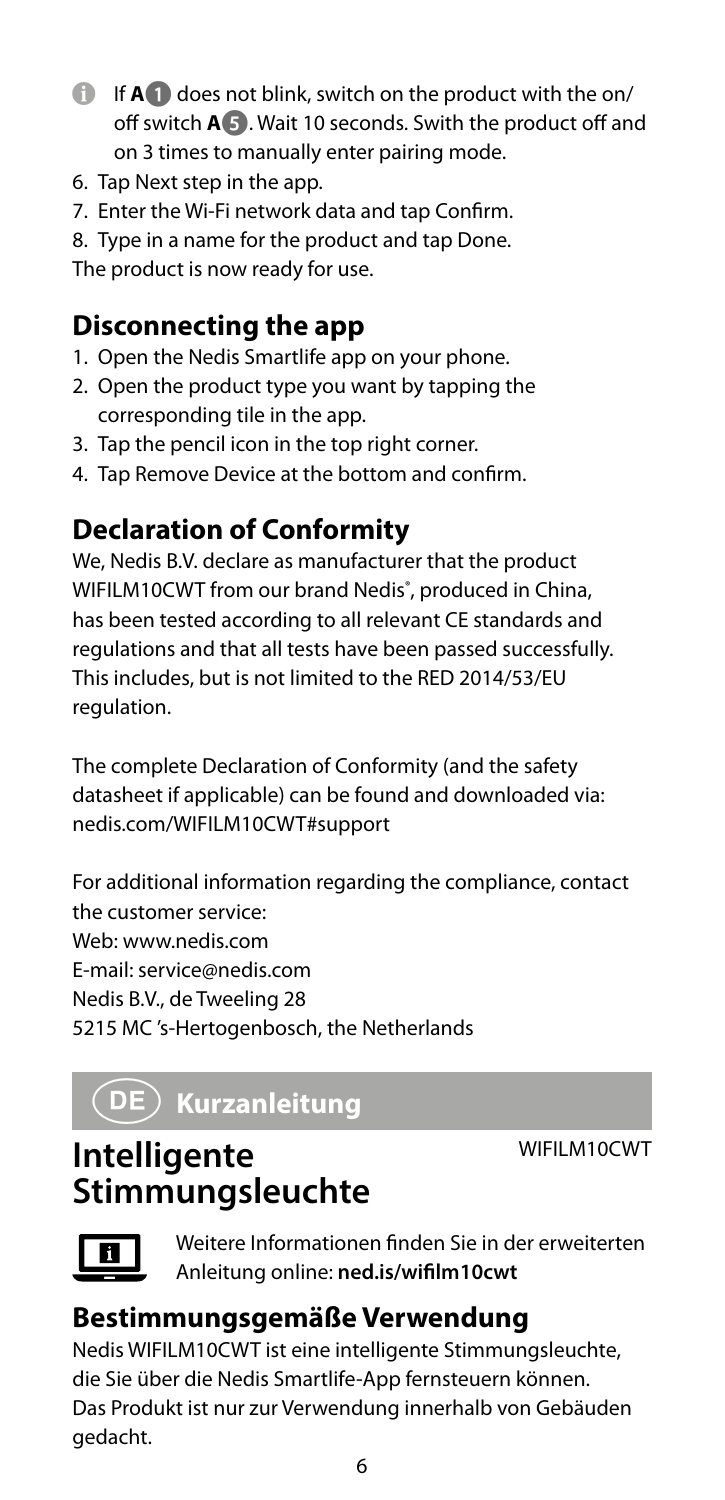If **A** 1 does not blink, switch on the product with the on/off switch **A** 5. Wait 10 seconds. Swith the product off and on 3 times to manually enter pairing mode.

6. Tap Next step in the app.
7. Enter the Wi-Fi network data and tap Confirm.
8. Type in a name for the product and tap Done.

The product is now ready for use.

## Disconnecting the app

1. Open the Nedis Smartlife app on your phone.
2. Open the product type you want by tapping the corresponding tile in the app.
3. Tap the pencil icon in the top right corner.
4. Tap Remove Device at the bottom and confirm.

## Declaration of Conformity

We, Nedis B.V. declare as manufacturer that the product WIFILM10CWT from our brand Nedis®, produced in China, has been tested according to all relevant CE standards and regulations and that all tests have been passed successfully. This includes, but is not limited to the RED 2014/53/EU regulation.

The complete Declaration of Conformity (and the safety datasheet if applicable) can be found and downloaded via: nedis.com/WIFILM10CWT#support

For additional information regarding the compliance, contact the customer service:
Web: www.nedis.com
E-mail: service@nedis.com
Nedis B.V., de Tweeling 28
5215 MC 's-Hertogenbosch, the Netherlands

# DE Kurzanleitung

# Intelligente Stimmungsleuchte

WIFILM10CWT

Weitere Informationen finden Sie in der erweiterten Anleitung online: **ned.is/wifilm10cwt**

## Bestimmungsgemäße Verwendung

Nedis WIFILM10CWT ist eine intelligente Stimmungsleuchte, die Sie über die Nedis Smartlife-App fernsteuern können. Das Produkt ist nur zur Verwendung innerhalb von Gebäuden gedacht.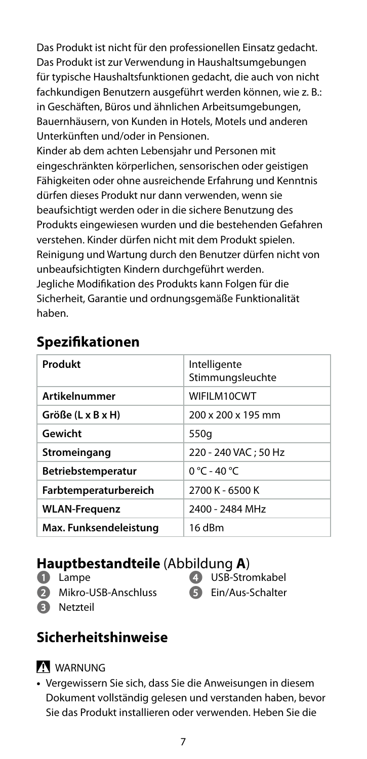Das Produkt ist nicht für den professionellen Einsatz gedacht. Das Produkt ist zur Verwendung in Haushaltsumgebungen für typische Haushaltsfunktionen gedacht, die auch von nicht fachkundigen Benutzern ausgeführt werden können, wie z. B.: in Geschäften, Büros und ähnlichen Arbeitsumgebungen, Bauernhäusern, von Kunden in Hotels, Motels und anderen Unterkünften und/oder in Pensionen.
Kinder ab dem achten Lebensjahr und Personen mit eingeschränkten körperlichen, sensorischen oder geistigen Fähigkeiten oder ohne ausreichende Erfahrung und Kenntnis dürfen dieses Produkt nur dann verwenden, wenn sie beaufsichtigt werden oder in die sichere Benutzung des Produkts eingewiesen wurden und die bestehenden Gefahren verstehen. Kinder dürfen nicht mit dem Produkt spielen. Reinigung und Wartung durch den Benutzer dürfen nicht von unbeaufsichtigten Kindern durchgeführt werden.
Jegliche Modifikation des Produkts kann Folgen für die Sicherheit, Garantie und ordnungsgemäße Funktionalität haben.

## Spezifikationen

| Produkt | Intelligente Stimmungsleuchte |
|---|---|
| **Artikelnummer** | WIFILM10CWT |
| **Größe (L x B x H)** | 200 x 200 x 195 mm |
| **Gewicht** | 550g |
| **Stromeingang** | 220 - 240 VAC ; 50 Hz |
| **Betriebstemperatur** | 0 °C - 40 °C |
| **Farbtemperaturbereich** | 2700 K - 6500 K |
| **WLAN-Frequenz** | 2400 - 2484 MHz |
| **Max. Funksendeleistung** | 16 dBm |

## Hauptbestandteile (Abbildung **A**)

1. Lampe
2. Mikro-USB-Anschluss
3. Netzteil
4. USB-Stromkabel
5. Ein/Aus-Schalter

## Sicherheitshinweise

WARNUNG

- Vergewissern Sie sich, dass Sie die Anweisungen in diesem Dokument vollständig gelesen und verstanden haben, bevor Sie das Produkt installieren oder verwenden. Heben Sie die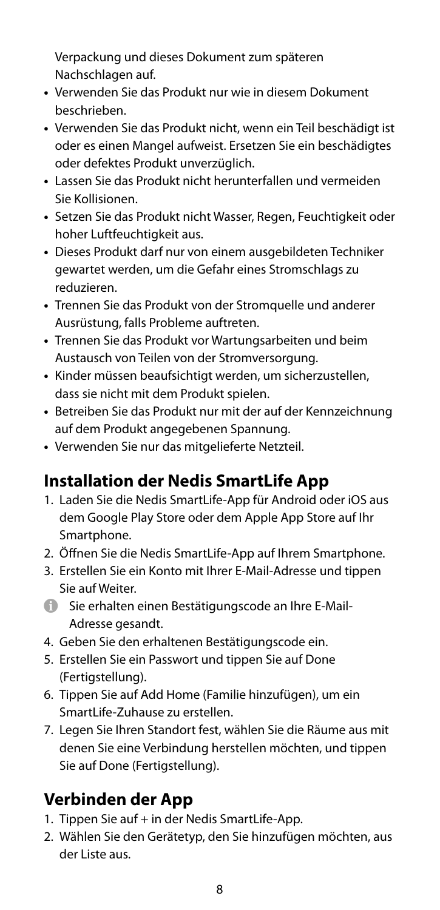Verpackung und dieses Dokument zum späteren Nachschlagen auf.

- Verwenden Sie das Produkt nur wie in diesem Dokument beschrieben.
- Verwenden Sie das Produkt nicht, wenn ein Teil beschädigt ist oder es einen Mangel aufweist. Ersetzen Sie ein beschädigtes oder defektes Produkt unverzüglich.
- Lassen Sie das Produkt nicht herunterfallen und vermeiden Sie Kollisionen.
- Setzen Sie das Produkt nicht Wasser, Regen, Feuchtigkeit oder hoher Luftfeuchtigkeit aus.
- Dieses Produkt darf nur von einem ausgebildeten Techniker gewartet werden, um die Gefahr eines Stromschlags zu reduzieren.
- Trennen Sie das Produkt von der Stromquelle und anderer Ausrüstung, falls Probleme auftreten.
- Trennen Sie das Produkt vor Wartungsarbeiten und beim Austausch von Teilen von der Stromversorgung.
- Kinder müssen beaufsichtigt werden, um sicherzustellen, dass sie nicht mit dem Produkt spielen.
- Betreiben Sie das Produkt nur mit der auf der Kennzeichnung auf dem Produkt angegebenen Spannung.
- Verwenden Sie nur das mitgelieferte Netzteil.

## Installation der Nedis SmartLife App

1. Laden Sie die Nedis SmartLife-App für Android oder iOS aus dem Google Play Store oder dem Apple App Store auf Ihr Smartphone.
2. Öffnen Sie die Nedis SmartLife-App auf Ihrem Smartphone.
3. Erstellen Sie ein Konto mit Ihrer E-Mail-Adresse und tippen Sie auf Weiter.

   Sie erhalten einen Bestätigungscode an Ihre E-Mail-Adresse gesandt.
4. Geben Sie den erhaltenen Bestätigungscode ein.
5. Erstellen Sie ein Passwort und tippen Sie auf Done (Fertigstellung).
6. Tippen Sie auf Add Home (Familie hinzufügen), um ein SmartLife-Zuhause zu erstellen.
7. Legen Sie Ihren Standort fest, wählen Sie die Räume aus mit denen Sie eine Verbindung herstellen möchten, und tippen Sie auf Done (Fertigstellung).

## Verbinden der App

1. Tippen Sie auf + in der Nedis SmartLife-App.
2. Wählen Sie den Gerätetyp, den Sie hinzufügen möchten, aus der Liste aus.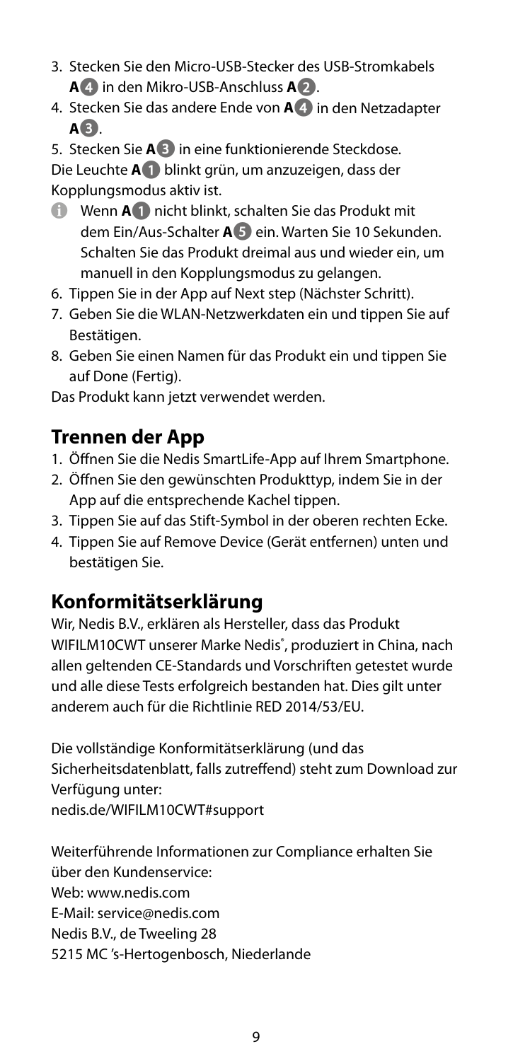3. Stecken Sie den Micro-USB-Stecker des USB-Stromkabels **A** 4 in den Mikro-USB-Anschluss **A** 2.
4. Stecken Sie das andere Ende von **A** 4 in den Netzadapter **A** 3.
5. Stecken Sie **A** 3 in eine funktionierende Steckdose.

Die Leuchte **A** 1 blinkt grün, um anzuzeigen, dass der Kopplungsmodus aktiv ist.

- Wenn **A** 1 nicht blinkt, schalten Sie das Produkt mit dem Ein/Aus-Schalter **A** 5 ein. Warten Sie 10 Sekunden. Schalten Sie das Produkt dreimal aus und wieder ein, um manuell in den Kopplungsmodus zu gelangen.

6. Tippen Sie in der App auf Next step (Nächster Schritt).
7. Geben Sie die WLAN-Netzwerkdaten ein und tippen Sie auf Bestätigen.
8. Geben Sie einen Namen für das Produkt ein und tippen Sie auf Done (Fertig).

Das Produkt kann jetzt verwendet werden.

## Trennen der App

1. Öffnen Sie die Nedis SmartLife-App auf Ihrem Smartphone.
2. Öffnen Sie den gewünschten Produkttyp, indem Sie in der App auf die entsprechende Kachel tippen.
3. Tippen Sie auf das Stift-Symbol in der oberen rechten Ecke.
4. Tippen Sie auf Remove Device (Gerät entfernen) unten und bestätigen Sie.

## Konformitätserklärung

Wir, Nedis B.V., erklären als Hersteller, dass das Produkt WIFILM10CWT unserer Marke Nedis®, produziert in China, nach allen geltenden CE-Standards und Vorschriften getestet wurde und alle diese Tests erfolgreich bestanden hat. Dies gilt unter anderem auch für die Richtlinie RED 2014/53/EU.

Die vollständige Konformitätserklärung (und das Sicherheitsdatenblatt, falls zutreffend) steht zum Download zur Verfügung unter:
nedis.de/WIFILM10CWT#support

Weiterführende Informationen zur Compliance erhalten Sie über den Kundenservice:
Web: www.nedis.com
E-Mail: service@nedis.com
Nedis B.V., de Tweeling 28
5215 MC 's-Hertogenbosch, Niederlande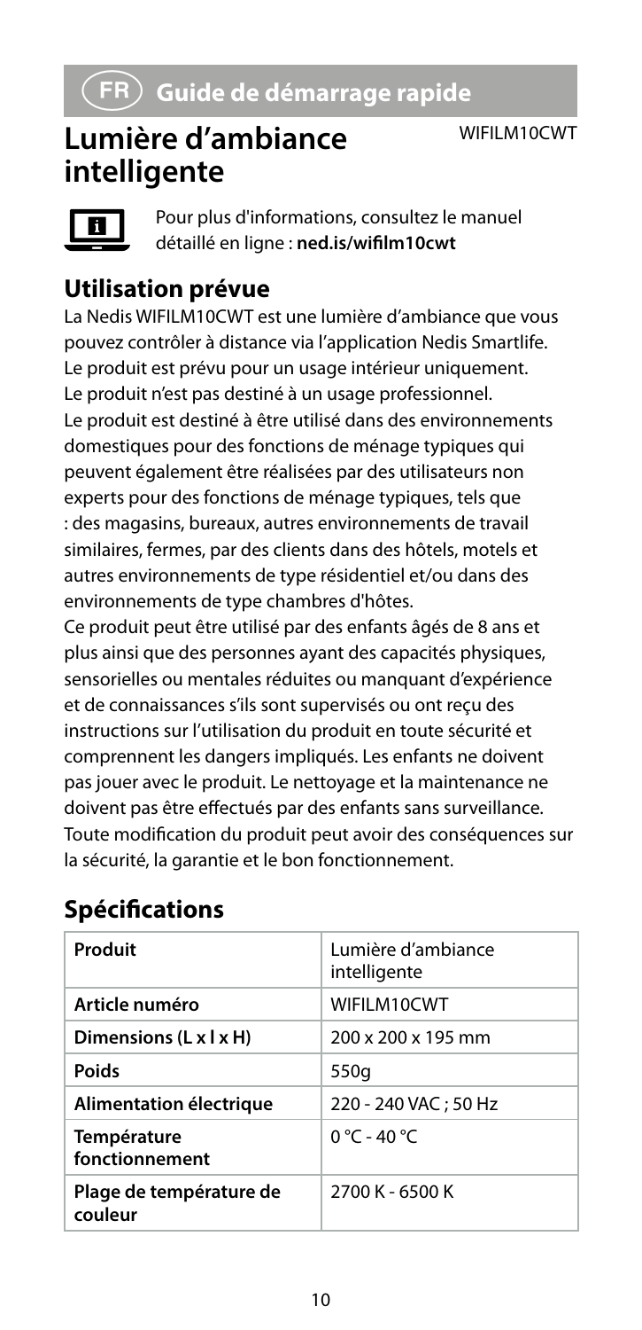## FR Guide de démarrage rapide

# Lumière d'ambiance intelligente

WIFILM10CWT

Pour plus d'informations, consultez le manuel détaillé en ligne : **ned.is/wifilm10cwt**

## Utilisation prévue

La Nedis WIFILM10CWT est une lumière d'ambiance que vous pouvez contrôler à distance via l'application Nedis Smartlife.
Le produit est prévu pour un usage intérieur uniquement.
Le produit n'est pas destiné à un usage professionnel.
Le produit est destiné à être utilisé dans des environnements domestiques pour des fonctions de ménage typiques qui peuvent également être réalisées par des utilisateurs non experts pour des fonctions de ménage typiques, tels que : des magasins, bureaux, autres environnements de travail similaires, fermes, par des clients dans des hôtels, motels et autres environnements de type résidentiel et/ou dans des environnements de type chambres d'hôtes.
Ce produit peut être utilisé par des enfants âgés de 8 ans et plus ainsi que des personnes ayant des capacités physiques, sensorielles ou mentales réduites ou manquant d'expérience et de connaissances s'ils sont supervisés ou ont reçu des instructions sur l'utilisation du produit en toute sécurité et comprennent les dangers impliqués. Les enfants ne doivent pas jouer avec le produit. Le nettoyage et la maintenance ne doivent pas être effectués par des enfants sans surveillance.
Toute modification du produit peut avoir des conséquences sur la sécurité, la garantie et le bon fonctionnement.

## Spécifications

| Produit | Lumière d'ambiance intelligente |
|---|---|
| **Article numéro** | WIFILM10CWT |
| **Dimensions (L x l x H)** | 200 x 200 x 195 mm |
| **Poids** | 550g |
| **Alimentation électrique** | 220 - 240 VAC ; 50 Hz |
| **Température fonctionnement** | 0 °C - 40 °C |
| **Plage de température de couleur** | 2700 K - 6500 K |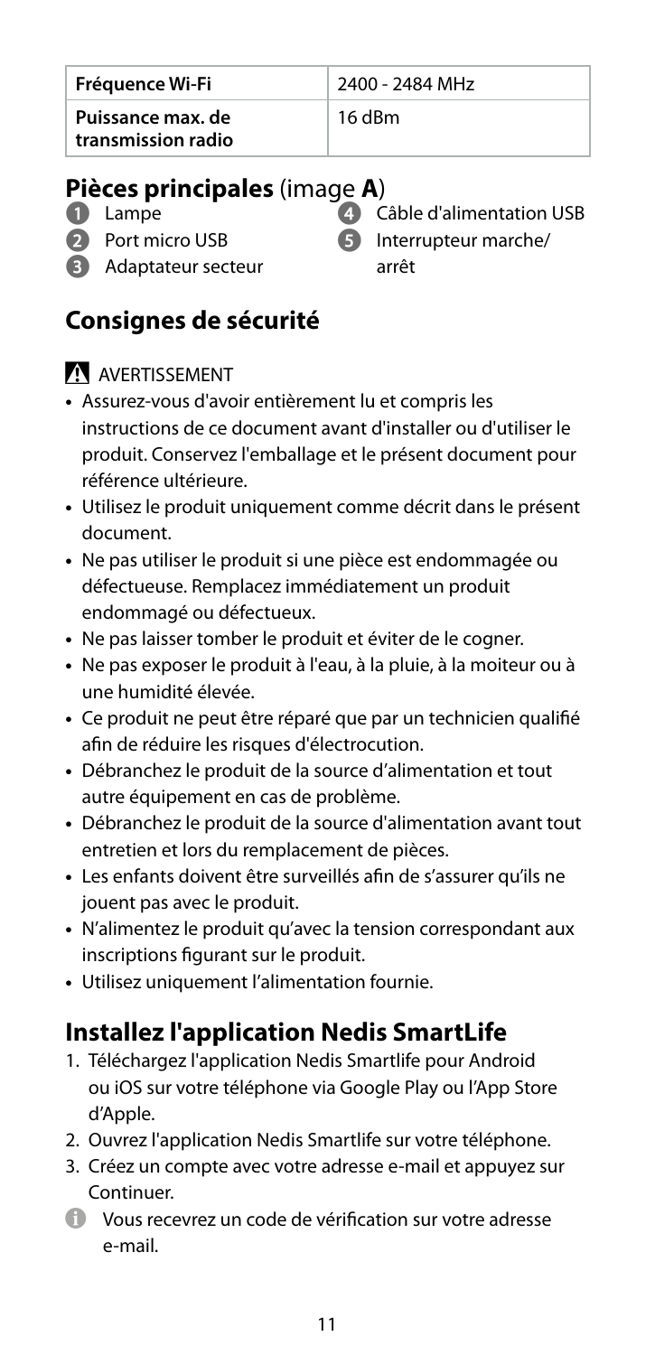| Fréquence Wi-Fi | 2400 - 2484 MHz |
|---|---|
| Puissance max. de transmission radio | 16 dBm |

## Pièces principales (image **A**)

1. Lampe
2. Port micro USB
3. Adaptateur secteur
4. Câble d'alimentation USB
5. Interrupteur marche/arrêt

## Consignes de sécurité

⚠ AVERTISSEMENT

- Assurez-vous d'avoir entièrement lu et compris les instructions de ce document avant d'installer ou d'utiliser le produit. Conservez l'emballage et le présent document pour référence ultérieure.
- Utilisez le produit uniquement comme décrit dans le présent document.
- Ne pas utiliser le produit si une pièce est endommagée ou défectueuse. Remplacez immédiatement un produit endommagé ou défectueux.
- Ne pas laisser tomber le produit et éviter de le cogner.
- Ne pas exposer le produit à l'eau, à la pluie, à la moiteur ou à une humidité élevée.
- Ce produit ne peut être réparé que par un technicien qualifié afin de réduire les risques d'électrocution.
- Débranchez le produit de la source d'alimentation et tout autre équipement en cas de problème.
- Débranchez le produit de la source d'alimentation avant tout entretien et lors du remplacement de pièces.
- Les enfants doivent être surveillés afin de s'assurer qu'ils ne jouent pas avec le produit.
- N'alimentez le produit qu'avec la tension correspondant aux inscriptions figurant sur le produit.
- Utilisez uniquement l'alimentation fournie.

## Installez l'application Nedis SmartLife

1. Téléchargez l'application Nedis Smartlife pour Android ou iOS sur votre téléphone via Google Play ou l'App Store d'Apple.
2. Ouvrez l'application Nedis Smartlife sur votre téléphone.
3. Créez un compte avec votre adresse e-mail et appuyez sur Continuer.

ℹ Vous recevrez un code de vérification sur votre adresse e-mail.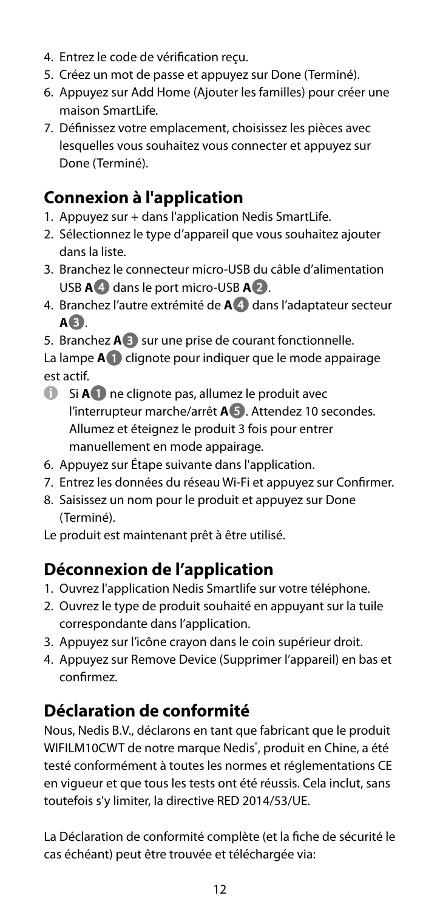4. Entrez le code de vérification reçu.
5. Créez un mot de passe et appuyez sur Done (Terminé).
6. Appuyez sur Add Home (Ajouter les familles) pour créer une maison SmartLife.
7. Définissez votre emplacement, choisissez les pièces avec lesquelles vous souhaitez vous connecter et appuyez sur Done (Terminé).

## Connexion à l'application

1. Appuyez sur + dans l'application Nedis SmartLife.
2. Sélectionnez le type d'appareil que vous souhaitez ajouter dans la liste.
3. Branchez le connecteur micro-USB du câble d'alimentation USB **A**4 dans le port micro-USB **A**2.
4. Branchez l'autre extrémité de **A**4 dans l'adaptateur secteur **A**3.
5. Branchez **A**3 sur une prise de courant fonctionnelle.

La lampe **A**1 clignote pour indiquer que le mode appairage est actif.

- Si **A**1 ne clignote pas, allumez le produit avec l'interrupteur marche/arrêt **A**5. Attendez 10 secondes. Allumez et éteignez le produit 3 fois pour entrer manuellement en mode appairage.

6. Appuyez sur Étape suivante dans l'application.
7. Entrez les données du réseau Wi-Fi et appuyez sur Confirmer.
8. Saisissez un nom pour le produit et appuyez sur Done (Terminé).

Le produit est maintenant prêt à être utilisé.

## Déconnexion de l'application

1. Ouvrez l'application Nedis Smartlife sur votre téléphone.
2. Ouvrez le type de produit souhaité en appuyant sur la tuile correspondante dans l'application.
3. Appuyez sur l'icône crayon dans le coin supérieur droit.
4. Appuyez sur Remove Device (Supprimer l'appareil) en bas et confirmez.

## Déclaration de conformité

Nous, Nedis B.V., déclarons en tant que fabricant que le produit WIFILM10CWT de notre marque Nedis®, produit en Chine, a été testé conformément à toutes les normes et réglementations CE en vigueur et que tous les tests ont été réussis. Cela inclut, sans toutefois s'y limiter, la directive RED 2014/53/UE.

La Déclaration de conformité complète (et la fiche de sécurité le cas échéant) peut être trouvée et téléchargée via: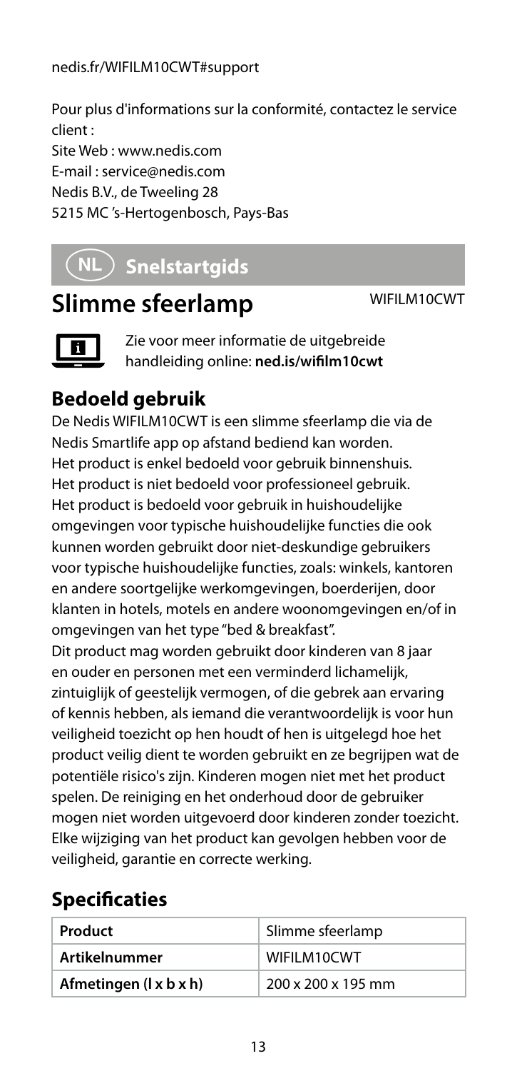nedis.fr/WIFILM10CWT#support

Pour plus d'informations sur la conformité, contactez le service client :
Site Web : www.nedis.com
E-mail : service@nedis.com
Nedis B.V., de Tweeling 28
5215 MC 's-Hertogenbosch, Pays-Bas

## NL Snelstartgids

# Slimme sfeerlamp

WIFILM10CWT

Zie voor meer informatie de uitgebreide handleiding online: **ned.is/wifilm10cwt**

### Bedoeld gebruik

De Nedis WIFILM10CWT is een slimme sfeerlamp die via de Nedis Smartlife app op afstand bediend kan worden.
Het product is enkel bedoeld voor gebruik binnenshuis.
Het product is niet bedoeld voor professioneel gebruik.
Het product is bedoeld voor gebruik in huishoudelijke omgevingen voor typische huishoudelijke functies die ook kunnen worden gebruikt door niet-deskundige gebruikers voor typische huishoudelijke functies, zoals: winkels, kantoren en andere soortgelijke werkomgevingen, boerderijen, door klanten in hotels, motels en andere woonomgevingen en/of in omgevingen van het type "bed & breakfast".
Dit product mag worden gebruikt door kinderen van 8 jaar en ouder en personen met een verminderd lichamelijk, zintuiglijk of geestelijk vermogen, of die gebrek aan ervaring of kennis hebben, als iemand die verantwoordelijk is voor hun veiligheid toezicht op hen houdt of hen is uitgelegd hoe het product veilig dient te worden gebruikt en ze begrijpen wat de potentiële risico's zijn. Kinderen mogen niet met het product spelen. De reiniging en het onderhoud door de gebruiker mogen niet worden uitgevoerd door kinderen zonder toezicht.
Elke wijziging van het product kan gevolgen hebben voor de veiligheid, garantie en correcte werking.

### Specificaties

| Product | Slimme sfeerlamp |
|---|---|
| Artikelnummer | WIFILM10CWT |
| Afmetingen (l x b x h) | 200 x 200 x 195 mm |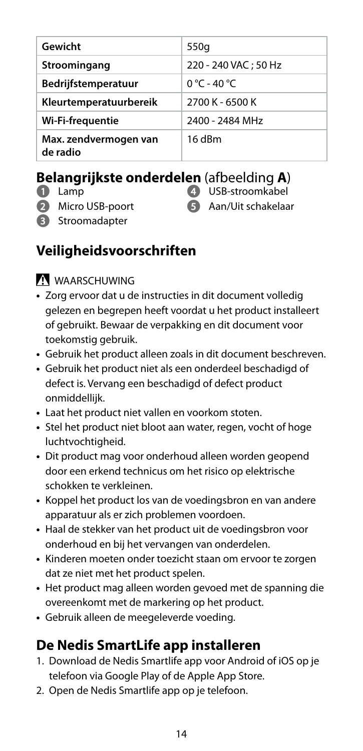| Gewicht | 550g |
|---|---|
| Stroomingang | 220 - 240 VAC ; 50 Hz |
| Bedrijfstemperatuur | 0 °C - 40 °C |
| Kleurtemperatuurbereik | 2700 K - 6500 K |
| Wi-Fi-frequentie | 2400 - 2484 MHz |
| Max. zendvermogen van de radio | 16 dBm |

## **Belangrijkste onderdelen** (afbeelding **A**)

1. Lamp
2. Micro USB-poort
3. Stroomadapter
4. USB-stroomkabel
5. Aan/Uit schakelaar

## Veiligheidsvoorschriften

⚠ WAARSCHUWING

- Zorg ervoor dat u de instructies in dit document volledig gelezen en begrepen heeft voordat u het product installeert of gebruikt. Bewaar de verpakking en dit document voor toekomstig gebruik.
- Gebruik het product alleen zoals in dit document beschreven.
- Gebruik het product niet als een onderdeel beschadigd of defect is. Vervang een beschadigd of defect product onmiddellijk.
- Laat het product niet vallen en voorkom stoten.
- Stel het product niet bloot aan water, regen, vocht of hoge luchtvochtigheid.
- Dit product mag voor onderhoud alleen worden geopend door een erkend technicus om het risico op elektrische schokken te verkleinen.
- Koppel het product los van de voedingsbron en van andere apparatuur als er zich problemen voordoen.
- Haal de stekker van het product uit de voedingsbron voor onderhoud en bij het vervangen van onderdelen.
- Kinderen moeten onder toezicht staan om ervoor te zorgen dat ze niet met het product spelen.
- Het product mag alleen worden gevoed met de spanning die overeenkomt met de markering op het product.
- Gebruik alleen de meegeleverde voeding.

## De Nedis SmartLife app installeren

1. Download de Nedis Smartlife app voor Android of iOS op je telefoon via Google Play of de Apple App Store.
2. Open de Nedis Smartlife app op je telefoon.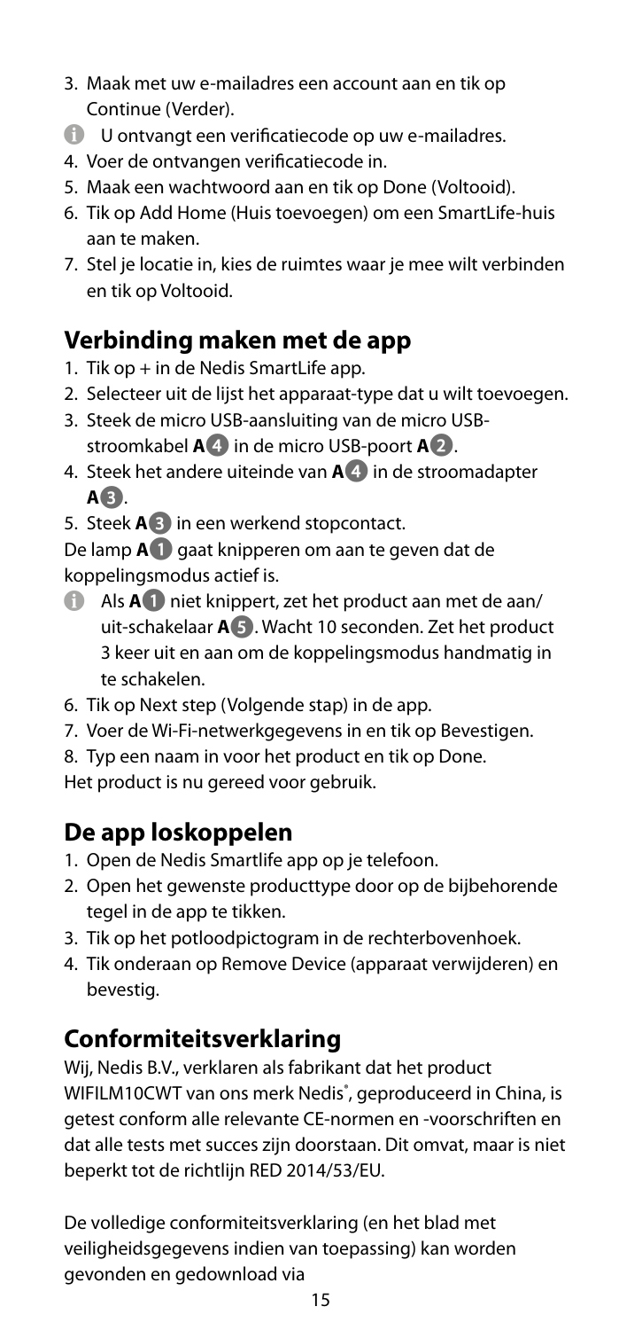3. Maak met uw e-mailadres een account aan en tik op Continue (Verder).

ⓘ U ontvangt een verificatiecode op uw e-mailadres.

4. Voer de ontvangen verificatiecode in.
5. Maak een wachtwoord aan en tik op Done (Voltooid).
6. Tik op Add Home (Huis toevoegen) om een SmartLife-huis aan te maken.
7. Stel je locatie in, kies de ruimtes waar je mee wilt verbinden en tik op Voltooid.

## Verbinding maken met de app

1. Tik op + in de Nedis SmartLife app.
2. Selecteer uit de lijst het apparaat-type dat u wilt toevoegen.
3. Steek de micro USB-aansluiting van de micro USB-stroomkabel **A**4 in de micro USB-poort **A**2.
4. Steek het andere uiteinde van **A**4 in de stroomadapter **A**3.
5. Steek **A**3 in een werkend stopcontact.

De lamp **A**1 gaat knipperen om aan te geven dat de koppelingsmodus actief is.

ⓘ Als **A**1 niet knippert, zet het product aan met de aan/uit-schakelaar **A**5. Wacht 10 seconden. Zet het product 3 keer uit en aan om de koppelingsmodus handmatig in te schakelen.

6. Tik op Next step (Volgende stap) in de app.
7. Voer de Wi-Fi-netwerkgegevens in en tik op Bevestigen.
8. Typ een naam in voor het product en tik op Done.

Het product is nu gereed voor gebruik.

## De app loskoppelen

1. Open de Nedis Smartlife app op je telefoon.
2. Open het gewenste producttype door op de bijbehorende tegel in de app te tikken.
3. Tik op het potloodpictogram in de rechterbovenhoek.
4. Tik onderaan op Remove Device (apparaat verwijderen) en bevestig.

## Conformiteitsverklaring

Wij, Nedis B.V., verklaren als fabrikant dat het product WIFILM10CWT van ons merk Nedis®, geproduceerd in China, is getest conform alle relevante CE-normen en -voorschriften en dat alle tests met succes zijn doorstaan. Dit omvat, maar is niet beperkt tot de richtlijn RED 2014/53/EU.

De volledige conformiteitsverklaring (en het blad met veiligheidsgegevens indien van toepassing) kan worden gevonden en gedownload via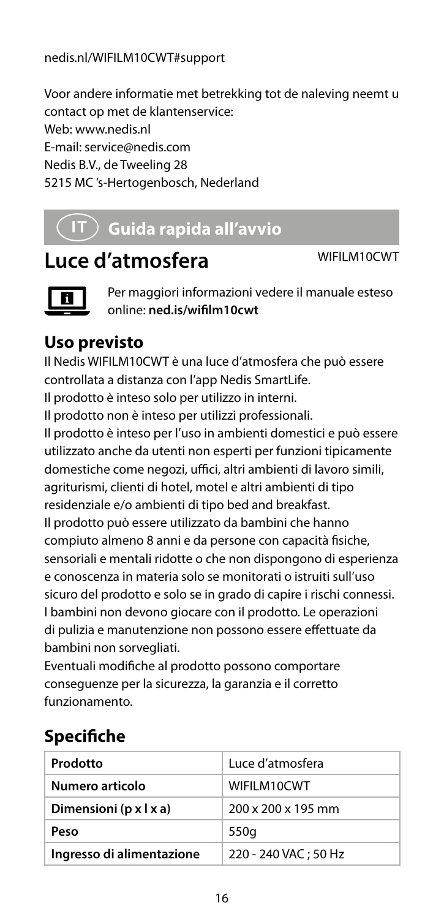nedis.nl/WIFILM10CWT#support

Voor andere informatie met betrekking tot de naleving neemt u contact op met de klantenservice:
Web: www.nedis.nl
E-mail: service@nedis.com
Nedis B.V., de Tweeling 28
5215 MC 's-Hertogenbosch, Nederland

## IT Guida rapida all'avvio

# Luce d'atmosfera

WIFILM10CWT

Per maggiori informazioni vedere il manuale esteso online: **ned.is/wifilm10cwt**

### Uso previsto

Il Nedis WIFILM10CWT è una luce d'atmosfera che può essere controllata a distanza con l'app Nedis SmartLife.
Il prodotto è inteso solo per utilizzo in interni.
Il prodotto non è inteso per utilizzi professionali.
Il prodotto è inteso per l'uso in ambienti domestici e può essere utilizzato anche da utenti non esperti per funzioni tipicamente domestiche come negozi, uffici, altri ambienti di lavoro simili, agriturismi, clienti di hotel, motel e altri ambienti di tipo residenziale e/o ambienti di tipo bed and breakfast.
Il prodotto può essere utilizzato da bambini che hanno compiuto almeno 8 anni e da persone con capacità fisiche, sensoriali e mentali ridotte o che non dispongono di esperienza e conoscenza in materia solo se monitorati o istruiti sull'uso sicuro del prodotto e solo se in grado di capire i rischi connessi. I bambini non devono giocare con il prodotto. Le operazioni di pulizia e manutenzione non possono essere effettuate da bambini non sorvegliati.
Eventuali modifiche al prodotto possono comportare conseguenze per la sicurezza, la garanzia e il corretto funzionamento.

### Specifiche

| Prodotto | Luce d'atmosfera |
|---|---|
| Numero articolo | WIFILM10CWT |
| Dimensioni (p x l x a) | 200 x 200 x 195 mm |
| Peso | 550g |
| Ingresso di alimentazione | 220 - 240 VAC ; 50 Hz |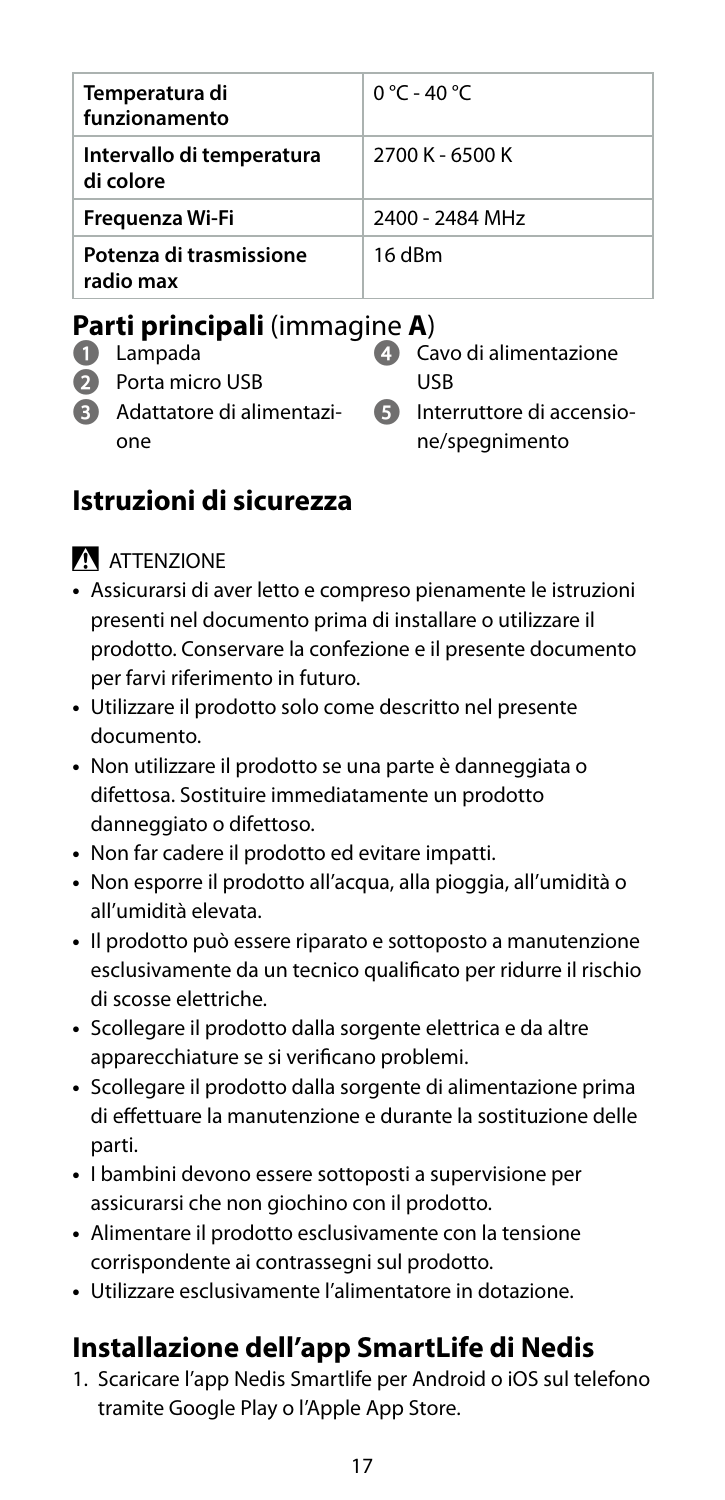| Temperatura di funzionamento | 0 °C - 40 °C |
| --- | --- |
| Intervallo di temperatura di colore | 2700 K - 6500 K |
| Frequenza Wi-Fi | 2400 - 2484 MHz |
| Potenza di trasmissione radio max | 16 dBm |

## Parti principali (immagine A)

1. Lampada
2. Porta micro USB
3. Adattatore di alimentazione
4. Cavo di alimentazione USB
5. Interruttore di accensione/spegnimento

## Istruzioni di sicurezza

⚠ ATTENZIONE

- Assicurarsi di aver letto e compreso pienamente le istruzioni presenti nel documento prima di installare o utilizzare il prodotto. Conservare la confezione e il presente documento per farvi riferimento in futuro.
- Utilizzare il prodotto solo come descritto nel presente documento.
- Non utilizzare il prodotto se una parte è danneggiata o difettosa. Sostituire immediatamente un prodotto danneggiato o difettoso.
- Non far cadere il prodotto ed evitare impatti.
- Non esporre il prodotto all'acqua, alla pioggia, all'umidità o all'umidità elevata.
- Il prodotto può essere riparato e sottoposto a manutenzione esclusivamente da un tecnico qualificato per ridurre il rischio di scosse elettriche.
- Scollegare il prodotto dalla sorgente elettrica e da altre apparecchiature se si verificano problemi.
- Scollegare il prodotto dalla sorgente di alimentazione prima di effettuare la manutenzione e durante la sostituzione delle parti.
- I bambini devono essere sottoposti a supervisione per assicurarsi che non giochino con il prodotto.
- Alimentare il prodotto esclusivamente con la tensione corrispondente ai contrassegni sul prodotto.
- Utilizzare esclusivamente l'alimentatore in dotazione.

## Installazione dell'app SmartLife di Nedis

1. Scaricare l'app Nedis Smartlife per Android o iOS sul telefono tramite Google Play o l'Apple App Store.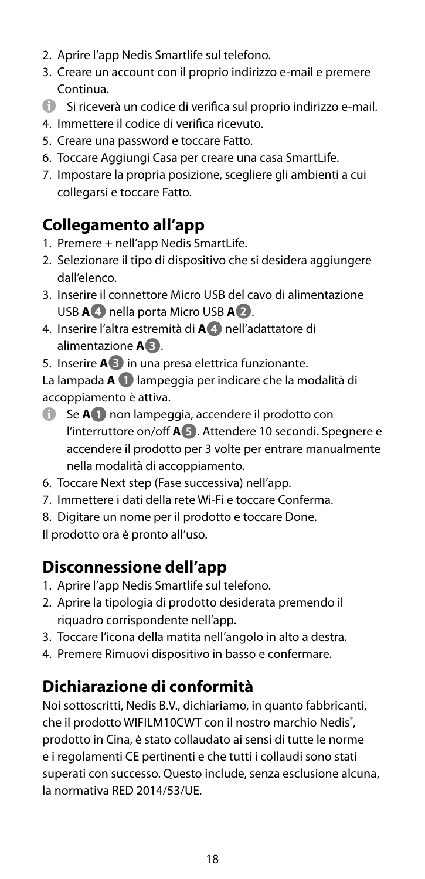2. Aprire l'app Nedis Smartlife sul telefono.
3. Creare un account con il proprio indirizzo e-mail e premere Continua.

ℹ Si riceverà un codice di verifica sul proprio indirizzo e-mail.

4. Immettere il codice di verifica ricevuto.
5. Creare una password e toccare Fatto.
6. Toccare Aggiungi Casa per creare una casa SmartLife.
7. Impostare la propria posizione, scegliere gli ambienti a cui collegarsi e toccare Fatto.

## Collegamento all'app

1. Premere + nell'app Nedis SmartLife.
2. Selezionare il tipo di dispositivo che si desidera aggiungere dall'elenco.
3. Inserire il connettore Micro USB del cavo di alimentazione USB **A**4 nella porta Micro USB **A**2.
4. Inserire l'altra estremità di **A**4 nell'adattatore di alimentazione **A**3.
5. Inserire **A**3 in una presa elettrica funzionante.

La lampada **A** 1 lampeggia per indicare che la modalità di accoppiamento è attiva.

ℹ Se **A**1 non lampeggia, accendere il prodotto con l'interruttore on/off **A**5. Attendere 10 secondi. Spegnere e accendere il prodotto per 3 volte per entrare manualmente nella modalità di accoppiamento.

6. Toccare Next step (Fase successiva) nell'app.
7. Immettere i dati della rete Wi-Fi e toccare Conferma.
8. Digitare un nome per il prodotto e toccare Done.

Il prodotto ora è pronto all'uso.

## Disconnessione dell'app

1. Aprire l'app Nedis Smartlife sul telefono.
2. Aprire la tipologia di prodotto desiderata premendo il riquadro corrispondente nell'app.
3. Toccare l'icona della matita nell'angolo in alto a destra.
4. Premere Rimuovi dispositivo in basso e confermare.

## Dichiarazione di conformità

Noi sottoscritti, Nedis B.V., dichiariamo, in quanto fabbricanti, che il prodotto WIFILM10CWT con il nostro marchio Nedis®, prodotto in Cina, è stato collaudato ai sensi di tutte le norme e i regolamenti CE pertinenti e che tutti i collaudi sono stati superati con successo. Questo include, senza esclusione alcuna, la normativa RED 2014/53/UE.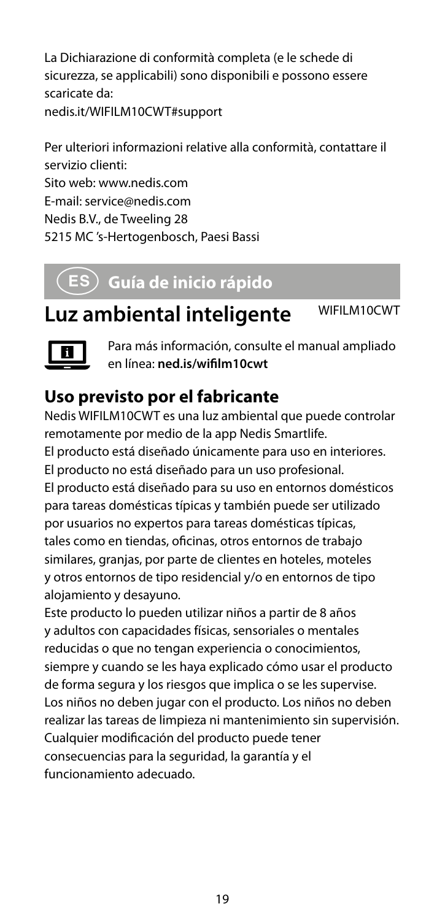La Dichiarazione di conformità completa (e le schede di sicurezza, se applicabili) sono disponibili e possono essere scaricate da:
nedis.it/WIFILM10CWT#support

Per ulteriori informazioni relative alla conformità, contattare il servizio clienti:
Sito web: www.nedis.com
E-mail: service@nedis.com
Nedis B.V., de Tweeling 28
5215 MC 's-Hertogenbosch, Paesi Bassi

## ES Guía de inicio rápido

# Luz ambiental inteligente

WIFILM10CWT

Para más información, consulte el manual ampliado en línea: **ned.is/wifilm10cwt**

## Uso previsto por el fabricante

Nedis WIFILM10CWT es una luz ambiental que puede controlar remotamente por medio de la app Nedis Smartlife.
El producto está diseñado únicamente para uso en interiores.
El producto no está diseñado para un uso profesional.
El producto está diseñado para su uso en entornos domésticos para tareas domésticas típicas y también puede ser utilizado por usuarios no expertos para tareas domésticas típicas, tales como en tiendas, oficinas, otros entornos de trabajo similares, granjas, por parte de clientes en hoteles, moteles y otros entornos de tipo residencial y/o en entornos de tipo alojamiento y desayuno.
Este producto lo pueden utilizar niños a partir de 8 años y adultos con capacidades físicas, sensoriales o mentales reducidas o que no tengan experiencia o conocimientos, siempre y cuando se les haya explicado cómo usar el producto de forma segura y los riesgos que implica o se les supervise.
Los niños no deben jugar con el producto. Los niños no deben realizar las tareas de limpieza ni mantenimiento sin supervisión.
Cualquier modificación del producto puede tener consecuencias para la seguridad, la garantía y el funcionamiento adecuado.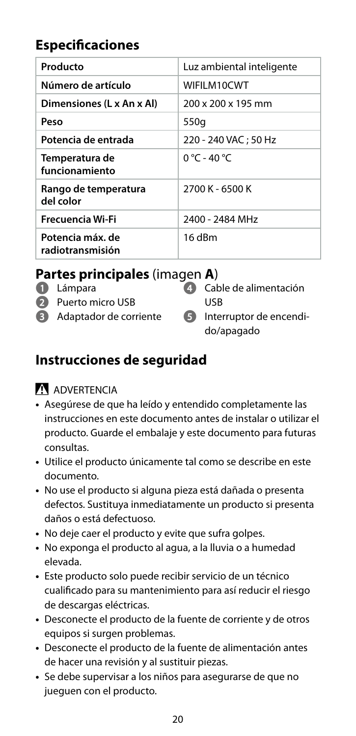## Especificaciones

| Producto | Luz ambiental inteligente |
|---|---|
| Número de artículo | WIFILM10CWT |
| Dimensiones (L x An x Al) | 200 x 200 x 195 mm |
| Peso | 550g |
| Potencia de entrada | 220 - 240 VAC ; 50 Hz |
| Temperatura de funcionamiento | 0 °C - 40 °C |
| Rango de temperatura del color | 2700 K - 6500 K |
| Frecuencia Wi-Fi | 2400 - 2484 MHz |
| Potencia máx. de radiotransmisión | 16 dBm |

## Partes principales (imagen **A**)

1. Lámpara
2. Puerto micro USB
3. Adaptador de corriente
4. Cable de alimentación USB
5. Interruptor de encendido/apagado

## Instrucciones de seguridad

⚠ ADVERTENCIA

- Asegúrese de que ha leído y entendido completamente las instrucciones en este documento antes de instalar o utilizar el producto. Guarde el embalaje y este documento para futuras consultas.
- Utilice el producto únicamente tal como se describe en este documento.
- No use el producto si alguna pieza está dañada o presenta defectos. Sustituya inmediatamente un producto si presenta daños o está defectuoso.
- No deje caer el producto y evite que sufra golpes.
- No exponga el producto al agua, a la lluvia o a humedad elevada.
- Este producto solo puede recibir servicio de un técnico cualificado para su mantenimiento para así reducir el riesgo de descargas eléctricas.
- Desconecte el producto de la fuente de corriente y de otros equipos si surgen problemas.
- Desconecte el producto de la fuente de alimentación antes de hacer una revisión y al sustituir piezas.
- Se debe supervisar a los niños para asegurarse de que no jueguen con el producto.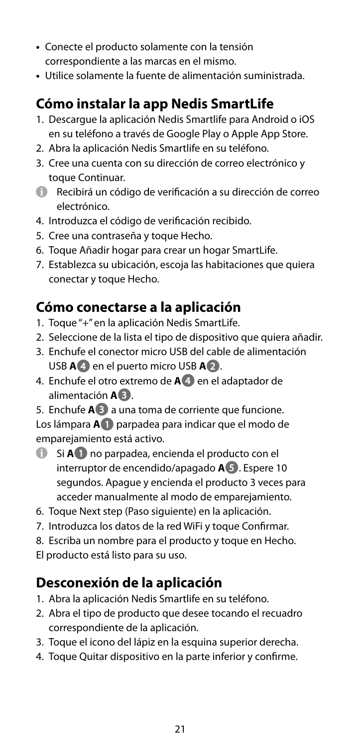- Conecte el producto solamente con la tensión correspondiente a las marcas en el mismo.
- Utilice solamente la fuente de alimentación suministrada.

## Cómo instalar la app Nedis SmartLife

1. Descargue la aplicación Nedis Smartlife para Android o iOS en su teléfono a través de Google Play o Apple App Store.
2. Abra la aplicación Nedis Smartlife en su teléfono.
3. Cree una cuenta con su dirección de correo electrónico y toque Continuar.

ℹ Recibirá un código de verificación a su dirección de correo electrónico.

4. Introduzca el código de verificación recibido.
5. Cree una contraseña y toque Hecho.
6. Toque Añadir hogar para crear un hogar SmartLife.
7. Establezca su ubicación, escoja las habitaciones que quiera conectar y toque Hecho.

## Cómo conectarse a la aplicación

1. Toque "+" en la aplicación Nedis SmartLife.
2. Seleccione de la lista el tipo de dispositivo que quiera añadir.
3. Enchufe el conector micro USB del cable de alimentación USB **A**4 en el puerto micro USB **A**2.
4. Enchufe el otro extremo de **A**4 en el adaptador de alimentación **A**3.
5. Enchufe **A**3 a una toma de corriente que funcione.

Los lámpara **A**1 parpadea para indicar que el modo de emparejamiento está activo.

ℹ Si **A**1 no parpadea, encienda el producto con el interruptor de encendido/apagado **A**5. Espere 10 segundos. Apague y encienda el producto 3 veces para acceder manualmente al modo de emparejamiento.

6. Toque Next step (Paso siguiente) en la aplicación.
7. Introduzca los datos de la red WiFi y toque Confirmar.
8. Escriba un nombre para el producto y toque en Hecho.

El producto está listo para su uso.

## Desconexión de la aplicación

1. Abra la aplicación Nedis Smartlife en su teléfono.
2. Abra el tipo de producto que desee tocando el recuadro correspondiente de la aplicación.
3. Toque el icono del lápiz en la esquina superior derecha.
4. Toque Quitar dispositivo en la parte inferior y confirme.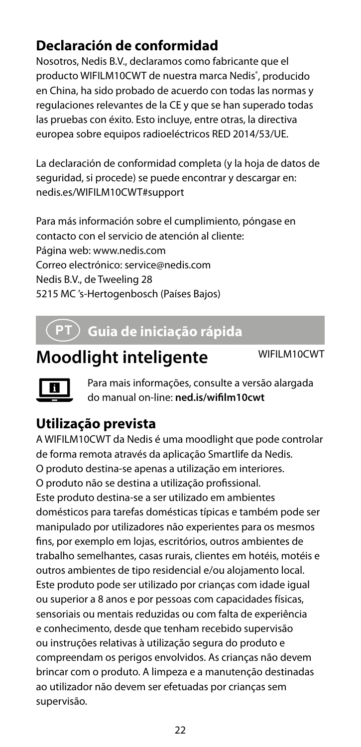## Declaración de conformidad

Nosotros, Nedis B.V., declaramos como fabricante que el producto WIFILM10CWT de nuestra marca Nedis®, producido en China, ha sido probado de acuerdo con todas las normas y regulaciones relevantes de la CE y que se han superado todas las pruebas con éxito. Esto incluye, entre otras, la directiva europea sobre equipos radioeléctricos RED 2014/53/UE.

La declaración de conformidad completa (y la hoja de datos de seguridad, si procede) se puede encontrar y descargar en: nedis.es/WIFILM10CWT#support

Para más información sobre el cumplimiento, póngase en contacto con el servicio de atención al cliente:
Página web: www.nedis.com
Correo electrónico: service@nedis.com
Nedis B.V., de Tweeling 28
5215 MC 's-Hertogenbosch (Países Bajos)

# PT Guia de iniciação rápida

# Moodlight inteligente

WIFILM10CWT

Para mais informações, consulte a versão alargada do manual on-line: **ned.is/wifilm10cwt**

## Utilização prevista

A WIFILM10CWT da Nedis é uma moodlight que pode controlar de forma remota através da aplicação Smartlife da Nedis.
O produto destina-se apenas a utilização em interiores.
O produto não se destina a utilização profissional.
Este produto destina-se a ser utilizado em ambientes domésticos para tarefas domésticas típicas e também pode ser manipulado por utilizadores não experientes para os mesmos fins, por exemplo em lojas, escritórios, outros ambientes de trabalho semelhantes, casas rurais, clientes em hotéis, motéis e outros ambientes de tipo residencial e/ou alojamento local.
Este produto pode ser utilizado por crianças com idade igual ou superior a 8 anos e por pessoas com capacidades físicas, sensoriais ou mentais reduzidas ou com falta de experiência e conhecimento, desde que tenham recebido supervisão ou instruções relativas à utilização segura do produto e compreendam os perigos envolvidos. As crianças não devem brincar com o produto. A limpeza e a manutenção destinadas ao utilizador não devem ser efetuadas por crianças sem supervisão.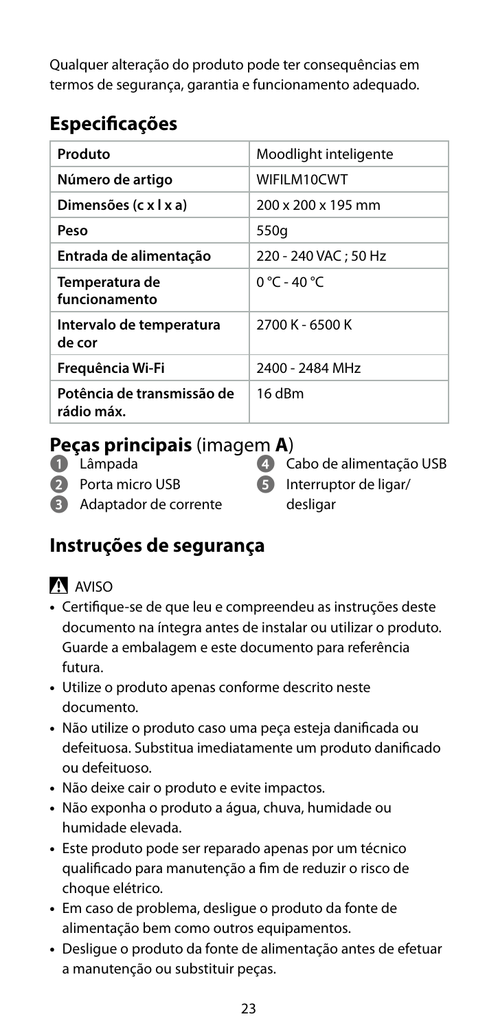Qualquer alteração do produto pode ter consequências em termos de segurança, garantia e funcionamento adequado.

## Especificações

| Produto | Moodlight inteligente |
|---|---|
| **Número de artigo** | WIFILM10CWT |
| **Dimensões (c x l x a)** | 200 x 200 x 195 mm |
| **Peso** | 550g |
| **Entrada de alimentação** | 220 - 240 VAC ; 50 Hz |
| **Temperatura de funcionamento** | 0 °C - 40 °C |
| **Intervalo de temperatura de cor** | 2700 K - 6500 K |
| **Frequência Wi-Fi** | 2400 - 2484 MHz |
| **Potência de transmissão de rádio máx.** | 16 dBm |

## Peças principais (imagem **A**)

1. Lâmpada
2. Porta micro USB
3. Adaptador de corrente
4. Cabo de alimentação USB
5. Interruptor de ligar/desligar

## Instruções de segurança

⚠ AVISO

- Certifique-se de que leu e compreendeu as instruções deste documento na íntegra antes de instalar ou utilizar o produto. Guarde a embalagem e este documento para referência futura.
- Utilize o produto apenas conforme descrito neste documento.
- Não utilize o produto caso uma peça esteja danificada ou defeituosa. Substitua imediatamente um produto danificado ou defeituoso.
- Não deixe cair o produto e evite impactos.
- Não exponha o produto a água, chuva, humidade ou humidade elevada.
- Este produto pode ser reparado apenas por um técnico qualificado para manutenção a fim de reduzir o risco de choque elétrico.
- Em caso de problema, desligue o produto da fonte de alimentação bem como outros equipamentos.
- Desligue o produto da fonte de alimentação antes de efetuar a manutenção ou substituir peças.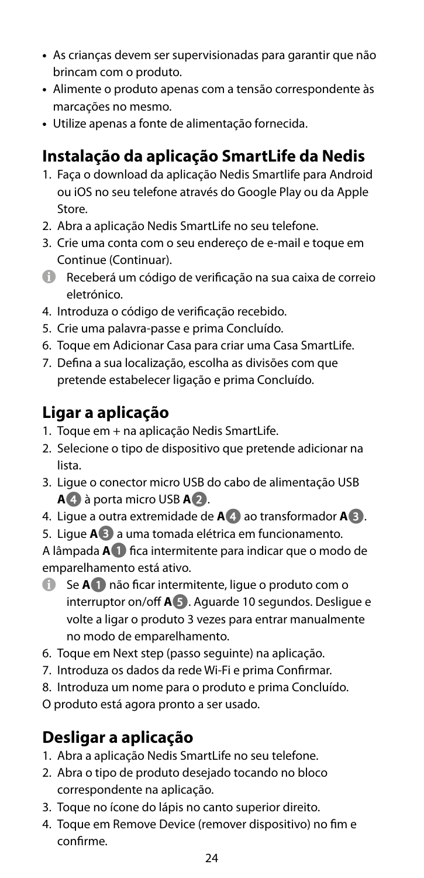- As crianças devem ser supervisionadas para garantir que não brincam com o produto.
- Alimente o produto apenas com a tensão correspondente às marcações no mesmo.
- Utilize apenas a fonte de alimentação fornecida.

## Instalação da aplicação SmartLife da Nedis

1. Faça o download da aplicação Nedis Smartlife para Android ou iOS no seu telefone através do Google Play ou da Apple Store.
2. Abra a aplicação Nedis SmartLife no seu telefone.
3. Crie uma conta com o seu endereço de e-mail e toque em Continue (Continuar).

   ℹ Receberá um código de verificação na sua caixa de correio eletrónico.
4. Introduza o código de verificação recebido.
5. Crie uma palavra-passe e prima Concluído.
6. Toque em Adicionar Casa para criar uma Casa SmartLife.
7. Defina a sua localização, escolha as divisões com que pretende estabelecer ligação e prima Concluído.

## Ligar a aplicação

1. Toque em + na aplicação Nedis SmartLife.
2. Selecione o tipo de dispositivo que pretende adicionar na lista.
3. Ligue o conector micro USB do cabo de alimentação USB **A**4 à porta micro USB **A**2.
4. Ligue a outra extremidade de **A**4 ao transformador **A**3.
5. Ligue **A**3 a uma tomada elétrica em funcionamento.

A lâmpada **A**1 fica intermitente para indicar que o modo de emparelhamento está ativo.

ℹ Se **A**1 não ficar intermitente, ligue o produto com o interruptor on/off **A**5. Aguarde 10 segundos. Desligue e volte a ligar o produto 3 vezes para entrar manualmente no modo de emparelhamento.

6. Toque em Next step (passo seguinte) na aplicação.
7. Introduza os dados da rede Wi-Fi e prima Confirmar.
8. Introduza um nome para o produto e prima Concluído.

O produto está agora pronto a ser usado.

## Desligar a aplicação

1. Abra a aplicação Nedis SmartLife no seu telefone.
2. Abra o tipo de produto desejado tocando no bloco correspondente na aplicação.
3. Toque no ícone do lápis no canto superior direito.
4. Toque em Remove Device (remover dispositivo) no fim e confirme.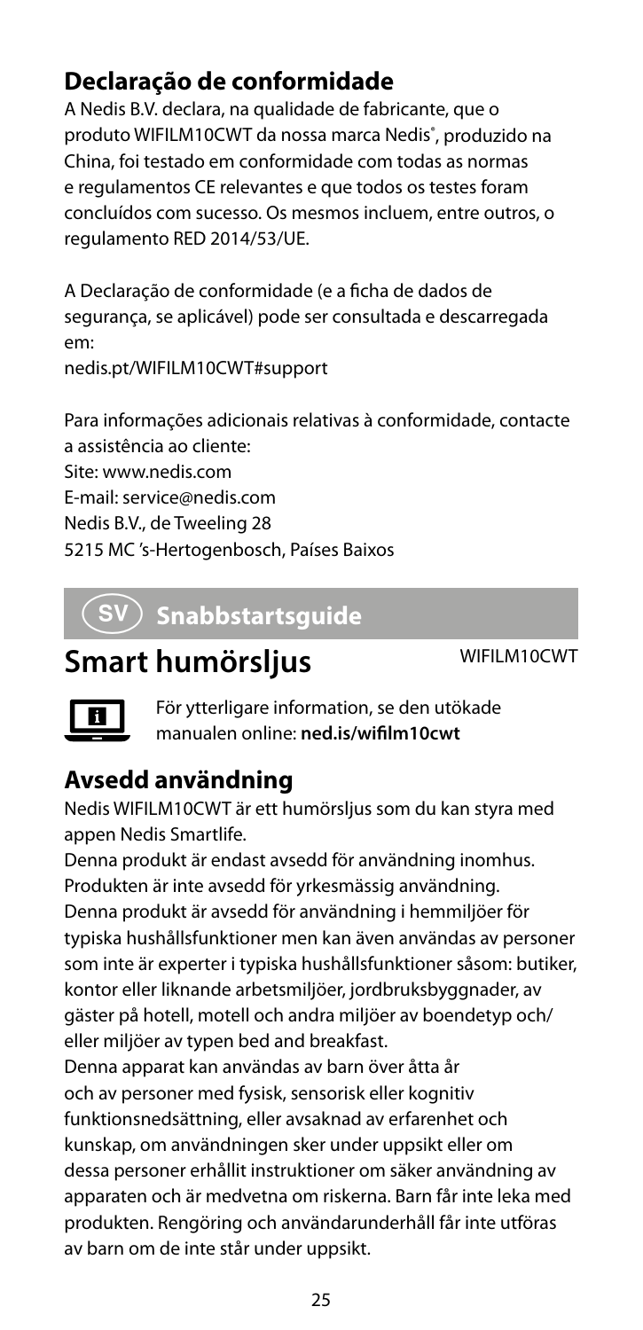## Declaração de conformidade

A Nedis B.V. declara, na qualidade de fabricante, que o produto WIFILM10CWT da nossa marca Nedis®, produzido na China, foi testado em conformidade com todas as normas e regulamentos CE relevantes e que todos os testes foram concluídos com sucesso. Os mesmos incluem, entre outros, o regulamento RED 2014/53/UE.

A Declaração de conformidade (e a ficha de dados de segurança, se aplicável) pode ser consultada e descarregada em:
nedis.pt/WIFILM10CWT#support

Para informações adicionais relativas à conformidade, contacte a assistência ao cliente:
Site: www.nedis.com
E-mail: service@nedis.com
Nedis B.V., de Tweeling 28
5215 MC 's-Hertogenbosch, Países Baixos

# SV Snabbstartsguide

# Smart humörsljus

WIFILM10CWT

För ytterligare information, se den utökade manualen online: **ned.is/wifilm10cwt**

## Avsedd användning

Nedis WIFILM10CWT är ett humörsljus som du kan styra med appen Nedis Smartlife.
Denna produkt är endast avsedd för användning inomhus.
Produkten är inte avsedd för yrkesmässig användning.
Denna produkt är avsedd för användning i hemmiljöer för typiska hushållsfunktioner men kan även användas av personer som inte är experter i typiska hushållsfunktioner såsom: butiker, kontor eller liknande arbetsmiljöer, jordbruksbyggnader, av gäster på hotell, motell och andra miljöer av boendetyp och/ eller miljöer av typen bed and breakfast.
Denna apparat kan användas av barn över åtta år och av personer med fysisk, sensorisk eller kognitiv funktionsnedsättning, eller avsaknad av erfarenhet och kunskap, om användningen sker under uppsikt eller om dessa personer erhållit instruktioner om säker användning av apparaten och är medvetna om riskerna. Barn får inte leka med produkten. Rengöring och användarunderhåll får inte utföras av barn om de inte står under uppsikt.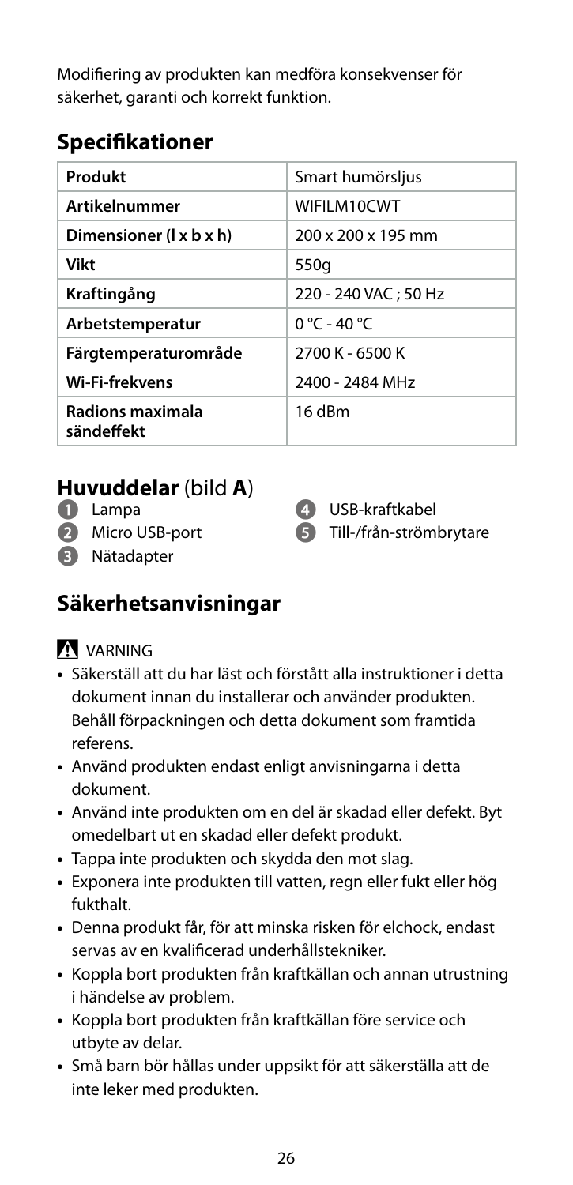Modifiering av produkten kan medföra konsekvenser för säkerhet, garanti och korrekt funktion.

## Specifikationer

| Produkt | Smart humörsljus |
|---|---|
| **Artikelnummer** | WIFILM10CWT |
| **Dimensioner (l x b x h)** | 200 x 200 x 195 mm |
| **Vikt** | 550g |
| **Kraftingång** | 220 - 240 VAC ; 50 Hz |
| **Arbetstemperatur** | 0 °C - 40 °C |
| **Färgtemperaturområde** | 2700 K - 6500 K |
| **Wi-Fi-frekvens** | 2400 - 2484 MHz |
| **Radions maximala sändeffekt** | 16 dBm |

## Huvuddelar (bild A)

1. Lampa
2. Micro USB-port
3. Nätadapter
4. USB-kraftkabel
5. Till-/från-strömbrytare

## Säkerhetsanvisningar

⚠ VARNING

- Säkerställ att du har läst och förstått alla instruktioner i detta dokument innan du installerar och använder produkten. Behåll förpackningen och detta dokument som framtida referens.
- Använd produkten endast enligt anvisningarna i detta dokument.
- Använd inte produkten om en del är skadad eller defekt. Byt omedelbart ut en skadad eller defekt produkt.
- Tappa inte produkten och skydda den mot slag.
- Exponera inte produkten till vatten, regn eller fukt eller hög fukthalt.
- Denna produkt får, för att minska risken för elchock, endast servas av en kvalificerad underhållstekniker.
- Koppla bort produkten från kraftkällan och annan utrustning i händelse av problem.
- Koppla bort produkten från kraftkällan före service och utbyte av delar.
- Små barn bör hållas under uppsikt för att säkerställa att de inte leker med produkten.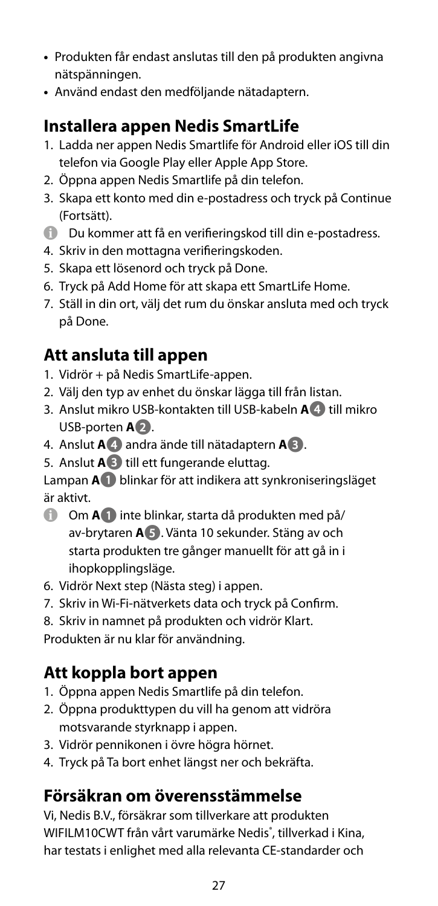- Produkten får endast anslutas till den på produkten angivna nätspänningen.
- Använd endast den medföljande nätadaptern.

## Installera appen Nedis SmartLife

1. Ladda ner appen Nedis Smartlife för Android eller iOS till din telefon via Google Play eller Apple App Store.
2. Öppna appen Nedis Smartlife på din telefon.
3. Skapa ett konto med din e-postadress och tryck på Continue (Fortsätt).

   ℹ Du kommer att få en verifieringskod till din e-postadress.
4. Skriv in den mottagna verifieringskoden.
5. Skapa ett lösenord och tryck på Done.
6. Tryck på Add Home för att skapa ett SmartLife Home.
7. Ställ in din ort, välj det rum du önskar ansluta med och tryck på Done.

## Att ansluta till appen

1. Vidrör + på Nedis SmartLife-appen.
2. Välj den typ av enhet du önskar lägga till från listan.
3. Anslut mikro USB-kontakten till USB-kabeln **A**4 till mikro USB-porten **A**2.
4. Anslut **A**4 andra ände till nätadaptern **A**3.
5. Anslut **A**3 till ett fungerande eluttag.

Lampan **A**1 blinkar för att indikera att synkroniseringsläget är aktivt.

ℹ Om **A**1 inte blinkar, starta då produkten med på/av-brytaren **A**5. Vänta 10 sekunder. Stäng av och starta produkten tre gånger manuellt för att gå in i ihopkopplingsläge.

6. Vidrör Next step (Nästa steg) i appen.
7. Skriv in Wi-Fi-nätverkets data och tryck på Confirm.
8. Skriv in namnet på produkten och vidrör Klart.

Produkten är nu klar för användning.

## Att koppla bort appen

1. Öppna appen Nedis Smartlife på din telefon.
2. Öppna produkttypen du vill ha genom att vidröra motsvarande styrknapp i appen.
3. Vidrör pennikonen i övre högra hörnet.
4. Tryck på Ta bort enhet längst ner och bekräfta.

## Försäkran om överensstämmelse

Vi, Nedis B.V., försäkrar som tillverkare att produkten WIFILM10CWT från vårt varumärke Nedis®, tillverkad i Kina, har testats i enlighet med alla relevanta CE-standarder och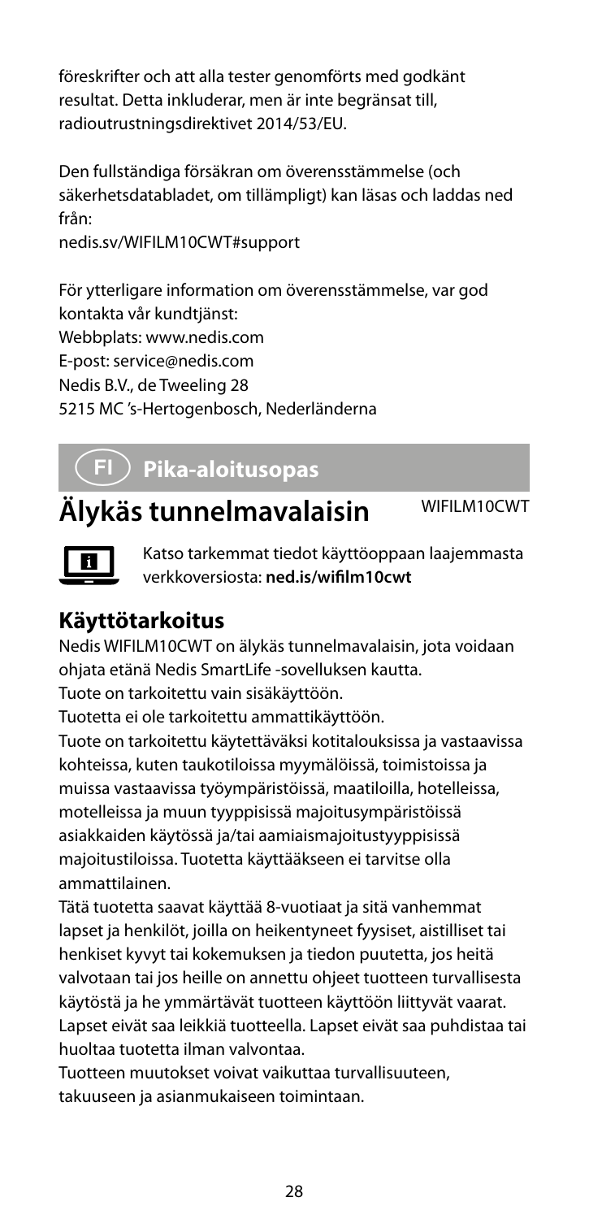föreskrifter och att alla tester genomförts med godkänt resultat. Detta inkluderar, men är inte begränsat till, radioutrustningsdirektivet 2014/53/EU.

Den fullständiga försäkran om överensstämmelse (och säkerhetsdatabladet, om tillämpligt) kan läsas och laddas ned från:
nedis.sv/WIFILM10CWT#support

För ytterligare information om överensstämmelse, var god kontakta vår kundtjänst:
Webbplats: www.nedis.com
E-post: service@nedis.com
Nedis B.V., de Tweeling 28
5215 MC 's-Hertogenbosch, Nederländerna

## FI Pika-aloitusopas

# Älykäs tunnelmavalaisin

WIFILM10CWT

Katso tarkemmat tiedot käyttöoppaan laajemmasta verkkoversiosta: **ned.is/wifilm10cwt**

## Käyttötarkoitus

Nedis WIFILM10CWT on älykäs tunnelmavalaisin, jota voidaan ohjata etänä Nedis SmartLife -sovelluksen kautta.
Tuote on tarkoitettu vain sisäkäyttöön.
Tuotetta ei ole tarkoitettu ammattikäyttöön.
Tuote on tarkoitettu käytettäväksi kotitalouksissa ja vastaavissa kohteissa, kuten taukotiloissa myymälöissä, toimistoissa ja muissa vastaavissa työympäristöissä, maatiloilla, hotelleissa, motelleissa ja muun tyyppisissä majoitusympäristöissä asiakkaiden käytössä ja/tai aamiaismajoitustyyppisissä majoitustiloissa. Tuotetta käyttääkseen ei tarvitse olla ammattilainen.
Tätä tuotetta saavat käyttää 8-vuotiaat ja sitä vanhemmat lapset ja henkilöt, joilla on heikentyneet fyysiset, aistilliset tai henkiset kyvyt tai kokemuksen ja tiedon puutetta, jos heitä valvotaan tai jos heille on annettu ohjeet tuotteen turvallisesta käytöstä ja he ymmärtävät tuotteen käyttöön liittyvät vaarat.
Lapset eivät saa leikkiä tuotteella. Lapset eivät saa puhdistaa tai huoltaa tuotetta ilman valvontaa.
Tuotteen muutokset voivat vaikuttaa turvallisuuteen, takuuseen ja asianmukaiseen toimintaan.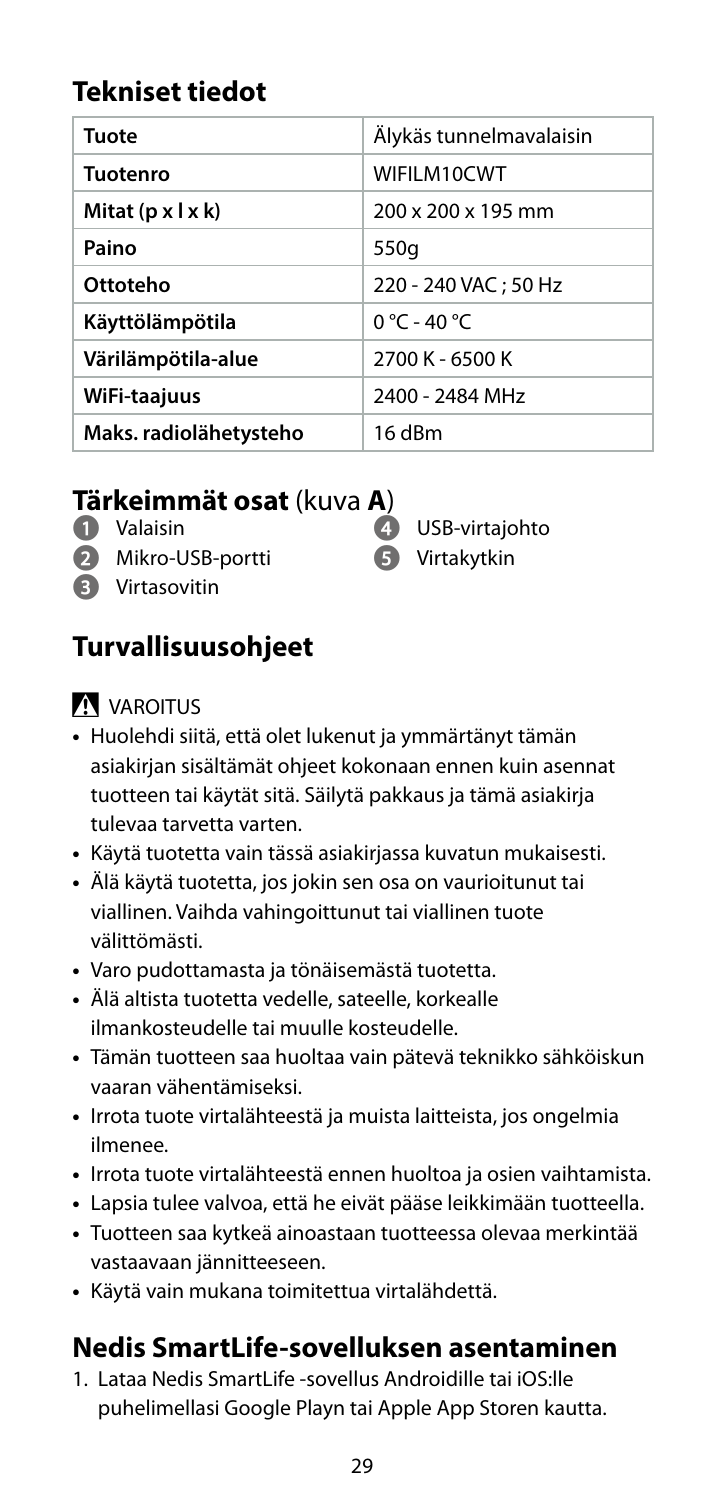## Tekniset tiedot

| Tuote | Älykäs tunnelmavalaisin |
|---|---|
| Tuotenro | WIFILM10CWT |
| Mitat (p x l x k) | 200 x 200 x 195 mm |
| Paino | 550g |
| Ottoteho | 220 - 240 VAC ; 50 Hz |
| Käyttölämpötila | 0 °C - 40 °C |
| Värilämpötila-alue | 2700 K - 6500 K |
| WiFi-taajuus | 2400 - 2484 MHz |
| Maks. radiolähetysteho | 16 dBm |

## Tärkeimmät osat (kuva **A**)

1. Valaisin
2. Mikro-USB-portti
3. Virtasovitin
4. USB-virtajohto
5. Virtakytkin

## Turvallisuusohjeet

**⚠ VAROITUS**

- Huolehdi siitä, että olet lukenut ja ymmärtänyt tämän asiakirjan sisältämät ohjeet kokonaan ennen kuin asennat tuotteen tai käytät sitä. Säilytä pakkaus ja tämä asiakirja tulevaa tarvetta varten.
- Käytä tuotetta vain tässä asiakirjassa kuvatun mukaisesti.
- Älä käytä tuotetta, jos jokin sen osa on vaurioitunut tai viallinen. Vaihda vahingoittunut tai viallinen tuote välittömästi.
- Varo pudottamasta ja tönäisemästä tuotetta.
- Älä altista tuotetta vedelle, sateelle, korkealle ilmankosteudelle tai muulle kosteudelle.
- Tämän tuotteen saa huoltaa vain pätevä teknikko sähköiskun vaaran vähentämiseksi.
- Irrota tuote virtalähteestä ja muista laitteista, jos ongelmia ilmenee.
- Irrota tuote virtalähteestä ennen huoltoa ja osien vaihtamista.
- Lapsia tulee valvoa, että he eivät pääse leikkimään tuotteella.
- Tuotteen saa kytkeä ainoastaan tuotteessa olevaa merkintää vastaavaan jännitteeseen.
- Käytä vain mukana toimitettua virtalähdettä.

## Nedis SmartLife-sovelluksen asentaminen

1. Lataa Nedis SmartLife -sovellus Androidille tai iOS:lle puhelimellasi Google Playn tai Apple App Storen kautta.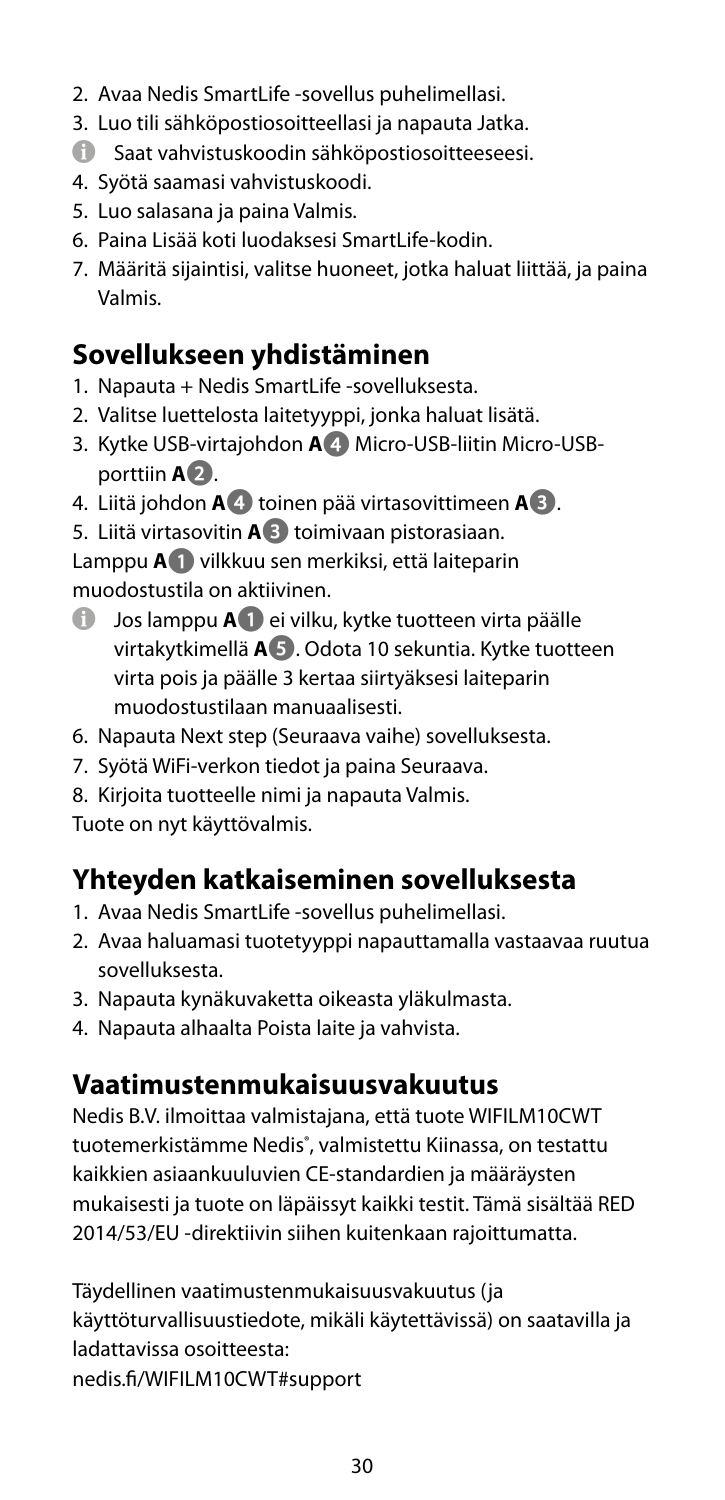2. Avaa Nedis SmartLife -sovellus puhelimellasi.
3. Luo tili sähköpostiosoitteellasi ja napauta Jatka.
   - Saat vahvistuskoodin sähköpostiosoitteeseesi.
4. Syötä saamasi vahvistuskoodi.
5. Luo salasana ja paina Valmis.
6. Paina Lisää koti luodaksesi SmartLife-kodin.
7. Määritä sijaintisi, valitse huoneet, jotka haluat liittää, ja paina Valmis.

## Sovellukseen yhdistäminen

1. Napauta + Nedis SmartLife -sovelluksesta.
2. Valitse luettelosta laitetyyppi, jonka haluat lisätä.
3. Kytke USB-virtajohdon **A**4 Micro-USB-liitin Micro-USB-porttiin **A**2.
4. Liitä johdon **A**4 toinen pää virtasovittimeen **A**3.
5. Liitä virtasovitin **A**3 toimivaan pistorasiaan.

Lamppu **A**1 vilkkuu sen merkiksi, että laiteparin muodostustila on aktiivinen.

- Jos lamppu **A**1 ei vilku, kytke tuotteen virta päälle virtakytkimellä **A**5. Odota 10 sekuntia. Kytke tuotteen virta pois ja päälle 3 kertaa siirtyäksesi laiteparin muodostustilaan manuaalisesti.

6. Napauta Next step (Seuraava vaihe) sovelluksesta.
7. Syötä WiFi-verkon tiedot ja paina Seuraava.
8. Kirjoita tuotteelle nimi ja napauta Valmis.

Tuote on nyt käyttövalmis.

## Yhteyden katkaiseminen sovelluksesta

1. Avaa Nedis SmartLife -sovellus puhelimellasi.
2. Avaa haluamasi tuotetyyppi napauttamalla vastaavaa ruutua sovelluksesta.
3. Napauta kynäkuvaketta oikeasta yläkulmasta.
4. Napauta alhaalta Poista laite ja vahvista.

## Vaatimustenmukaisuusvakuutus

Nedis B.V. ilmoittaa valmistajana, että tuote WIFILM10CWT tuotemerkistämme Nedis®, valmistettu Kiinassa, on testattu kaikkien asiaankuuluvien CE-standardien ja määräysten mukaisesti ja tuote on läpäissyt kaikki testit. Tämä sisältää RED 2014/53/EU -direktiivin siihen kuitenkaan rajoittumatta.

Täydellinen vaatimustenmukaisuusvakuutus (ja käyttöturvallisuustiedote, mikäli käytettävissä) on saatavilla ja ladattavissa osoitteesta:
nedis.fi/WIFILM10CWT#support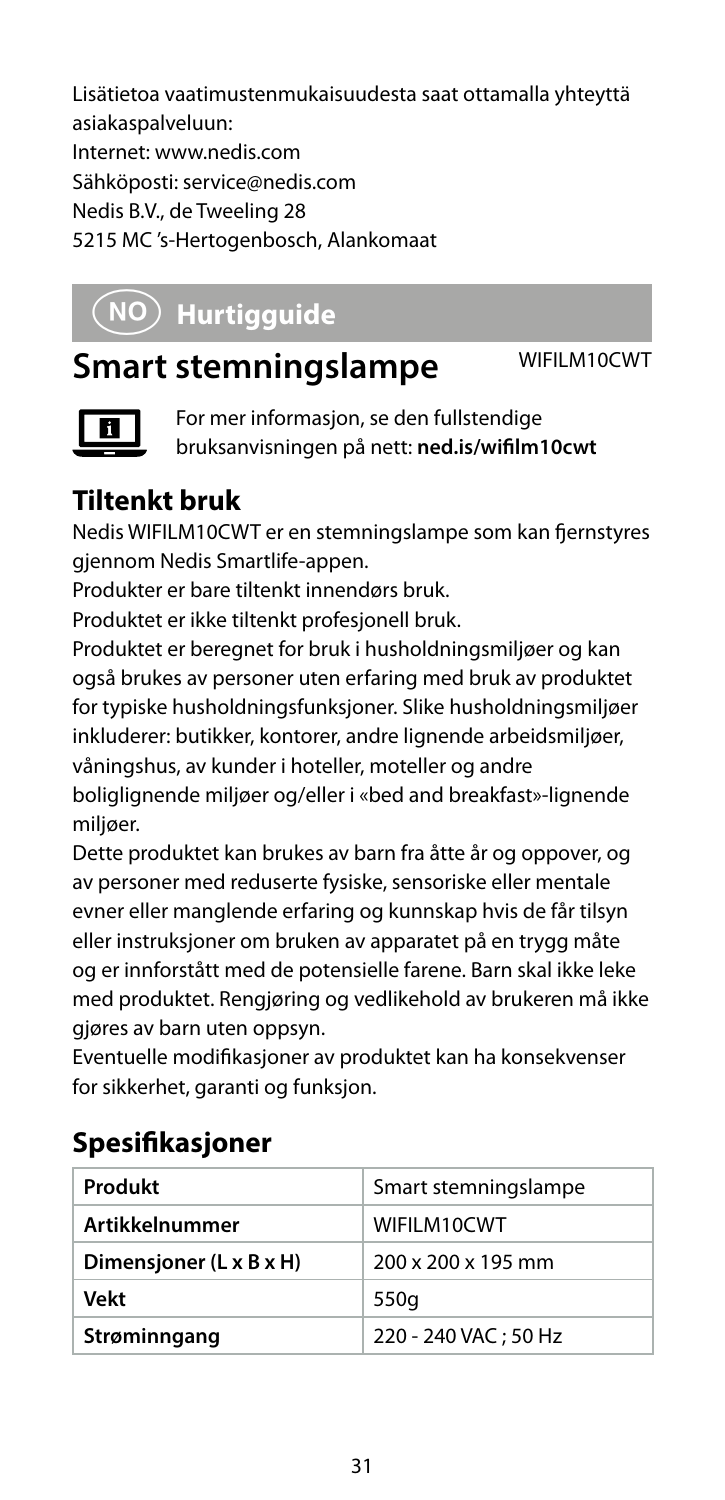Lisätietoa vaatimustenmukaisuudesta saat ottamalla yhteyttä asiakaspalveluun:
Internet: www.nedis.com
Sähköposti: service@nedis.com
Nedis B.V., de Tweeling 28
5215 MC 's-Hertogenbosch, Alankomaat

# NO Hurtigguide

## Smart stemningslampe

WIFILM10CWT

For mer informasjon, se den fullstendige bruksanvisningen på nett: **ned.is/wifilm10cwt**

### Tiltenkt bruk

Nedis WIFILM10CWT er en stemningslampe som kan fjernstyres gjennom Nedis Smartlife-appen.

Produkter er bare tiltenkt innendørs bruk.

Produktet er ikke tiltenkt profesjonell bruk.

Produktet er beregnet for bruk i husholdningsmiljøer og kan også brukes av personer uten erfaring med bruk av produktet for typiske husholdningsfunksjoner. Slike husholdningsmiljøer inkluderer: butikker, kontorer, andre lignende arbeidsmiljøer, våningshus, av kunder i hoteller, moteller og andre boliglignende miljøer og/eller i «bed and breakfast»-lignende miljøer.

Dette produktet kan brukes av barn fra åtte år og oppover, og av personer med reduserte fysiske, sensoriske eller mentale evner eller manglende erfaring og kunnskap hvis de får tilsyn eller instruksjoner om bruken av apparatet på en trygg måte og er innforstått med de potensielle farene. Barn skal ikke leke med produktet. Rengjøring og vedlikehold av brukeren må ikke gjøres av barn uten oppsyn.

Eventuelle modifikasjoner av produktet kan ha konsekvenser for sikkerhet, garanti og funksjon.

### Spesifikasjoner

| Produkt | Smart stemningslampe |
|---|---|
| **Artikkelnummer** | WIFILM10CWT |
| **Dimensjoner (L x B x H)** | 200 x 200 x 195 mm |
| **Vekt** | 550g |
| **Strøminngang** | 220 - 240 VAC ; 50 Hz |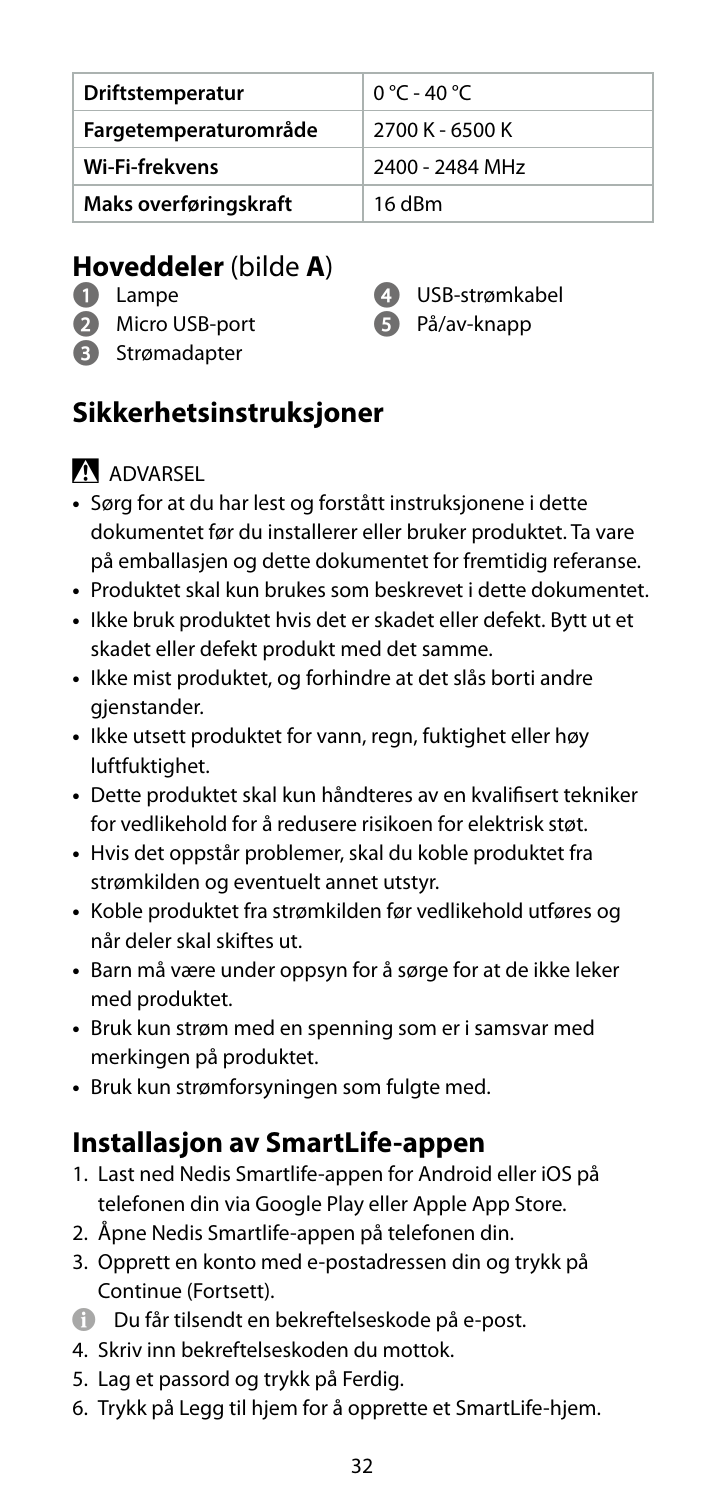| Driftstemperatur | 0 °C - 40 °C |
| --- | --- |
| Fargetemperaturområde | 2700 K - 6500 K |
| Wi-Fi-frekvens | 2400 - 2484 MHz |
| Maks overføringskraft | 16 dBm |

## Hoveddeler (bilde A)

1. Lampe
2. Micro USB-port
3. Strømadapter
4. USB-strømkabel
5. På/av-knapp

## Sikkerhetsinstruksjoner

⚠ ADVARSEL

- Sørg for at du har lest og forstått instruksjonene i dette dokumentet før du installerer eller bruker produktet. Ta vare på emballasjen og dette dokumentet for fremtidig referanse.
- Produktet skal kun brukes som beskrevet i dette dokumentet.
- Ikke bruk produktet hvis det er skadet eller defekt. Bytt ut et skadet eller defekt produkt med det samme.
- Ikke mist produktet, og forhindre at det slås borti andre gjenstander.
- Ikke utsett produktet for vann, regn, fuktighet eller høy luftfuktighet.
- Dette produktet skal kun håndteres av en kvalifisert tekniker for vedlikehold for å redusere risikoen for elektrisk støt.
- Hvis det oppstår problemer, skal du koble produktet fra strømkilden og eventuelt annet utstyr.
- Koble produktet fra strømkilden før vedlikehold utføres og når deler skal skiftes ut.
- Barn må være under oppsyn for å sørge for at de ikke leker med produktet.
- Bruk kun strøm med en spenning som er i samsvar med merkingen på produktet.
- Bruk kun strømforsyningen som fulgte med.

## Installasjon av SmartLife-appen

1. Last ned Nedis Smartlife-appen for Android eller iOS på telefonen din via Google Play eller Apple App Store.
2. Åpne Nedis Smartlife-appen på telefonen din.
3. Opprett en konto med e-postadressen din og trykk på Continue (Fortsett).

   ℹ Du får tilsendt en bekreftelseskode på e-post.

4. Skriv inn bekreftelseskoden du mottok.
5. Lag et passord og trykk på Ferdig.
6. Trykk på Legg til hjem for å opprette et SmartLife-hjem.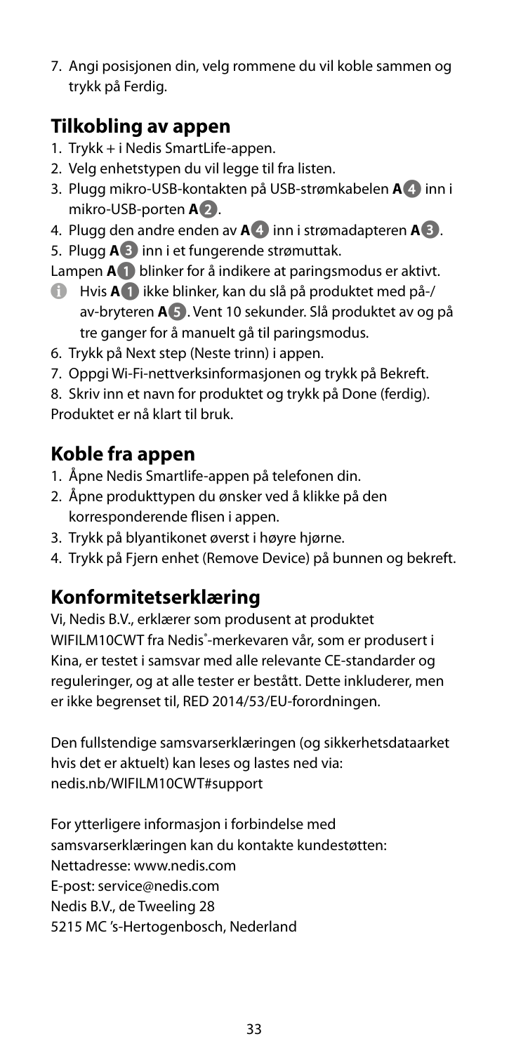7. Angi posisjonen din, velg rommene du vil koble sammen og trykk på Ferdig.

## Tilkobling av appen

1. Trykk + i Nedis SmartLife-appen.
2. Velg enhetstypen du vil legge til fra listen.
3. Plugg mikro-USB-kontakten på USB-strømkabelen **A** 4 inn i mikro-USB-porten **A** 2.
4. Plugg den andre enden av **A** 4 inn i strømadapteren **A** 3.
5. Plugg **A** 3 inn i et fungerende strømuttak.

Lampen **A** 1 blinker for å indikere at paringsmodus er aktivt.

ℹ Hvis **A** 1 ikke blinker, kan du slå på produktet med på-/av-bryteren **A** 5. Vent 10 sekunder. Slå produktet av og på tre ganger for å manuelt gå til paringsmodus.

6. Trykk på Next step (Neste trinn) i appen.
7. Oppgi Wi-Fi-nettverksinformasjonen og trykk på Bekreft.
8. Skriv inn et navn for produktet og trykk på Done (ferdig).

Produktet er nå klart til bruk.

## Koble fra appen

1. Åpne Nedis Smartlife-appen på telefonen din.
2. Åpne produkttypen du ønsker ved å klikke på den korresponderende flisen i appen.
3. Trykk på blyantikonet øverst i høyre hjørne.
4. Trykk på Fjern enhet (Remove Device) på bunnen og bekreft.

## Konformitetserklæring

Vi, Nedis B.V., erklærer som produsent at produktet WIFILM10CWT fra Nedis®-merkevaren vår, som er produsert i Kina, er testet i samsvar med alle relevante CE-standarder og reguleringer, og at alle tester er bestått. Dette inkluderer, men er ikke begrenset til, RED 2014/53/EU-forordningen.

Den fullstendige samsvarserklæringen (og sikkerhetsdataarket hvis det er aktuelt) kan leses og lastes ned via:
nedis.nb/WIFILM10CWT#support

For ytterligere informasjon i forbindelse med samsvarserklæringen kan du kontakte kundestøtten:
Nettadresse: www.nedis.com
E-post: service@nedis.com
Nedis B.V., de Tweeling 28
5215 MC 's-Hertogenbosch, Nederland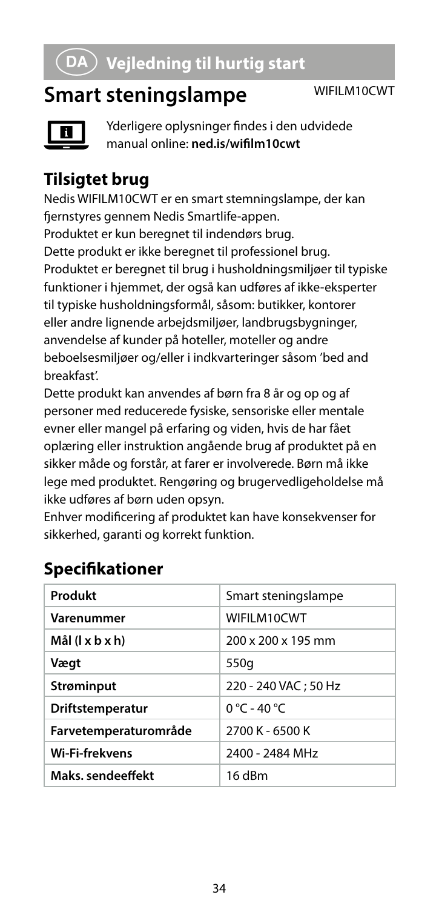# DA Vejledning til hurtig start

## Smart steningslampe

WIFILM10CWT

Yderligere oplysninger findes i den udvidede manual online: **ned.is/wifilm10cwt**

## Tilsigtet brug

Nedis WIFILM10CWT er en smart stemningslampe, der kan fjernstyres gennem Nedis Smartlife-appen.

Produktet er kun beregnet til indendørs brug.

Dette produkt er ikke beregnet til professionel brug.

Produktet er beregnet til brug i husholdningsmiljøer til typiske funktioner i hjemmet, der også kan udføres af ikke-eksperter til typiske husholdningsformål, såsom: butikker, kontorer eller andre lignende arbejdsmiljøer, landbrugsbygninger, anvendelse af kunder på hoteller, moteller og andre beboelsesmiljøer og/eller i indkvarteringer såsom 'bed and breakfast'.

Dette produkt kan anvendes af børn fra 8 år og op og af personer med reducerede fysiske, sensoriske eller mentale evner eller mangel på erfaring og viden, hvis de har fået oplæring eller instruktion angående brug af produktet på en sikker måde og forstår, at farer er involverede. Børn må ikke lege med produktet. Rengøring og brugervedligeholdelse må ikke udføres af børn uden opsyn.

Enhver modificering af produktet kan have konsekvenser for sikkerhed, garanti og korrekt funktion.

## Specifikationer

| Produkt | Smart steningslampe |
|---|---|
| **Varenummer** | WIFILM10CWT |
| **Mål (l x b x h)** | 200 x 200 x 195 mm |
| **Vægt** | 550g |
| **Strøminput** | 220 - 240 VAC ; 50 Hz |
| **Driftstemperatur** | 0 °C - 40 °C |
| **Farvetemperaturområde** | 2700 K - 6500 K |
| **Wi-Fi-frekvens** | 2400 - 2484 MHz |
| **Maks. sendeeffekt** | 16 dBm |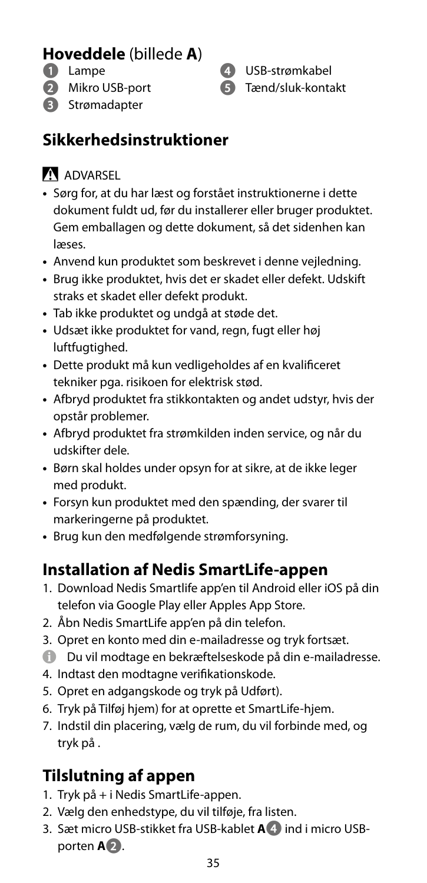## **Hoveddele** (billede **A**)

1. Lampe
2. Mikro USB-port
3. Strømadapter
4. USB-strømkabel
5. Tænd/sluk-kontakt

## Sikkerhedsinstruktioner

⚠ ADVARSEL

- Sørg for, at du har læst og forstået instruktionerne i dette dokument fuldt ud, før du installerer eller bruger produktet. Gem emballagen og dette dokument, så det sidenhen kan læses.
- Anvend kun produktet som beskrevet i denne vejledning.
- Brug ikke produktet, hvis det er skadet eller defekt. Udskift straks et skadet eller defekt produkt.
- Tab ikke produktet og undgå at støde det.
- Udsæt ikke produktet for vand, regn, fugt eller høj luftfugtighed.
- Dette produkt må kun vedligeholdes af en kvalificeret tekniker pga. risikoen for elektrisk stød.
- Afbryd produktet fra stikkontakten og andet udstyr, hvis der opstår problemer.
- Afbryd produktet fra strømkilden inden service, og når du udskifter dele.
- Børn skal holdes under opsyn for at sikre, at de ikke leger med produkt.
- Forsyn kun produktet med den spænding, der svarer til markeringerne på produktet.
- Brug kun den medfølgende strømforsyning.

## Installation af Nedis SmartLife-appen

1. Download Nedis Smartlife app'en til Android eller iOS på din telefon via Google Play eller Apples App Store.
2. Åbn Nedis SmartLife app'en på din telefon.
3. Opret en konto med din e-mailadresse og tryk fortsæt.

   ℹ Du vil modtage en bekræftelseskode på din e-mailadresse.
4. Indtast den modtagne verifikationskode.
5. Opret en adgangskode og tryk på Udført).
6. Tryk på Tilføj hjem) for at oprette et SmartLife-hjem.
7. Indstil din placering, vælg de rum, du vil forbinde med, og tryk på .

## Tilslutning af appen

1. Tryk på + i Nedis SmartLife-appen.
2. Vælg den enhedstype, du vil tilføje, fra listen.
3. Sæt micro USB-stikket fra USB-kablet **A**4 ind i micro USB-porten **A**2.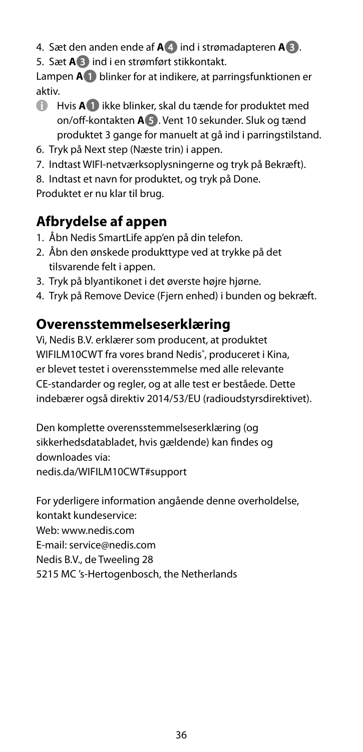4. Sæt den anden ende af **A** 4 ind i strømadapteren **A** 3.
5. Sæt **A** 3 ind i en strømført stikkontakt.

Lampen **A** 1 blinker for at indikere, at parringsfunktionen er aktiv.

ⓘ Hvis **A** 1 ikke blinker, skal du tænde for produktet med on/off-kontakten **A** 5. Vent 10 sekunder. Sluk og tænd produktet 3 gange for manuelt at gå ind i parringstilstand.

6. Tryk på Next step (Næste trin) i appen.
7. Indtast WIFI-netværksoplysningerne og tryk på Bekræft).
8. Indtast et navn for produktet, og tryk på Done.

Produktet er nu klar til brug.

## Afbrydelse af appen

1. Åbn Nedis SmartLife app'en på din telefon.
2. Åbn den ønskede produkttype ved at trykke på det tilsvarende felt i appen.
3. Tryk på blyantikonet i det øverste højre hjørne.
4. Tryk på Remove Device (Fjern enhed) i bunden og bekræft.

## Overensstemmelseserklæring

Vi, Nedis B.V. erklærer som producent, at produktet WIFILM10CWT fra vores brand Nedis®, produceret i Kina, er blevet testet i overensstemmelse med alle relevante CE-standarder og regler, og at alle test er beståede. Dette indebærer også direktiv 2014/53/EU (radioudstyrsdirektivet).

Den komplette overensstemmelseserklæring (og sikkerhedsdatabladet, hvis gældende) kan findes og downloades via:
nedis.da/WIFILM10CWT#support

For yderligere information angående denne overholdelse, kontakt kundeservice:
Web: www.nedis.com
E-mail: service@nedis.com
Nedis B.V., de Tweeling 28
5215 MC 's-Hertogenbosch, the Netherlands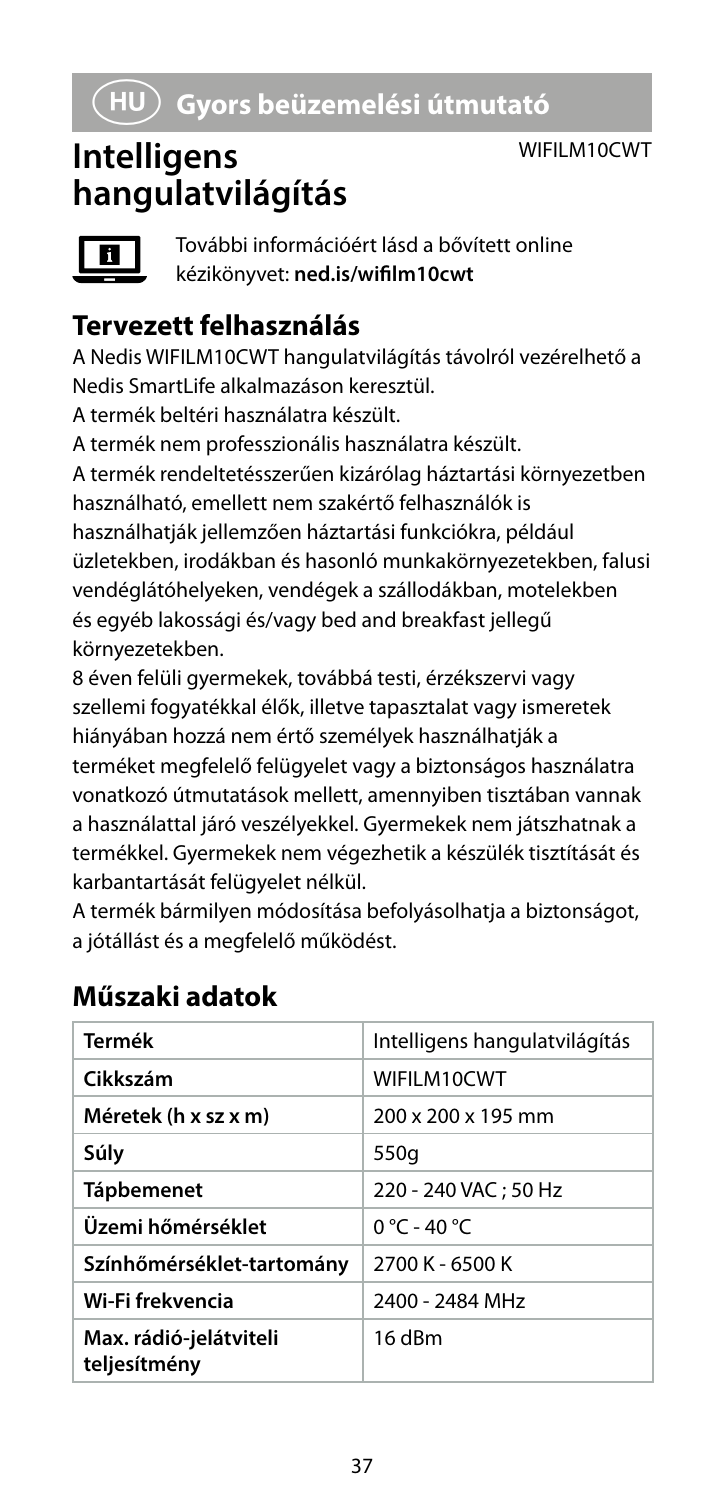# HU Gyors beüzemelési útmutató

## Intelligens hangulatvilágítás

WIFILM10CWT

További információért lásd a bővített online kézikönyvet: **ned.is/wifilm10cwt**

### Tervezett felhasználás

A Nedis WIFILM10CWT hangulatvilágítás távolról vezérelhető a Nedis SmartLife alkalmazáson keresztül.

A termék beltéri használatra készült.

A termék nem professzionális használatra készült.

A termék rendeltetésszerűen kizárólag háztartási környezetben használható, emellett nem szakértő felhasználók is használhatják jellemzően háztartási funkciókra, például üzletekben, irodákban és hasonló munkakörnyezetekben, falusi vendéglátóhelyeken, vendégek a szállodákban, motelekben és egyéb lakossági és/vagy bed and breakfast jellegű környezetekben.

8 éven felüli gyermekek, továbbá testi, érzékszervi vagy szellemi fogyatékkal élők, illetve tapasztalat vagy ismeretek hiányában hozzá nem értő személyek használhatják a terméket megfelelő felügyelet vagy a biztonságos használatra vonatkozó útmutatások mellett, amennyiben tisztában vannak a használattal járó veszélyekkel. Gyermekek nem játszhatnak a termékkel. Gyermekek nem végezhetik a készülék tisztítását és karbantartását felügyelet nélkül.

A termék bármilyen módosítása befolyásolhatja a biztonságot, a jótállást és a megfelelő működést.

### Műszaki adatok

| Termék | Intelligens hangulatvilágítás |
|---|---|
| **Cikkszám** | WIFILM10CWT |
| **Méretek (h x sz x m)** | 200 x 200 x 195 mm |
| **Súly** | 550g |
| **Tápbemenet** | 220 - 240 VAC ; 50 Hz |
| **Üzemi hőmérséklet** | 0 °C - 40 °C |
| **Színhőmérséklet-tartomány** | 2700 K - 6500 K |
| **Wi-Fi frekvencia** | 2400 - 2484 MHz |
| **Max. rádió-jelátviteli teljesítmény** | 16 dBm |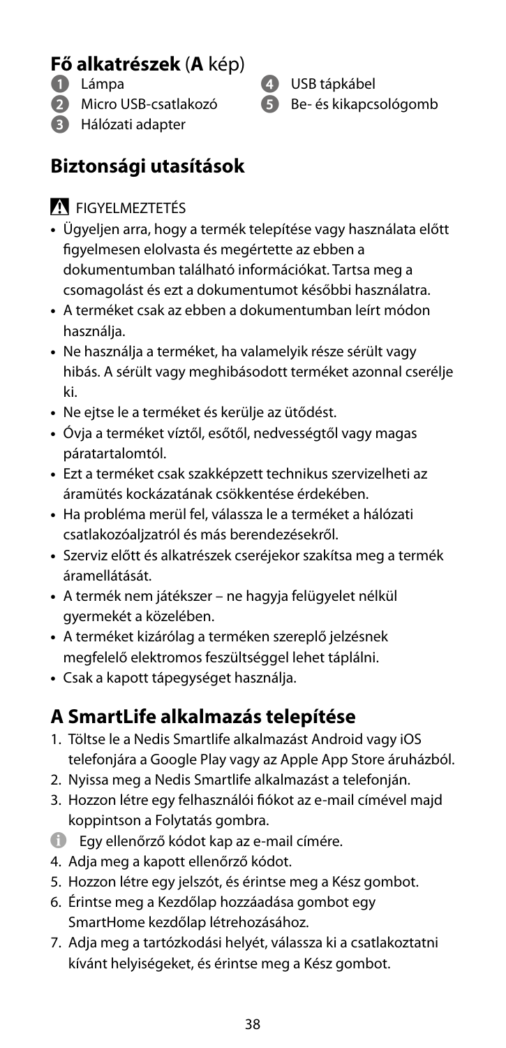## Fő alkatrészek (**A** kép)

1. Lámpa
2. Micro USB-csatlakozó
3. Hálózati adapter
4. USB tápkábel
5. Be- és kikapcsológomb

## Biztonsági utasítások

⚠ FIGYELMEZTETÉS

- Ügyeljen arra, hogy a termék telepítése vagy használata előtt figyelmesen elolvasta és megértette az ebben a dokumentumban található információkat. Tartsa meg a csomagolást és ezt a dokumentumot későbbi használatra.
- A terméket csak az ebben a dokumentumban leírt módon használja.
- Ne használja a terméket, ha valamelyik része sérült vagy hibás. A sérült vagy meghibásodott terméket azonnal cserélje ki.
- Ne ejtse le a terméket és kerülje az ütődést.
- Óvja a terméket víztől, esőtől, nedvességtől vagy magas páratartalomtól.
- Ezt a terméket csak szakképzett technikus szervizelheti az áramütés kockázatának csökkentése érdekében.
- Ha probléma merül fel, válassza le a terméket a hálózati csatlakozóaljzatról és más berendezésekről.
- Szerviz előtt és alkatrészek cseréjekor szakítsa meg a termék áramellátását.
- A termék nem játékszer – ne hagyja felügyelet nélkül gyermekét a közelében.
- A terméket kizárólag a terméken szereplő jelzésnek megfelelő elektromos feszültséggel lehet táplálni.
- Csak a kapott tápegységet használja.

## A SmartLife alkalmazás telepítése

1. Töltse le a Nedis Smartlife alkalmazást Android vagy iOS telefonjára a Google Play vagy az Apple App Store áruházból.
2. Nyissa meg a Nedis Smartlife alkalmazást a telefonján.
3. Hozzon létre egy felhasználói fiókot az e-mail címével majd koppintson a Folytatás gombra.

   ℹ Egy ellenőrző kódot kap az e-mail címére.
4. Adja meg a kapott ellenőrző kódot.
5. Hozzon létre egy jelszót, és érintse meg a Kész gombot.
6. Érintse meg a Kezdőlap hozzáadása gombot egy SmartHome kezdőlap létrehozásához.
7. Adja meg a tartózkodási helyét, válassza ki a csatlakoztatni kívánt helyiségeket, és érintse meg a Kész gombot.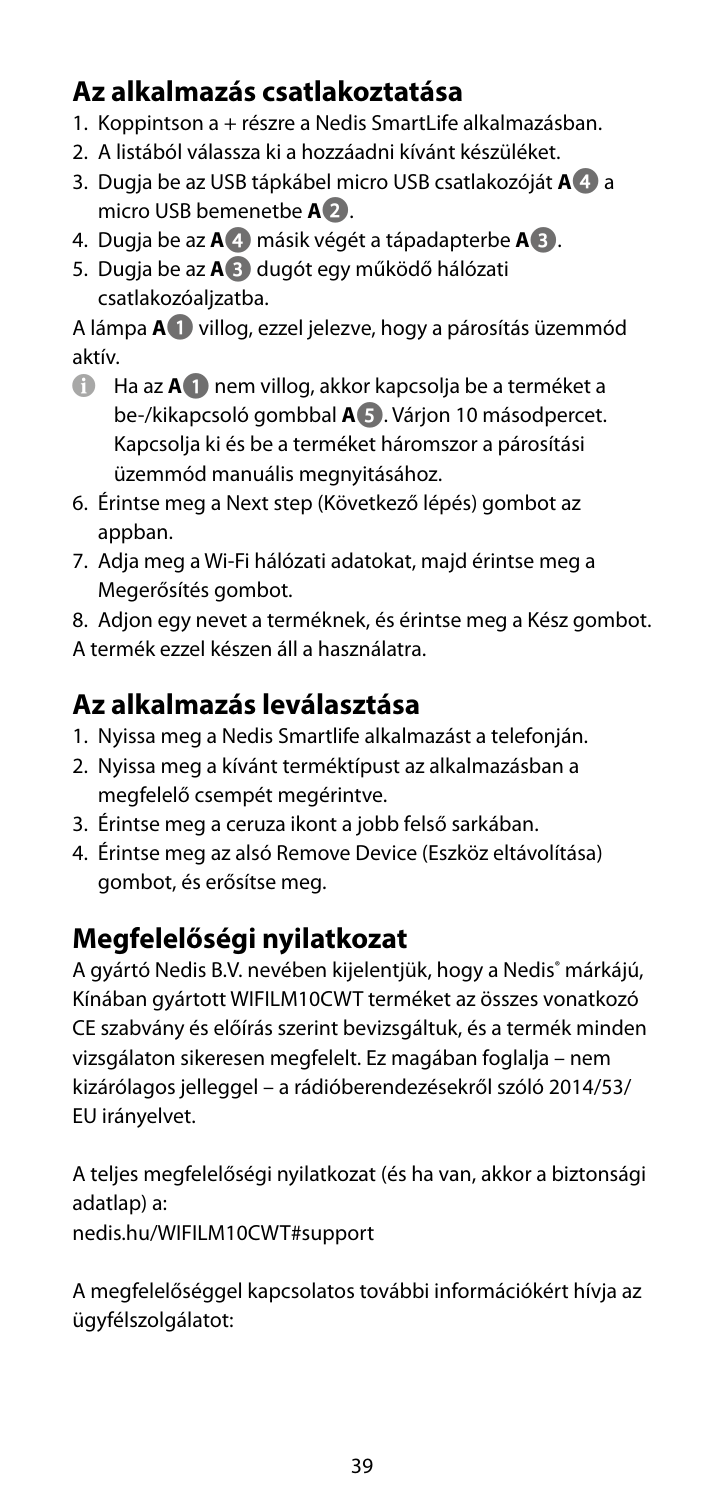## Az alkalmazás csatlakoztatása

1. Koppintson a + részre a Nedis SmartLife alkalmazásban.
2. A listából válassza ki a hozzáadni kívánt készüléket.
3. Dugja be az USB tápkábel micro USB csatlakozóját **A**4 a micro USB bemenetbe **A**2.
4. Dugja be az **A**4 másik végét a tápadapterbe **A**3.
5. Dugja be az **A**3 dugót egy működő hálózati csatlakozóaljzatba.

A lámpa **A**1 villog, ezzel jelezve, hogy a párosítás üzemmód aktív.

- Ha az **A**1 nem villog, akkor kapcsolja be a terméket a be-/kikapcsoló gombbal **A**5. Várjon 10 másodpercet. Kapcsolja ki és be a terméket háromszor a párosítási üzemmód manuális megnyitásához.

6. Érintse meg a Next step (Következő lépés) gombot az appban.
7. Adja meg a Wi-Fi hálózati adatokat, majd érintse meg a Megerősítés gombot.
8. Adjon egy nevet a terméknek, és érintse meg a Kész gombot.

A termék ezzel készen áll a használatra.

## Az alkalmazás leválasztása

1. Nyissa meg a Nedis Smartlife alkalmazást a telefonján.
2. Nyissa meg a kívánt terméktípust az alkalmazásban a megfelelő csempét megérintve.
3. Érintse meg a ceruza ikont a jobb felső sarkában.
4. Érintse meg az alsó Remove Device (Eszköz eltávolítása) gombot, és erősítse meg.

## Megfelelőségi nyilatkozat

A gyártó Nedis B.V. nevében kijelentjük, hogy a Nedis® márkájú, Kínában gyártott WIFILM10CWT terméket az összes vonatkozó CE szabvány és előírás szerint bevizsgáltuk, és a termék minden vizsgálaton sikeresen megfelelt. Ez magában foglalja – nem kizárólagos jelleggel – a rádióberendezésekről szóló 2014/53/EU irányelvet.

A teljes megfelelőségi nyilatkozat (és ha van, akkor a biztonsági adatlap) a:
nedis.hu/WIFILM10CWT#support

A megfelelőséggel kapcsolatos további információkért hívja az ügyfélszolgálatot: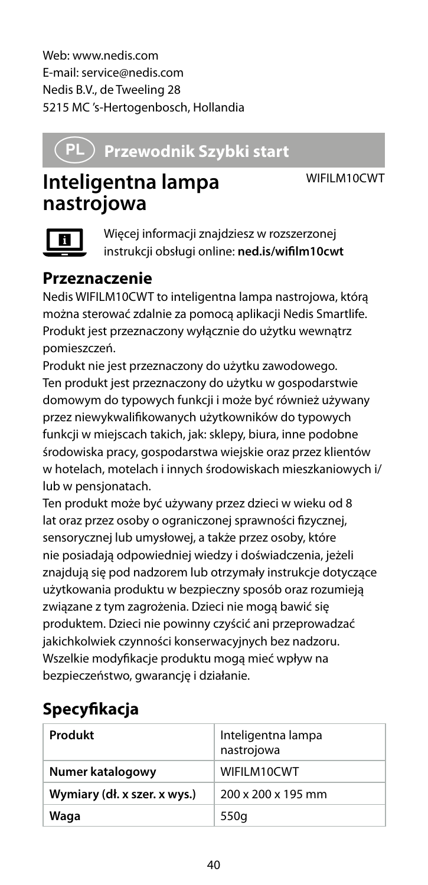Web: www.nedis.com
E-mail: service@nedis.com
Nedis B.V., de Tweeling 28
5215 MC 's-Hertogenbosch, Hollandia

## PL Przewodnik Szybki start

# Inteligentna lampa nastrojowa

WIFILM10CWT

Więcej informacji znajdziesz w rozszerzonej instrukcji obsługi online: **ned.is/wifilm10cwt**

## Przeznaczenie

Nedis WIFILM10CWT to inteligentna lampa nastrojowa, którą można sterować zdalnie za pomocą aplikacji Nedis Smartlife.
Produkt jest przeznaczony wyłącznie do użytku wewnątrz pomieszczeń.

Produkt nie jest przeznaczony do użytku zawodowego.
Ten produkt jest przeznaczony do użytku w gospodarstwie domowym do typowych funkcji i może być również używany przez niewykwalifikowanych użytkowników do typowych funkcji w miejscach takich, jak: sklepy, biura, inne podobne środowiska pracy, gospodarstwa wiejskie oraz przez klientów w hotelach, motelach i innych środowiskach mieszkaniowych i/lub w pensjonatach.

Ten produkt może być używany przez dzieci w wieku od 8 lat oraz przez osoby o ograniczonej sprawności fizycznej, sensorycznej lub umysłowej, a także przez osoby, które nie posiadają odpowiedniej wiedzy i doświadczenia, jeżeli znajdują się pod nadzorem lub otrzymały instrukcje dotyczące użytkowania produktu w bezpieczny sposób oraz rozumieją związane z tym zagrożenia. Dzieci nie mogą bawić się produktem. Dzieci nie powinny czyścić ani przeprowadzać jakichkolwiek czynności konserwacyjnych bez nadzoru.
Wszelkie modyfikacje produktu mogą mieć wpływ na bezpieczeństwo, gwarancję i działanie.

## Specyfikacja

| Produkt | Inteligentna lampa nastrojowa |
|---|---|
| **Numer katalogowy** | WIFILM10CWT |
| **Wymiary (dł. x szer. x wys.)** | 200 x 200 x 195 mm |
| **Waga** | 550g |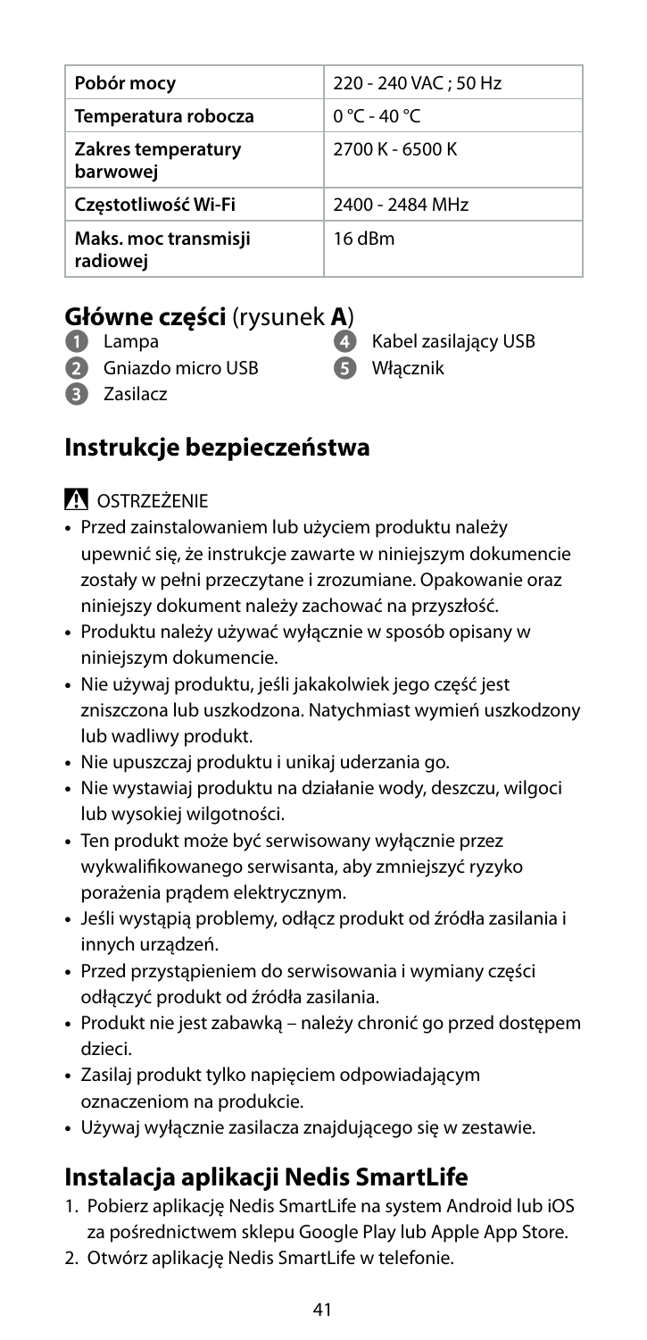| Pobór mocy | 220 - 240 VAC ; 50 Hz |
| --- | --- |
| Temperatura robocza | 0 °C - 40 °C |
| Zakres temperatury barwowej | 2700 K - 6500 K |
| Częstotliwość Wi-Fi | 2400 - 2484 MHz |
| Maks. moc transmisji radiowej | 16 dBm |

## Główne części (rysunek A)

1. Lampa
2. Gniazdo micro USB
3. Zasilacz
4. Kabel zasilający USB
5. Włącznik

## Instrukcje bezpieczeństwa

⚠ OSTRZEŻENIE

- Przed zainstalowaniem lub użyciem produktu należy upewnić się, że instrukcje zawarte w niniejszym dokumencie zostały w pełni przeczytane i zrozumiane. Opakowanie oraz niniejszy dokument należy zachować na przyszłość.
- Produktu należy używać wyłącznie w sposób opisany w niniejszym dokumencie.
- Nie używaj produktu, jeśli jakakolwiek jego część jest zniszczona lub uszkodzona. Natychmiast wymień uszkodzony lub wadliwy produkt.
- Nie upuszczaj produktu i unikaj uderzania go.
- Nie wystawiaj produktu na działanie wody, deszczu, wilgoci lub wysokiej wilgotności.
- Ten produkt może być serwisowany wyłącznie przez wykwalifikowanego serwisanta, aby zmniejszyć ryzyko porażenia prądem elektrycznym.
- Jeśli wystąpią problemy, odłącz produkt od źródła zasilania i innych urządzeń.
- Przed przystąpieniem do serwisowania i wymiany części odłączyć produkt od źródła zasilania.
- Produkt nie jest zabawką – należy chronić go przed dostępem dzieci.
- Zasilaj produkt tylko napięciem odpowiadającym oznaczeniom na produkcie.
- Używaj wyłącznie zasilacza znajdującego się w zestawie.

## Instalacja aplikacji Nedis SmartLife

1. Pobierz aplikację Nedis SmartLife na system Android lub iOS za pośrednictwem sklepu Google Play lub Apple App Store.
2. Otwórz aplikację Nedis SmartLife w telefonie.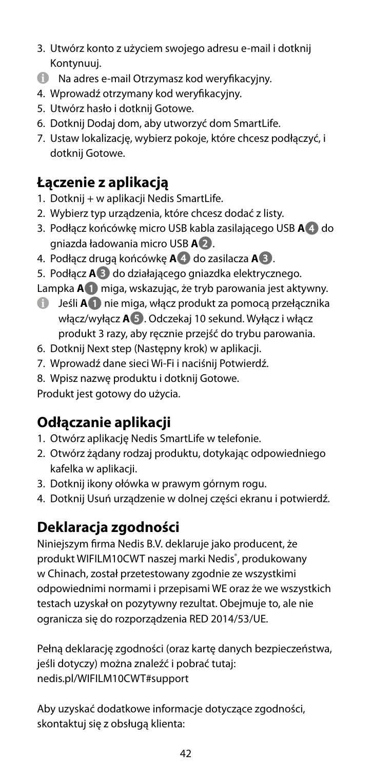3. Utwórz konto z użyciem swojego adresu e-mail i dotknij Kontynuuj.

ⓘ Na adres e-mail Otrzymasz kod weryfikacyjny.

4. Wprowadź otrzymany kod weryfikacyjny.
5. Utwórz hasło i dotknij Gotowe.
6. Dotknij Dodaj dom, aby utworzyć dom SmartLife.
7. Ustaw lokalizację, wybierz pokoje, które chcesz podłączyć, i dotknij Gotowe.

## Łączenie z aplikacją

1. Dotknij + w aplikacji Nedis SmartLife.
2. Wybierz typ urządzenia, które chcesz dodać z listy.
3. Podłącz końcówkę micro USB kabla zasilającego USB **A**4 do gniazda ładowania micro USB **A**2.
4. Podłącz drugą końcówkę **A**4 do zasilacza **A**3.
5. Podłącz **A**3 do działającego gniazdka elektrycznego.

Lampka **A**1 miga, wskazując, że tryb parowania jest aktywny.

ⓘ Jeśli **A**1 nie miga, włącz produkt za pomocą przełącznika włącz/wyłącz **A**5. Odczekaj 10 sekund. Wyłącz i włącz produkt 3 razy, aby ręcznie przejść do trybu parowania.

6. Dotknij Next step (Następny krok) w aplikacji.
7. Wprowadź dane sieci Wi-Fi i naciśnij Potwierdź.
8. Wpisz nazwę produktu i dotknij Gotowe.

Produkt jest gotowy do użycia.

## Odłączanie aplikacji

1. Otwórz aplikację Nedis SmartLife w telefonie.
2. Otwórz żądany rodzaj produktu, dotykając odpowiedniego kafelka w aplikacji.
3. Dotknij ikony ołówka w prawym górnym rogu.
4. Dotknij Usuń urządzenie w dolnej części ekranu i potwierdź.

## Deklaracja zgodności

Niniejszym firma Nedis B.V. deklaruje jako producent, że produkt WIFILM10CWT naszej marki Nedis®, produkowany w Chinach, został przetestowany zgodnie ze wszystkimi odpowiednimi normami i przepisami WE oraz że we wszystkich testach uzyskał on pozytywny rezultat. Obejmuje to, ale nie ogranicza się do rozporządzenia RED 2014/53/UE.

Pełną deklarację zgodności (oraz kartę danych bezpieczeństwa, jeśli dotyczy) można znaleźć i pobrać tutaj: nedis.pl/WIFILM10CWT#support

Aby uzyskać dodatkowe informacje dotyczące zgodności, skontaktuj się z obsługą klienta: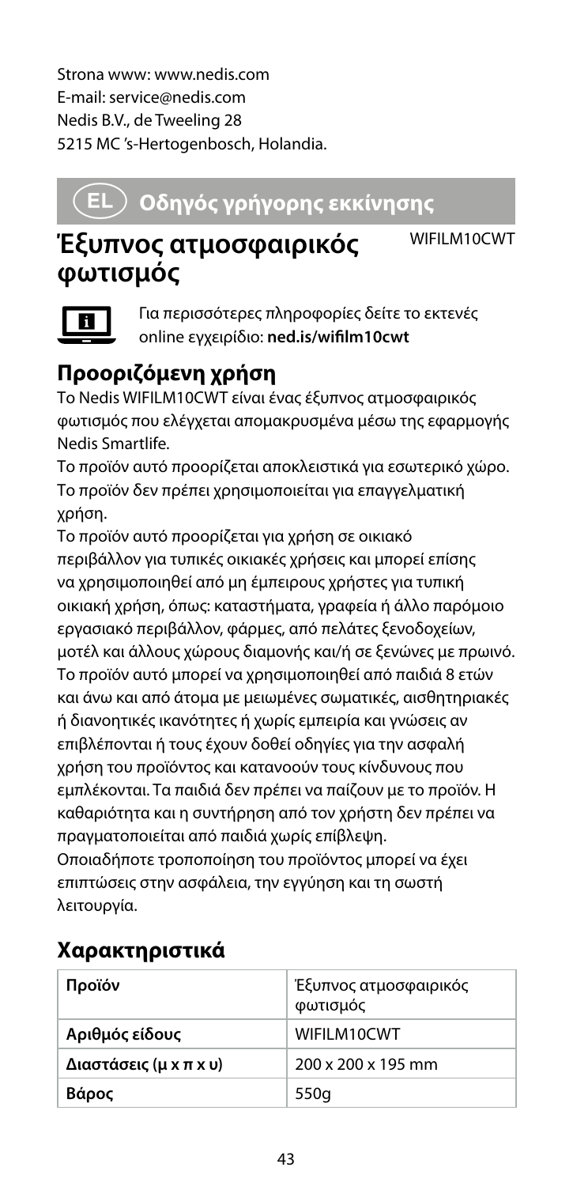Strona www: www.nedis.com
E-mail: service@nedis.com
Nedis B.V., de Tweeling 28
5215 MC 's-Hertogenbosch, Holandia.

## EL Οδηγός γρήγορης εκκίνησης

# Έξυπνος ατμοσφαιρικός φωτισμός

WIFILM10CWT

Για περισσότερες πληροφορίες δείτε το εκτενές online εγχειρίδιο: **ned.is/wifilm10cwt**

## Προοριζόμενη χρήση

Το Nedis WIFILM10CWT είναι ένας έξυπνος ατμοσφαιρικός φωτισμός που ελέγχεται απομακρυσμένα μέσω της εφαρμογής Nedis Smartlife.

Το προϊόν αυτό προορίζεται αποκλειστικά για εσωτερικό χώρο.

Το προϊόν δεν πρέπει χρησιμοποιείται για επαγγελματική χρήση.

Το προϊόν αυτό προορίζεται για χρήση σε οικιακό περιβάλλον για τυπικές οικιακές χρήσεις και μπορεί επίσης να χρησιμοποιηθεί από μη έμπειρους χρήστες για τυπική οικιακή χρήση, όπως: καταστήματα, γραφεία ή άλλο παρόμοιο εργασιακό περιβάλλον, φάρμες, από πελάτες ξενοδοχείων, μοτέλ και άλλους χώρους διαμονής και/ή σε ξενώνες με πρωινό.

Το προϊόν αυτό μπορεί να χρησιμοποιηθεί από παιδιά 8 ετών και άνω και από άτομα με μειωμένες σωματικές, αισθητηριακές ή διανοητικές ικανότητες ή χωρίς εμπειρία και γνώσεις αν επιβλέπονται ή τους έχουν δοθεί οδηγίες για την ασφαλή χρήση του προϊόντος και κατανοούν τους κίνδυνους που εμπλέκονται. Τα παιδιά δεν πρέπει να παίζουν με το προϊόν. Η καθαριότητα και η συντήρηση από τον χρήστη δεν πρέπει να πραγματοποιείται από παιδιά χωρίς επίβλεψη.

Οποιαδήποτε τροποποίηση του προϊόντος μπορεί να έχει επιπτώσεις στην ασφάλεια, την εγγύηση και τη σωστή λειτουργία.

## Χαρακτηριστικά

| Προϊόν | Έξυπνος ατμοσφαιρικός φωτισμός |
|---|---|
| **Αριθμός είδους** | WIFILM10CWT |
| **Διαστάσεις (μ x π x υ)** | 200 x 200 x 195 mm |
| **Βάρος** | 550g |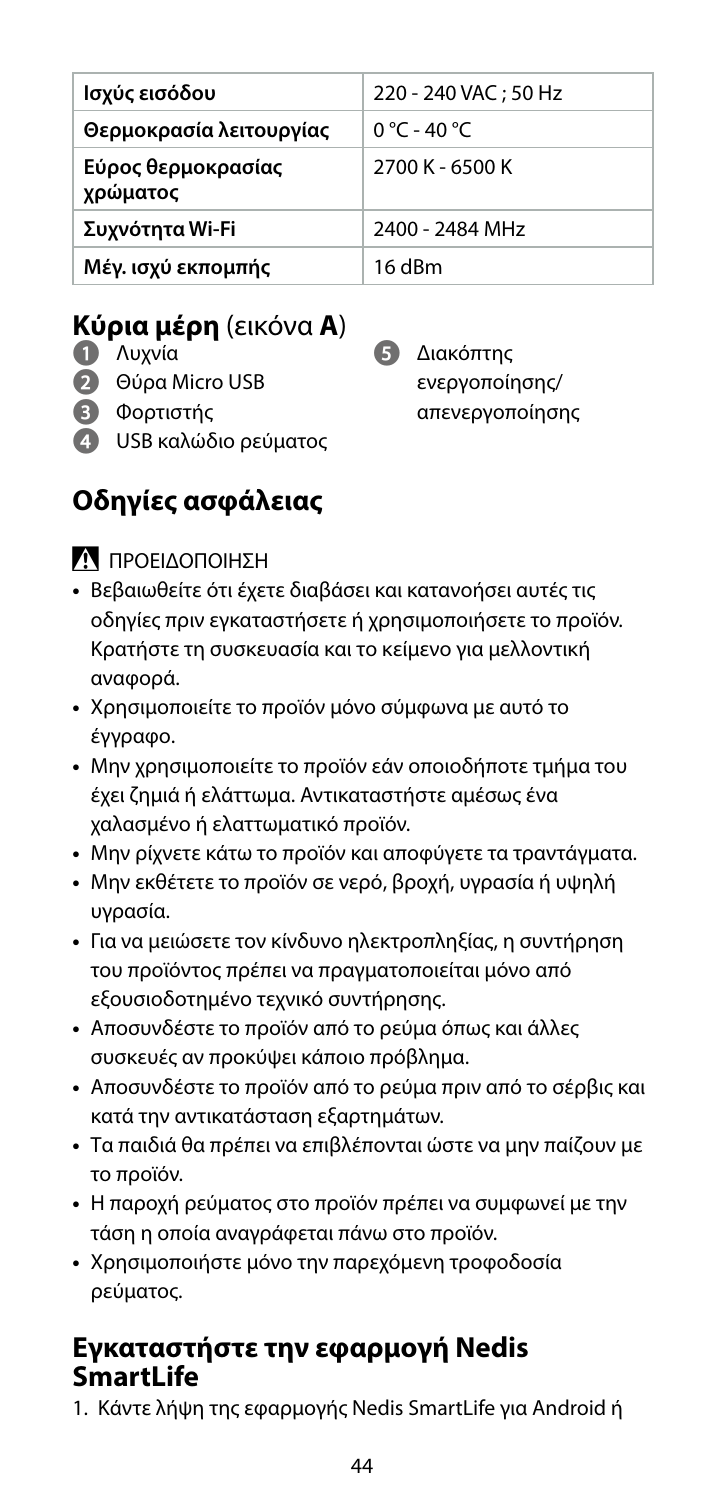| Ισχύς εισόδου | 220 - 240 VAC ; 50 Hz |
|---|---|
| Θερμοκρασία λειτουργίας | 0 °C - 40 °C |
| Εύρος θερμοκρασίας χρώματος | 2700 K - 6500 K |
| Συχνότητα Wi-Fi | 2400 - 2484 MHz |
| Μέγ. ισχύ εκπομπής | 16 dBm |

## **Κύρια μέρη** (εικόνα **A**)

1. Λυχνία
2. Θύρα Micro USB
3. Φορτιστής
4. USB καλώδιο ρεύματος
5. Διακόπτης ενεργοποίησης/απενεργοποίησης

## Οδηγίες ασφάλειας

⚠ ΠΡΟΕΙΔΟΠΟΙΗΣΗ

- Βεβαιωθείτε ότι έχετε διαβάσει και κατανοήσει αυτές τις οδηγίες πριν εγκαταστήσετε ή χρησιμοποιήσετε το προϊόν. Κρατήστε τη συσκευασία και το κείμενο για μελλοντική αναφορά.
- Χρησιμοποιείτε το προϊόν μόνο σύμφωνα με αυτό το έγγραφο.
- Μην χρησιμοποιείτε το προϊόν εάν οποιοδήποτε τμήμα του έχει ζημιά ή ελάττωμα. Αντικαταστήστε αμέσως ένα χαλασμένο ή ελαττωματικό προϊόν.
- Μην ρίχνετε κάτω το προϊόν και αποφύγετε τα τραντάγματα.
- Μην εκθέτετε το προϊόν σε νερό, βροχή, υγρασία ή υψηλή υγρασία.
- Για να μειώσετε τον κίνδυνο ηλεκτροπληξίας, η συντήρηση του προϊόντος πρέπει να πραγματοποιείται μόνο από εξουσιοδοτημένο τεχνικό συντήρησης.
- Αποσυνδέστε το προϊόν από το ρεύμα όπως και άλλες συσκευές αν προκύψει κάποιο πρόβλημα.
- Αποσυνδέστε το προϊόν από το ρεύμα πριν από το σέρβις και κατά την αντικατάσταση εξαρτημάτων.
- Τα παιδιά θα πρέπει να επιβλέπονται ώστε να μην παίζουν με το προϊόν.
- Η παροχή ρεύματος στο προϊόν πρέπει να συμφωνεί με την τάση η οποία αναγράφεται πάνω στο προϊόν.
- Χρησιμοποιήστε μόνο την παρεχόμενη τροφοδοσία ρεύματος.

## Εγκαταστήστε την εφαρμογή Nedis SmartLife

1. Κάντε λήψη της εφαρμογής Nedis SmartLife για Android ή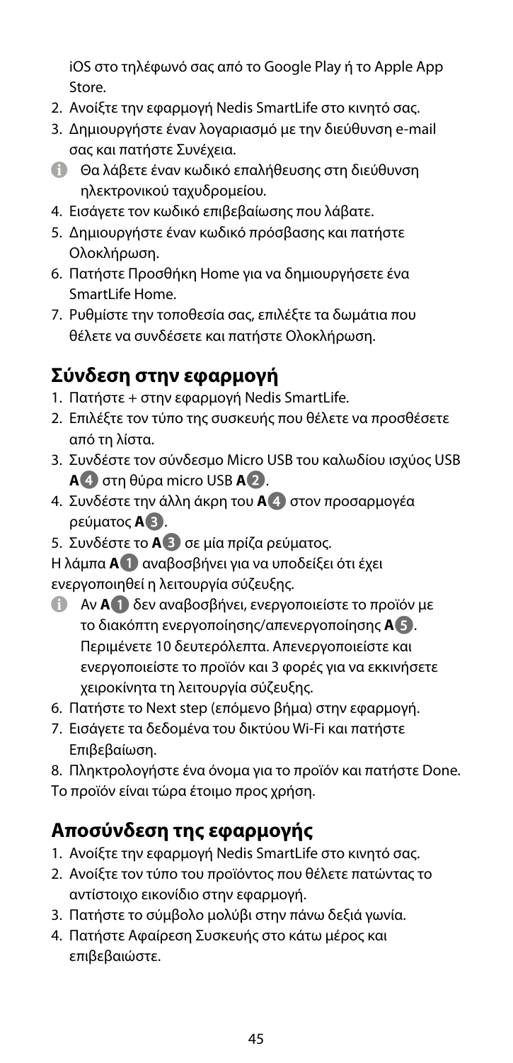iOS στο τηλέφωνό σας από το Google Play ή το Apple App Store.

2. Ανοίξτε την εφαρμογή Nedis SmartLife στο κινητό σας.
3. Δημιουργήστε έναν λογαριασμό με την διεύθυνση e-mail σας και πατήστε Συνέχεια.

   ⓘ Θα λάβετε έναν κωδικό επαλήθευσης στη διεύθυνση ηλεκτρονικού ταχυδρομείου.
4. Εισάγετε τον κωδικό επιβεβαίωσης που λάβατε.
5. Δημιουργήστε έναν κωδικό πρόσβασης και πατήστε Ολοκλήρωση.
6. Πατήστε Προσθήκη Home για να δημιουργήσετε ένα SmartLife Home.
7. Ρυθμίστε την τοποθεσία σας, επιλέξτε τα δωμάτια που θέλετε να συνδέσετε και πατήστε Ολοκλήρωση.

## Σύνδεση στην εφαρμογή

1. Πατήστε + στην εφαρμογή Nedis SmartLife.
2. Επιλέξτε τον τύπο της συσκευής που θέλετε να προσθέσετε από τη λίστα.
3. Συνδέστε τον σύνδεσμο Micro USB του καλωδίου ισχύος USB **A**4 στη θύρα micro USB **A**2.
4. Συνδέστε την άλλη άκρη του **A**4 στον προσαρμογέα ρεύματος **A**3.
5. Συνδέστε το **A**3 σε μία πρίζα ρεύματος.

Η λάμπα **A**1 αναβοσβήνει για να υποδείξει ότι έχει ενεργοποιηθεί η λειτουργία σύζευξης.

ⓘ Αν **A**1 δεν αναβοσβήνει, ενεργοποιείστε το προϊόν με το διακόπτη ενεργοποίησης/απενεργοποίησης **A**5. Περιμένετε 10 δευτερόλεπτα. Απενεργοποιείστε και ενεργοποιείστε το προϊόν και 3 φορές για να εκκινήσετε χειροκίνητα τη λειτουργία σύζευξης.

6. Πατήστε το Next step (επόμενο βήμα) στην εφαρμογή.
7. Εισάγετε τα δεδομένα του δικτύου Wi-Fi και πατήστε Επιβεβαίωση.
8. Πληκτρολογήστε ένα όνομα για το προϊόν και πατήστε Done.

Το προϊόν είναι τώρα έτοιμο προς χρήση.

## Αποσύνδεση της εφαρμογής

1. Ανοίξτε την εφαρμογή Nedis SmartLife στο κινητό σας.
2. Ανοίξτε τον τύπο του προϊόντος που θέλετε πατώντας το αντίστοιχο εικονίδιο στην εφαρμογή.
3. Πατήστε το σύμβολο μολύβι στην πάνω δεξιά γωνία.
4. Πατήστε Αφαίρεση Συσκευής στο κάτω μέρος και επιβεβαιώστε.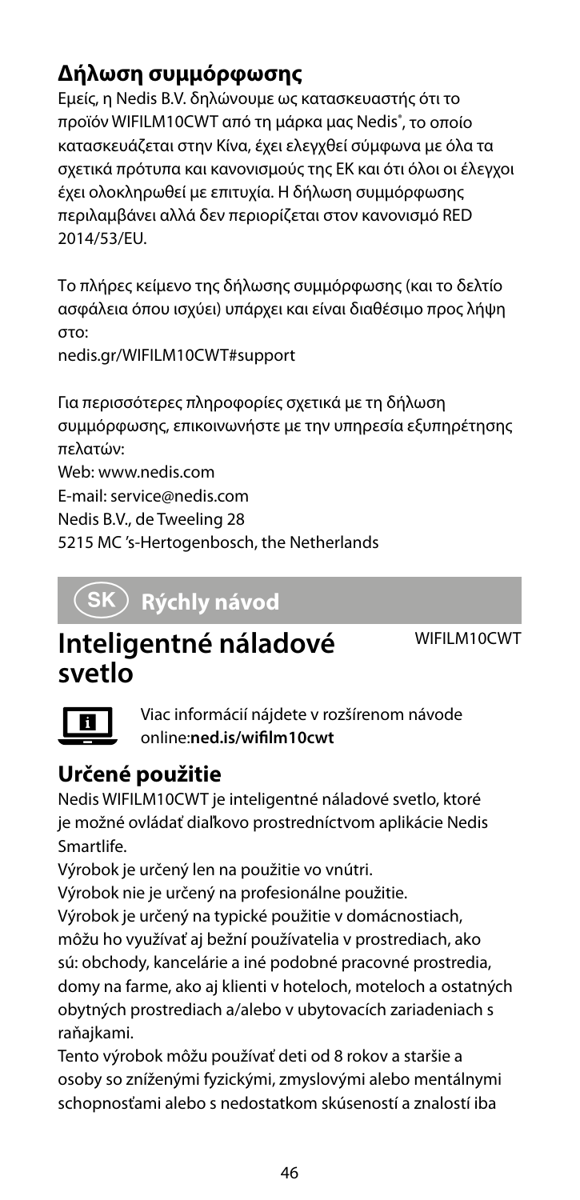## Δήλωση συμμόρφωσης

Εμείς, η Nedis B.V. δηλώνουμε ως κατασκευαστής ότι το προϊόν WIFILM10CWT από τη μάρκα μας Nedis®, το οποίο κατασκευάζεται στην Κίνα, έχει ελεγχθεί σύμφωνα με όλα τα σχετικά πρότυπα και κανονισμούς της ΕΚ και ότι όλοι οι έλεγχοι έχει ολοκληρωθεί με επιτυχία. Η δήλωση συμμόρφωσης περιλαμβάνει αλλά δεν περιορίζεται στον κανονισμό RED 2014/53/EU.

Το πλήρες κείμενο της δήλωσης συμμόρφωσης (και το δελτίο ασφάλεια όπου ισχύει) υπάρχει και είναι διαθέσιμο προς λήψη στο:
nedis.gr/WIFILM10CWT#support

Για περισσότερες πληροφορίες σχετικά με τη δήλωση συμμόρφωσης, επικοινωνήστε με την υπηρεσία εξυπηρέτησης πελατών:
Web: www.nedis.com
E-mail: service@nedis.com
Nedis B.V., de Tweeling 28
5215 MC 's-Hertogenbosch, the Netherlands

# SK Rýchly návod

# Inteligentné náladové svetlo

WIFILM10CWT

Viac informácií nájdete v rozšírenom návode online:**ned.is/wifilm10cwt**

## Určené použitie

Nedis WIFILM10CWT je inteligentné náladové svetlo, ktoré je možné ovládať diaľkovo prostredníctvom aplikácie Nedis Smartlife.

Výrobok je určený len na použitie vo vnútri.

Výrobok nie je určený na profesionálne použitie.

Výrobok je určený na typické použitie v domácnostiach, môžu ho využívať aj bežní používatelia v prostrediach, ako sú: obchody, kancelárie a iné podobné pracovné prostredia, domy na farme, ako aj klienti v hoteloch, moteloch a ostatných obytných prostrediach a/alebo v ubytovacích zariadeniach s raňajkami.

Tento výrobok môžu používať deti od 8 rokov a staršie a osoby so zníženými fyzickými, zmyslovými alebo mentálnymi schopnosťami alebo s nedostatkom skúseností a znalostí iba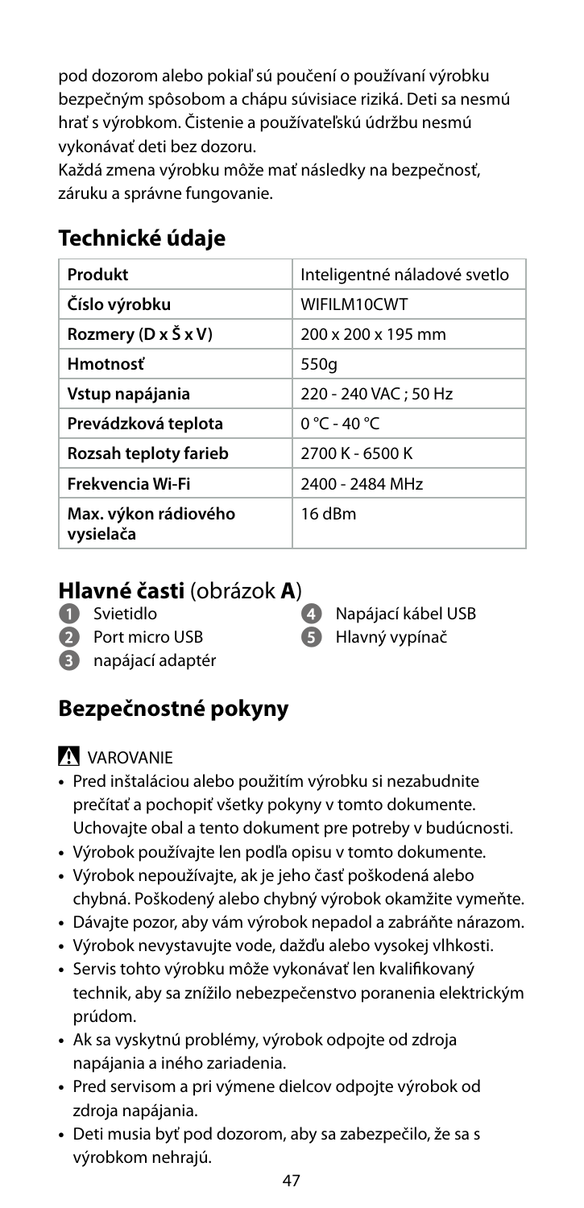pod dozorom alebo pokiaľ sú poučení o používaní výrobku bezpečným spôsobom a chápu súvisiace riziká. Deti sa nesmú hrať s výrobkom. Čistenie a používateľskú údržbu nesmú vykonávať deti bez dozoru.

Každá zmena výrobku môže mať následky na bezpečnosť, záruku a správne fungovanie.

## Technické údaje

| Produkt | Inteligentné náladové svetlo |
|---|---|
| **Číslo výrobku** | WIFILM10CWT |
| **Rozmery (D x Š x V)** | 200 x 200 x 195 mm |
| **Hmotnosť** | 550g |
| **Vstup napájania** | 220 - 240 VAC ; 50 Hz |
| **Prevádzková teplota** | 0 °C - 40 °C |
| **Rozsah teploty farieb** | 2700 K - 6500 K |
| **Frekvencia Wi-Fi** | 2400 - 2484 MHz |
| **Max. výkon rádiového vysielača** | 16 dBm |

## Hlavné časti (obrázok **A**)

1. Svietidlo
2. Port micro USB
3. napájací adaptér
4. Napájací kábel USB
5. Hlavný vypínač

## Bezpečnostné pokyny

⚠ VAROVANIE

- Pred inštaláciou alebo použitím výrobku si nezabudnite prečítať a pochopiť všetky pokyny v tomto dokumente. Uchovajte obal a tento dokument pre potreby v budúcnosti.
- Výrobok používajte len podľa opisu v tomto dokumente.
- Výrobok nepoužívajte, ak je jeho časť poškodená alebo chybná. Poškodený alebo chybný výrobok okamžite vymeňte.
- Dávajte pozor, aby vám výrobok nepadol a zabráňte nárazom.
- Výrobok nevystavujte vode, dažďu alebo vysokej vlhkosti.
- Servis tohto výrobku môže vykonávať len kvalifikovaný technik, aby sa znížilo nebezpečenstvo poranenia elektrickým prúdom.
- Ak sa vyskytnú problémy, výrobok odpojte od zdroja napájania a iného zariadenia.
- Pred servisom a pri výmene dielcov odpojte výrobok od zdroja napájania.
- Deti musia byť pod dozorom, aby sa zabezpečilo, že sa s výrobkom nehrajú.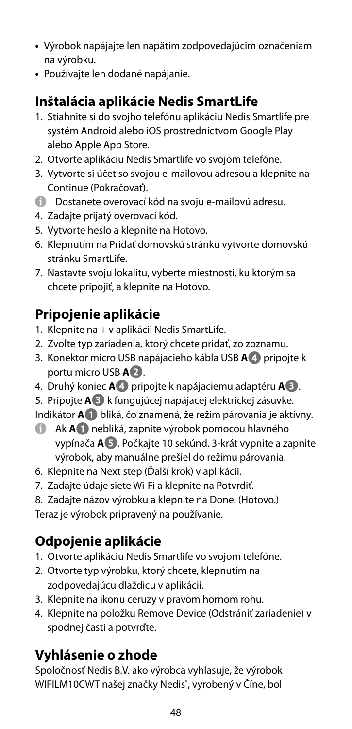- Výrobok napájajte len napätím zodpovedajúcim označeniam na výrobku.
- Používajte len dodané napájanie.

## Inštalácia aplikácie Nedis SmartLife

1. Stiahnite si do svojho telefónu aplikáciu Nedis Smartlife pre systém Android alebo iOS prostredníctvom Google Play alebo Apple App Store.
2. Otvorte aplikáciu Nedis Smartlife vo svojom telefóne.
3. Vytvorte si účet so svojou e-mailovou adresou a klepnite na Continue (Pokračovať).
   - Dostanete overovací kód na svoju e-mailovú adresu.
4. Zadajte prijatý overovací kód.
5. Vytvorte heslo a klepnite na Hotovo.
6. Klepnutím na Pridať domovskú stránku vytvorte domovskú stránku SmartLife.
7. Nastavte svoju lokalitu, vyberte miestnosti, ku ktorým sa chcete pripojiť, a klepnite na Hotovo.

## Pripojenie aplikácie

1. Klepnite na + v aplikácii Nedis SmartLife.
2. Zvoľte typ zariadenia, ktorý chcete pridať, zo zoznamu.
3. Konektor micro USB napájacieho kábla USB **A** 4 pripojte k portu micro USB **A** 2.
4. Druhý koniec **A** 4 pripojte k napájaciemu adaptéru **A** 3.
5. Pripojte **A** 3 k fungujúcej napájacej elektrickej zásuvke.

Indikátor **A** 1 bliká, čo znamená, že režim párovania je aktívny.

- Ak **A** 1 nebliká, zapnite výrobok pomocou hlavného vypínača **A** 5. Počkajte 10 sekúnd. 3-krát vypnite a zapnite výrobok, aby manuálne prešiel do režimu párovania.

6. Klepnite na Next step (Ďalší krok) v aplikácii.
7. Zadajte údaje siete Wi-Fi a klepnite na Potvrdiť.
8. Zadajte názov výrobku a klepnite na Done. (Hotovo.)

Teraz je výrobok pripravený na používanie.

## Odpojenie aplikácie

1. Otvorte aplikáciu Nedis Smartlife vo svojom telefóne.
2. Otvorte typ výrobku, ktorý chcete, klepnutím na zodpovedajúcu dlaždicu v aplikácii.
3. Klepnite na ikonu ceruzy v pravom hornom rohu.
4. Klepnite na položku Remove Device (Odstrániť zariadenie) v spodnej časti a potvrďte.

## Vyhlásenie o zhode

Spoločnosť Nedis B.V. ako výrobca vyhlasuje, že výrobok WIFILM10CWT našej značky Nedis®, vyrobený v Číne, bol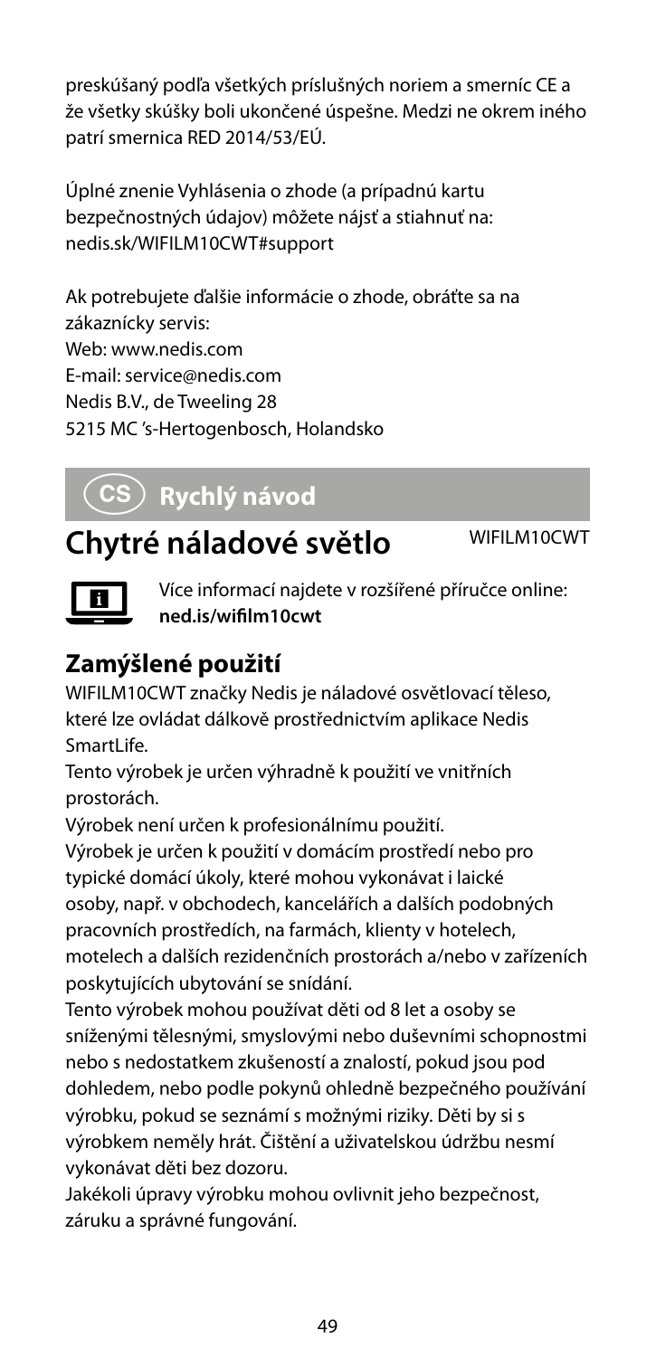preskúšaný podľa všetkých príslušných noriem a smerníc CE a že všetky skúšky boli ukončené úspešne. Medzi ne okrem iného patrí smernica RED 2014/53/EÚ.

Úplné znenie Vyhlásenia o zhode (a prípadnú kartu bezpečnostných údajov) môžete nájsť a stiahnuť na: nedis.sk/WIFILM10CWT#support

Ak potrebujete ďalšie informácie o zhode, obráťte sa na zákaznícky servis:
Web: www.nedis.com
E-mail: service@nedis.com
Nedis B.V., de Tweeling 28
5215 MC 's-Hertogenbosch, Holandsko

# CS Rychlý návod

# Chytré náladové světlo

WIFILM10CWT

Více informací najdete v rozšířené příručce online: **ned.is/wifilm10cwt**

## Zamýšlené použití

WIFILM10CWT značky Nedis je náladové osvětlovací těleso, které lze ovládat dálkově prostřednictvím aplikace Nedis SmartLife.

Tento výrobek je určen výhradně k použití ve vnitřních prostorách.

Výrobek není určen k profesionálnímu použití.

Výrobek je určen k použití v domácím prostředí nebo pro typické domácí úkoly, které mohou vykonávat i laické osoby, např. v obchodech, kancelářích a dalších podobných pracovních prostředích, na farmách, klienty v hotelech, motelech a dalších rezidenčních prostorách a/nebo v zařízeních poskytujících ubytování se snídání.

Tento výrobek mohou používat děti od 8 let a osoby se sníženými tělesnými, smyslovými nebo duševními schopnostmi nebo s nedostatkem zkušeností a znalostí, pokud jsou pod dohledem, nebo podle pokynů ohledně bezpečného používání výrobku, pokud se seznámí s možnými riziky. Děti by si s výrobkem neměly hrát. Čištění a uživatelskou údržbu nesmí vykonávat děti bez dozoru.

Jakékoli úpravy výrobku mohou ovlivnit jeho bezpečnost, záruku a správné fungování.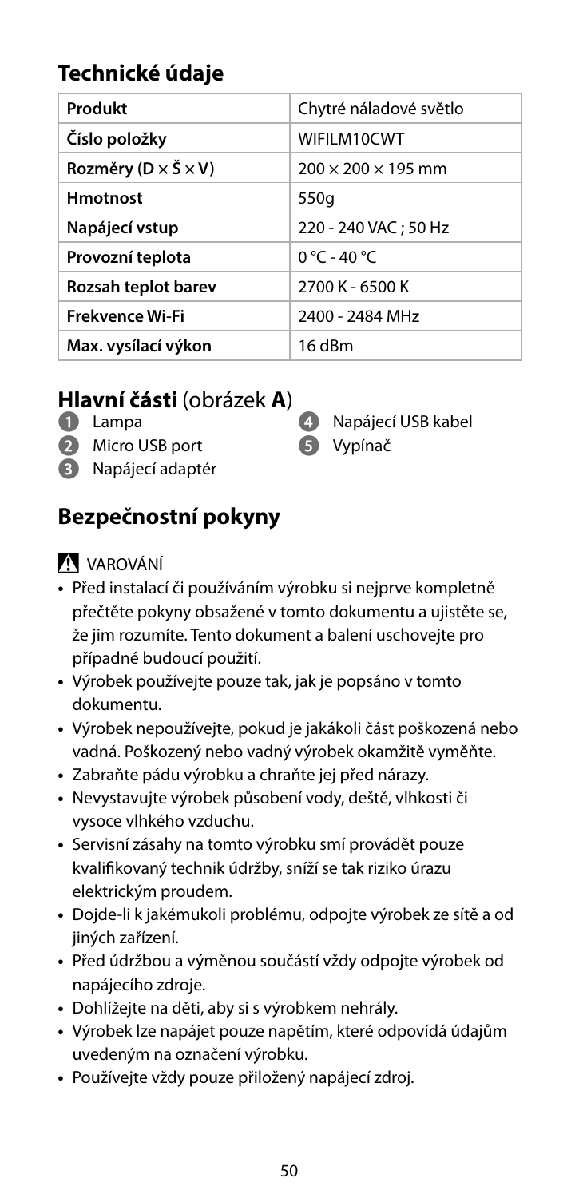## Technické údaje

| Produkt | Chytré náladové světlo |
|---|---|
| Číslo položky | WIFILM10CWT |
| Rozměry (D × Š × V) | 200 × 200 × 195 mm |
| Hmotnost | 550g |
| Napájecí vstup | 220 - 240 VAC ; 50 Hz |
| Provozní teplota | 0 °C - 40 °C |
| Rozsah teplot barev | 2700 K - 6500 K |
| Frekvence Wi-Fi | 2400 - 2484 MHz |
| Max. vysílací výkon | 16 dBm |

## Hlavní části (obrázek **A**)

1. Lampa
2. Micro USB port
3. Napájecí adaptér
4. Napájecí USB kabel
5. Vypínač

## Bezpečnostní pokyny

⚠ VAROVÁNÍ

- Před instalací či používáním výrobku si nejprve kompletně přečtěte pokyny obsažené v tomto dokumentu a ujistěte se, že jim rozumíte. Tento dokument a balení uschovejte pro případné budoucí použití.
- Výrobek používejte pouze tak, jak je popsáno v tomto dokumentu.
- Výrobek nepoužívejte, pokud je jakákoli část poškozená nebo vadná. Poškozený nebo vadný výrobek okamžitě vyměňte.
- Zabraňte pádu výrobku a chraňte jej před nárazy.
- Nevystavujte výrobek působení vody, deště, vlhkosti či vysoce vlhkého vzduchu.
- Servisní zásahy na tomto výrobku smí provádět pouze kvalifikovaný technik údržby, sníží se tak riziko úrazu elektrickým proudem.
- Dojde-li k jakémukoli problému, odpojte výrobek ze sítě a od jiných zařízení.
- Před údržbou a výměnou součástí vždy odpojte výrobek od napájecího zdroje.
- Dohlížejte na děti, aby si s výrobkem nehrály.
- Výrobek lze napájet pouze napětím, které odpovídá údajům uvedeným na označení výrobku.
- Používejte vždy pouze přiložený napájecí zdroj.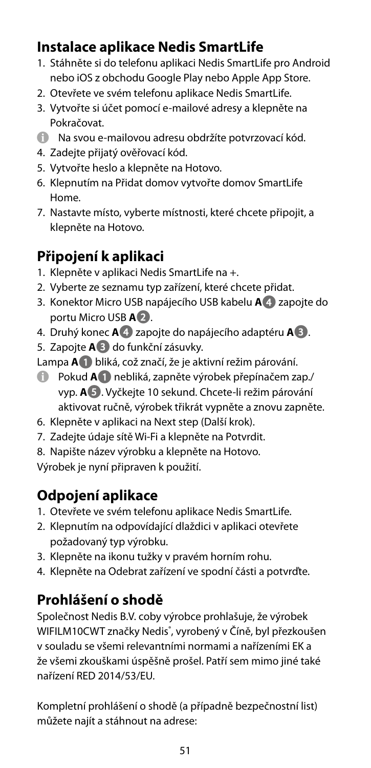## Instalace aplikace Nedis SmartLife

1. Stáhněte si do telefonu aplikaci Nedis SmartLife pro Android nebo iOS z obchodu Google Play nebo Apple App Store.
2. Otevřete ve svém telefonu aplikace Nedis SmartLife.
3. Vytvořte si účet pomocí e-mailové adresy a klepněte na Pokračovat.

ℹ Na svou e-mailovou adresu obdržíte potvrzovací kód.

4. Zadejte přijatý ověřovací kód.
5. Vytvořte heslo a klepněte na Hotovo.
6. Klepnutím na Přidat domov vytvořte domov SmartLife Home.
7. Nastavte místo, vyberte místnosti, které chcete připojit, a klepněte na Hotovo.

## Připojení k aplikaci

1. Klepněte v aplikaci Nedis SmartLife na +.
2. Vyberte ze seznamu typ zařízení, které chcete přidat.
3. Konektor Micro USB napájecího USB kabelu **A**4 zapojte do portu Micro USB **A**2.
4. Druhý konec **A**4 zapojte do napájecího adaptéru **A**3.
5. Zapojte **A**3 do funkční zásuvky.

Lampa **A**1 bliká, což značí, že je aktivní režim párování.

ℹ Pokud **A**1 nebliká, zapněte výrobek přepínačem zap./vyp. **A**5. Vyčkejte 10 sekund. Chcete-li režim párování aktivovat ručně, výrobek třikrát vypněte a znovu zapněte.

6. Klepněte v aplikaci na Next step (Další krok).
7. Zadejte údaje sítě Wi-Fi a klepněte na Potvrdit.
8. Napište název výrobku a klepněte na Hotovo.

Výrobek je nyní připraven k použití.

## Odpojení aplikace

1. Otevřete ve svém telefonu aplikace Nedis SmartLife.
2. Klepnutím na odpovídající dlaždici v aplikaci otevřete požadovaný typ výrobku.
3. Klepněte na ikonu tužky v pravém horním rohu.
4. Klepněte na Odebrat zařízení ve spodní části a potvrďte.

## Prohlášení o shodě

Společnost Nedis B.V. coby výrobce prohlašuje, že výrobek WIFILM10CWT značky Nedis®, vyrobený v Číně, byl přezkoušen v souladu se všemi relevantními normami a nařízeními EK a že všemi zkouškami úspěšně prošel. Patří sem mimo jiné také nařízení RED 2014/53/EU.

Kompletní prohlášení o shodě (a případně bezpečnostní list) můžete najít a stáhnout na adrese: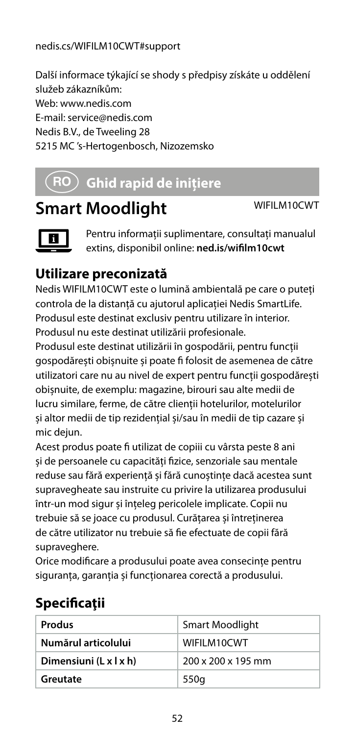nedis.cs/WIFILM10CWT#support

Další informace týkající se shody s předpisy získáte u oddělení služeb zákazníkům:
Web: www.nedis.com
E-mail: service@nedis.com
Nedis B.V., de Tweeling 28
5215 MC 's-Hertogenbosch, Nizozemsko

## RO Ghid rapid de inițiere

# Smart Moodlight

WIFILM10CWT

Pentru informații suplimentare, consultați manualul extins, disponibil online: **ned.is/wifilm10cwt**

## Utilizare preconizată

Nedis WIFILM10CWT este o lumină ambientală pe care o puteți controla de la distanță cu ajutorul aplicației Nedis SmartLife.
Produsul este destinat exclusiv pentru utilizare în interior.
Produsul nu este destinat utilizării profesionale.
Produsul este destinat utilizării în gospodării, pentru funcții gospodărești obișnuite și poate fi folosit de asemenea de către utilizatori care nu au nivel de expert pentru funcții gospodărești obișnuite, de exemplu: magazine, birouri sau alte medii de lucru similare, ferme, de către clienții hotelurilor, motelurilor și altor medii de tip rezidențial și/sau în medii de tip cazare și mic dejun.
Acest produs poate fi utilizat de copiii cu vârsta peste 8 ani și de persoanele cu capacități fizice, senzoriale sau mentale reduse sau fără experiență și fără cunoștințe dacă acestea sunt supravegheate sau instruite cu privire la utilizarea produsului într-un mod sigur și înțeleg pericolele implicate. Copii nu trebuie să se joace cu produsul. Curățarea și întreținerea de către utilizator nu trebuie să fie efectuate de copii fără supraveghere.
Orice modificare a produsului poate avea consecințe pentru siguranța, garanția și funcționarea corectă a produsului.

## Specificaţii

| Produs | Smart Moodlight |
|---|---|
| Numărul articolului | WIFILM10CWT |
| Dimensiuni (L x l x h) | 200 x 200 x 195 mm |
| Greutate | 550g |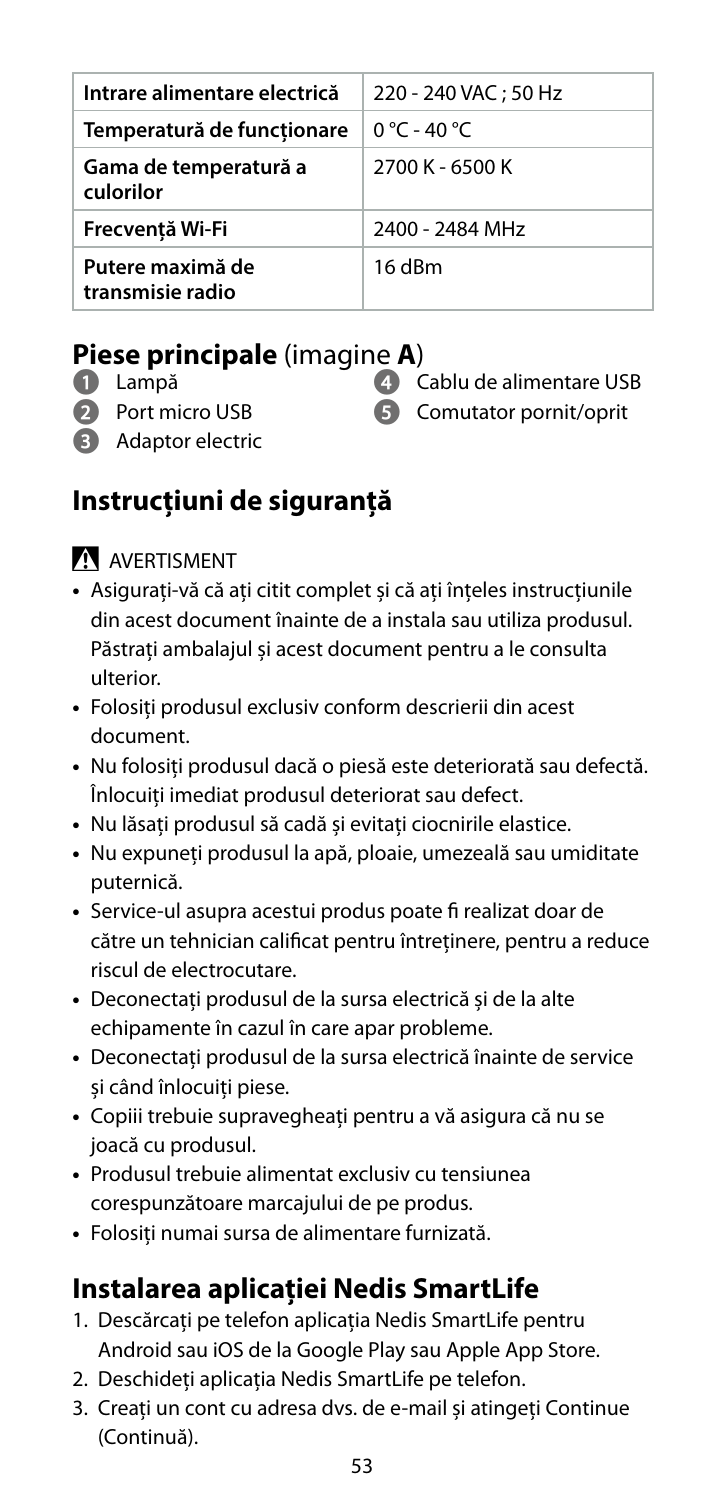| Intrare alimentare electrică | 220 - 240 VAC ; 50 Hz |
|---|---|
| Temperatură de funcționare | 0 °C - 40 °C |
| Gama de temperatură a culorilor | 2700 K - 6500 K |
| Frecvență Wi-Fi | 2400 - 2484 MHz |
| Putere maximă de transmisie radio | 16 dBm |

## Piese principale (imagine **A**)

1. Lampă
2. Port micro USB
3. Adaptor electric
4. Cablu de alimentare USB
5. Comutator pornit/oprit

## Instrucțiuni de siguranță

⚠ AVERTISMENT

- Asigurați-vă că ați citit complet și că ați înțeles instrucțiunile din acest document înainte de a instala sau utiliza produsul. Păstrați ambalajul și acest document pentru a le consulta ulterior.
- Folosiți produsul exclusiv conform descrierii din acest document.
- Nu folosiți produsul dacă o piesă este deteriorată sau defectă. Înlocuiți imediat produsul deteriorat sau defect.
- Nu lăsați produsul să cadă și evitați ciocnirile elastice.
- Nu expuneți produsul la apă, ploaie, umezeală sau umiditate puternică.
- Service-ul asupra acestui produs poate fi realizat doar de către un tehnician calificat pentru întreținere, pentru a reduce riscul de electrocutare.
- Deconectați produsul de la sursa electrică și de la alte echipamente în cazul în care apar probleme.
- Deconectați produsul de la sursa electrică înainte de service și când înlocuiți piese.
- Copiii trebuie supravegheați pentru a vă asigura că nu se joacă cu produsul.
- Produsul trebuie alimentat exclusiv cu tensiunea corespunzătoare marcajului de pe produs.
- Folosiți numai sursa de alimentare furnizată.

## Instalarea aplicației Nedis SmartLife

1. Descărcați pe telefon aplicația Nedis SmartLife pentru Android sau iOS de la Google Play sau Apple App Store.
2. Deschideți aplicația Nedis SmartLife pe telefon.
3. Creați un cont cu adresa dvs. de e-mail și atingeți Continue (Continuă).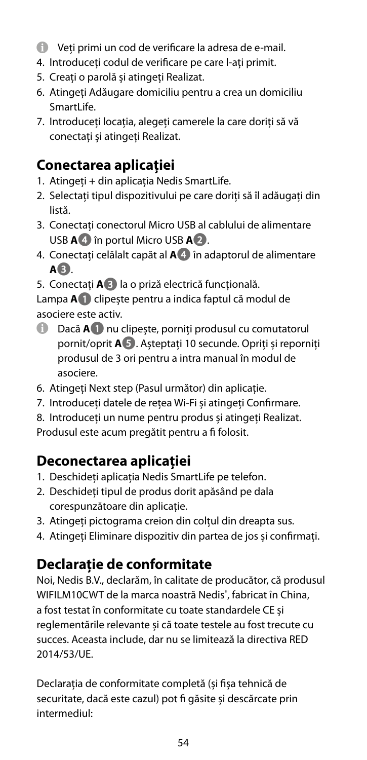ⓘ Veți primi un cod de verificare la adresa de e-mail.

4. Introduceți codul de verificare pe care l-ați primit.
5. Creați o parolă și atingeți Realizat.
6. Atingeți Adăugare domiciliu pentru a crea un domiciliu SmartLife.
7. Introduceți locația, alegeți camerele la care doriți să vă conectați și atingeți Realizat.

## Conectarea aplicației

1. Atingeți + din aplicația Nedis SmartLife.
2. Selectați tipul dispozitivului pe care doriți să îl adăugați din listă.
3. Conectați conectorul Micro USB al cablului de alimentare USB **A**4 în portul Micro USB **A**2.
4. Conectați celălalt capăt al **A**4 în adaptorul de alimentare **A**3.
5. Conectați **A**3 la o priză electrică funcțională.

Lampa **A**1 clipește pentru a indica faptul că modul de asociere este activ.

ⓘ Dacă **A**1 nu clipește, porniți produsul cu comutatorul pornit/oprit **A**5. Așteptați 10 secunde. Opriți și reporniți produsul de 3 ori pentru a intra manual în modul de asociere.

6. Atingeți Next step (Pasul următor) din aplicație.
7. Introduceți datele de rețea Wi-Fi și atingeți Confirmare.
8. Introduceți un nume pentru produs și atingeți Realizat.

Produsul este acum pregătit pentru a fi folosit.

## Deconectarea aplicației

1. Deschideți aplicația Nedis SmartLife pe telefon.
2. Deschideți tipul de produs dorit apăsând pe dala corespunzătoare din aplicație.
3. Atingeți pictograma creion din colțul din dreapta sus.
4. Atingeți Eliminare dispozitiv din partea de jos și confirmați.

## Declarație de conformitate

Noi, Nedis B.V., declarăm, în calitate de producător, că produsul WIFILM10CWT de la marca noastră Nedis®, fabricat în China, a fost testat în conformitate cu toate standardele CE și reglementările relevante și că toate testele au fost trecute cu succes. Aceasta include, dar nu se limitează la directiva RED 2014/53/UE.

Declarația de conformitate completă (și fișa tehnică de securitate, dacă este cazul) pot fi găsite și descărcate prin intermediul: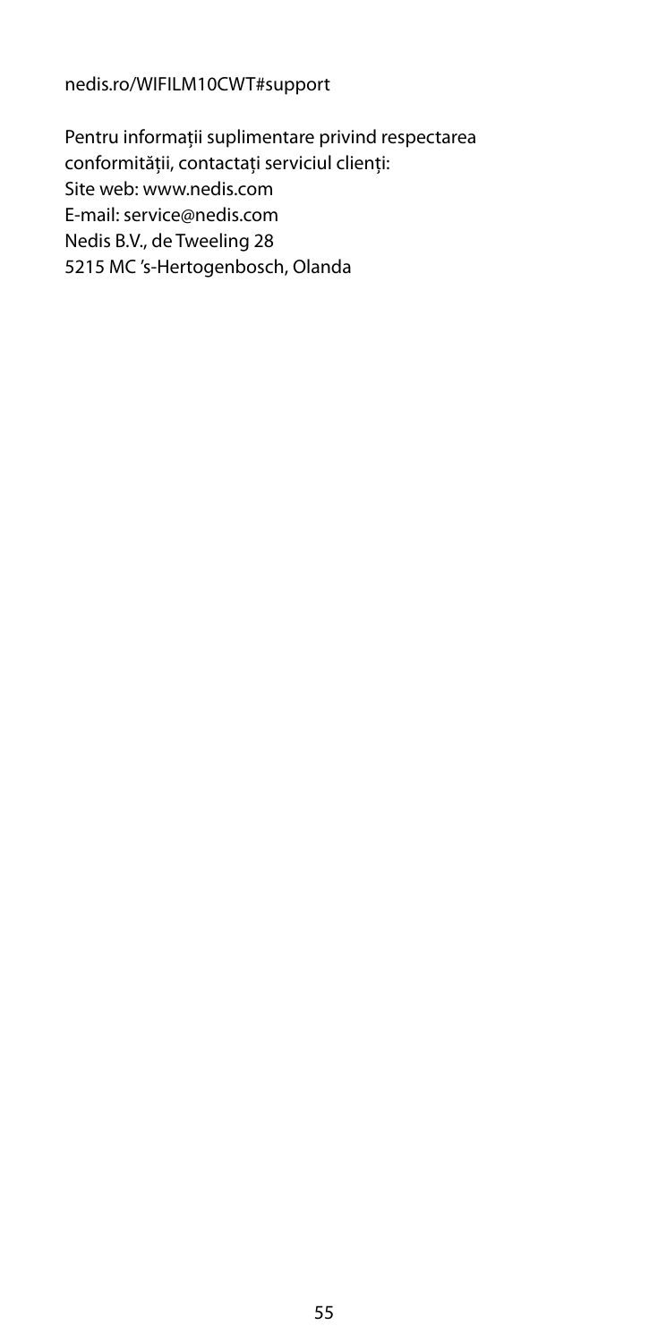nedis.ro/WIFILM10CWT#support

Pentru informații suplimentare privind respectarea conformității, contactați serviciul clienți:
Site web: www.nedis.com
E-mail: service@nedis.com
Nedis B.V., de Tweeling 28
5215 MC 's-Hertogenbosch, Olanda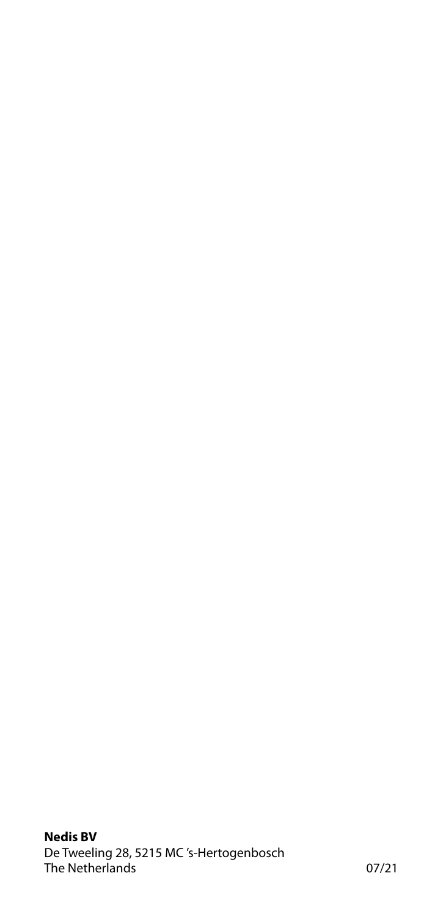**Nedis BV**
De Tweeling 28, 5215 MC 's-Hertogenbosch
The Netherlands 07/21